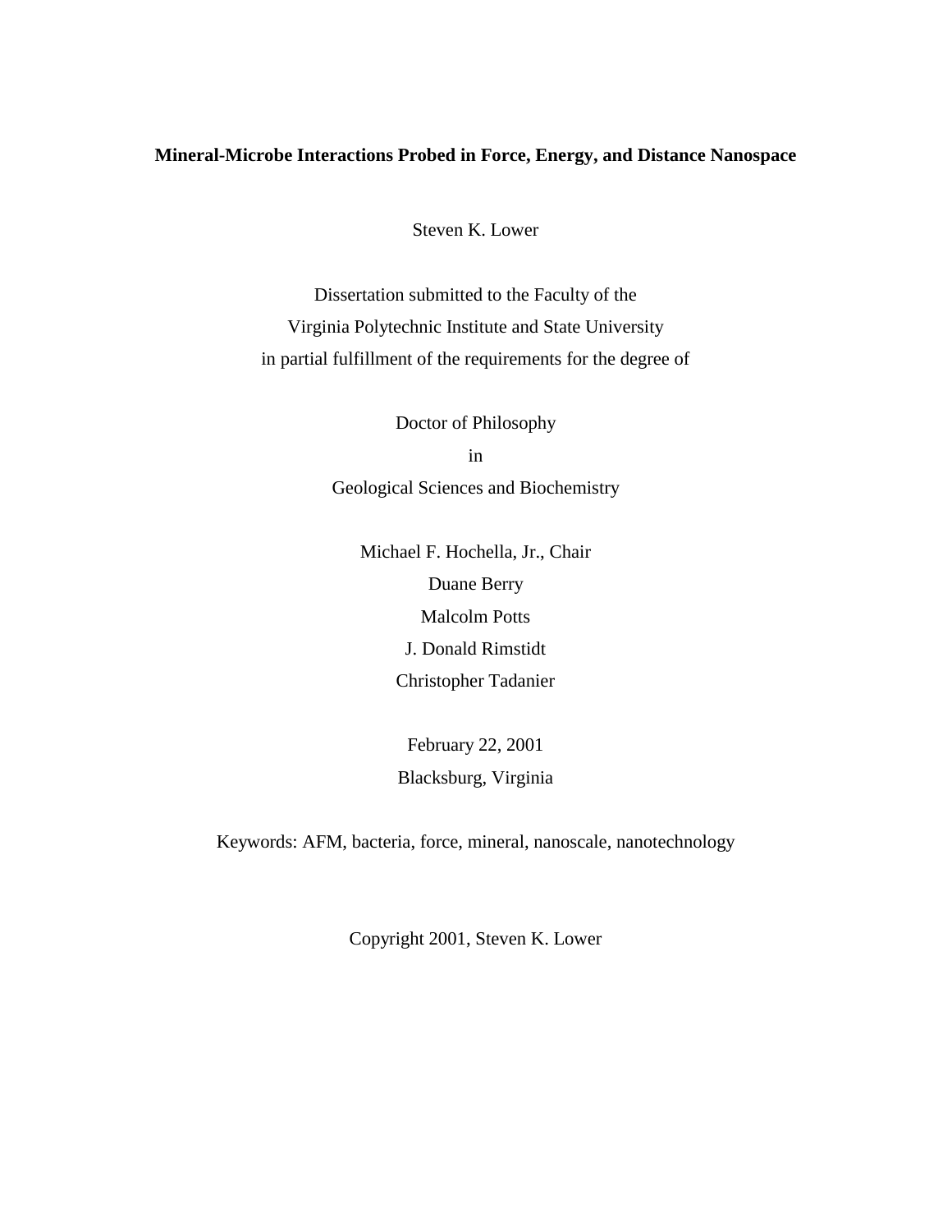# Mineral-Microbe Interactions Probed in Force, Energy, and Distance Nanospace

Steven K. Lower

Dissertation submitted to the Faculty of the
Virginia Polytechnic Institute and State University
in partial fulfillment of the requirements for the degree of

Doctor of Philosophy
in
Geological Sciences and Biochemistry

Michael F. Hochella, Jr., Chair
Duane Berry
Malcolm Potts
J. Donald Rimstidt
Christopher Tadanier

February 22, 2001
Blacksburg, Virginia

Keywords: AFM, bacteria, force, mineral, nanoscale, nanotechnology

Copyright 2001, Steven K. Lower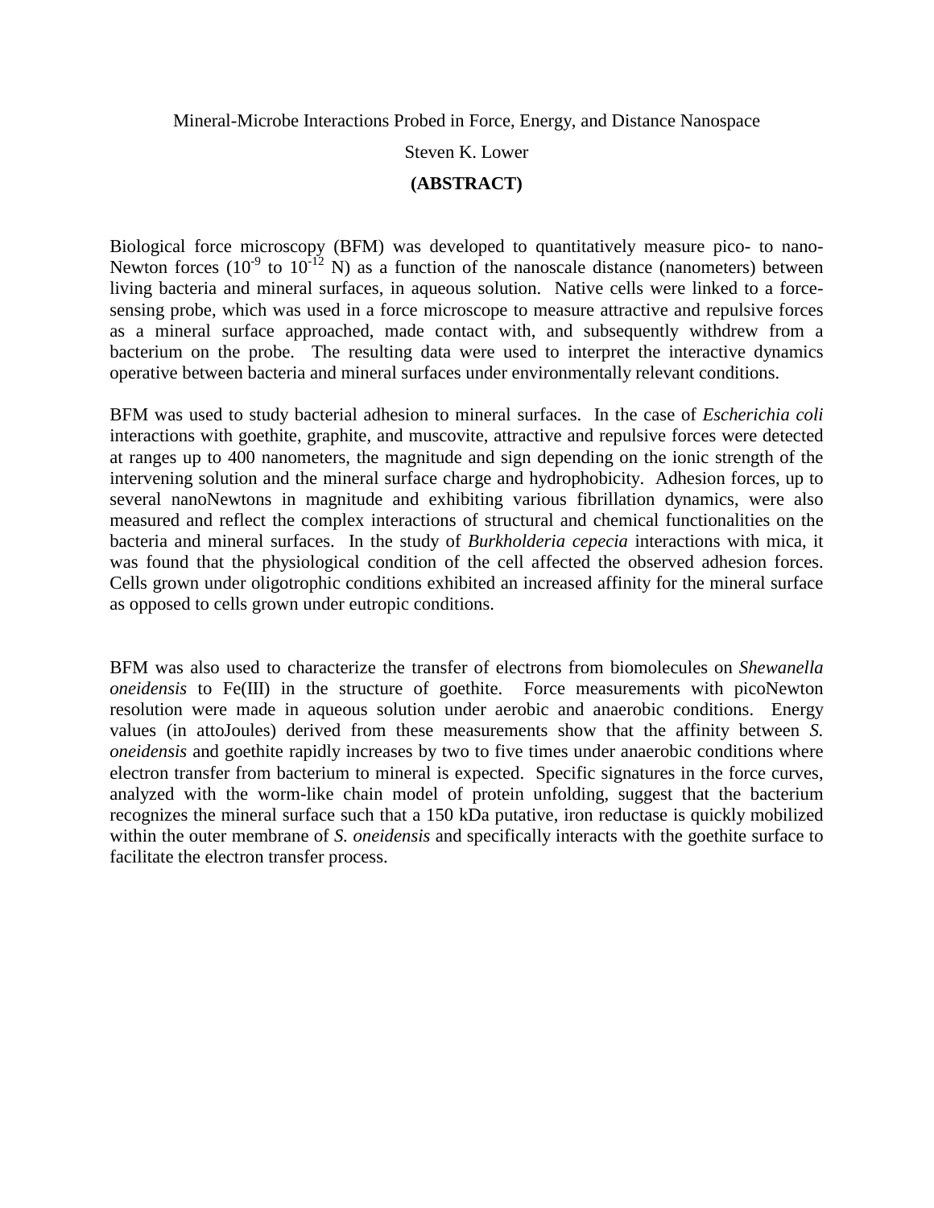Mineral-Microbe Interactions Probed in Force, Energy, and Distance Nanospace

Steven K. Lower

**(ABSTRACT)**

Biological force microscopy (BFM) was developed to quantitatively measure pico- to nano-Newton forces ($10^{-9}$ to $10^{-12}$ N) as a function of the nanoscale distance (nanometers) between living bacteria and mineral surfaces, in aqueous solution. Native cells were linked to a force-sensing probe, which was used in a force microscope to measure attractive and repulsive forces as a mineral surface approached, made contact with, and subsequently withdrew from a bacterium on the probe. The resulting data were used to interpret the interactive dynamics operative between bacteria and mineral surfaces under environmentally relevant conditions.

BFM was used to study bacterial adhesion to mineral surfaces. In the case of *Escherichia coli* interactions with goethite, graphite, and muscovite, attractive and repulsive forces were detected at ranges up to 400 nanometers, the magnitude and sign depending on the ionic strength of the intervening solution and the mineral surface charge and hydrophobicity. Adhesion forces, up to several nanoNewtons in magnitude and exhibiting various fibrillation dynamics, were also measured and reflect the complex interactions of structural and chemical functionalities on the bacteria and mineral surfaces. In the study of *Burkholderia cepecia* interactions with mica, it was found that the physiological condition of the cell affected the observed adhesion forces. Cells grown under oligotrophic conditions exhibited an increased affinity for the mineral surface as opposed to cells grown under eutropic conditions.

BFM was also used to characterize the transfer of electrons from biomolecules on *Shewanella oneidensis* to Fe(III) in the structure of goethite. Force measurements with picoNewton resolution were made in aqueous solution under aerobic and anaerobic conditions. Energy values (in attoJoules) derived from these measurements show that the affinity between *S. oneidensis* and goethite rapidly increases by two to five times under anaerobic conditions where electron transfer from bacterium to mineral is expected. Specific signatures in the force curves, analyzed with the worm-like chain model of protein unfolding, suggest that the bacterium recognizes the mineral surface such that a 150 kDa putative, iron reductase is quickly mobilized within the outer membrane of *S. oneidensis* and specifically interacts with the goethite surface to facilitate the electron transfer process.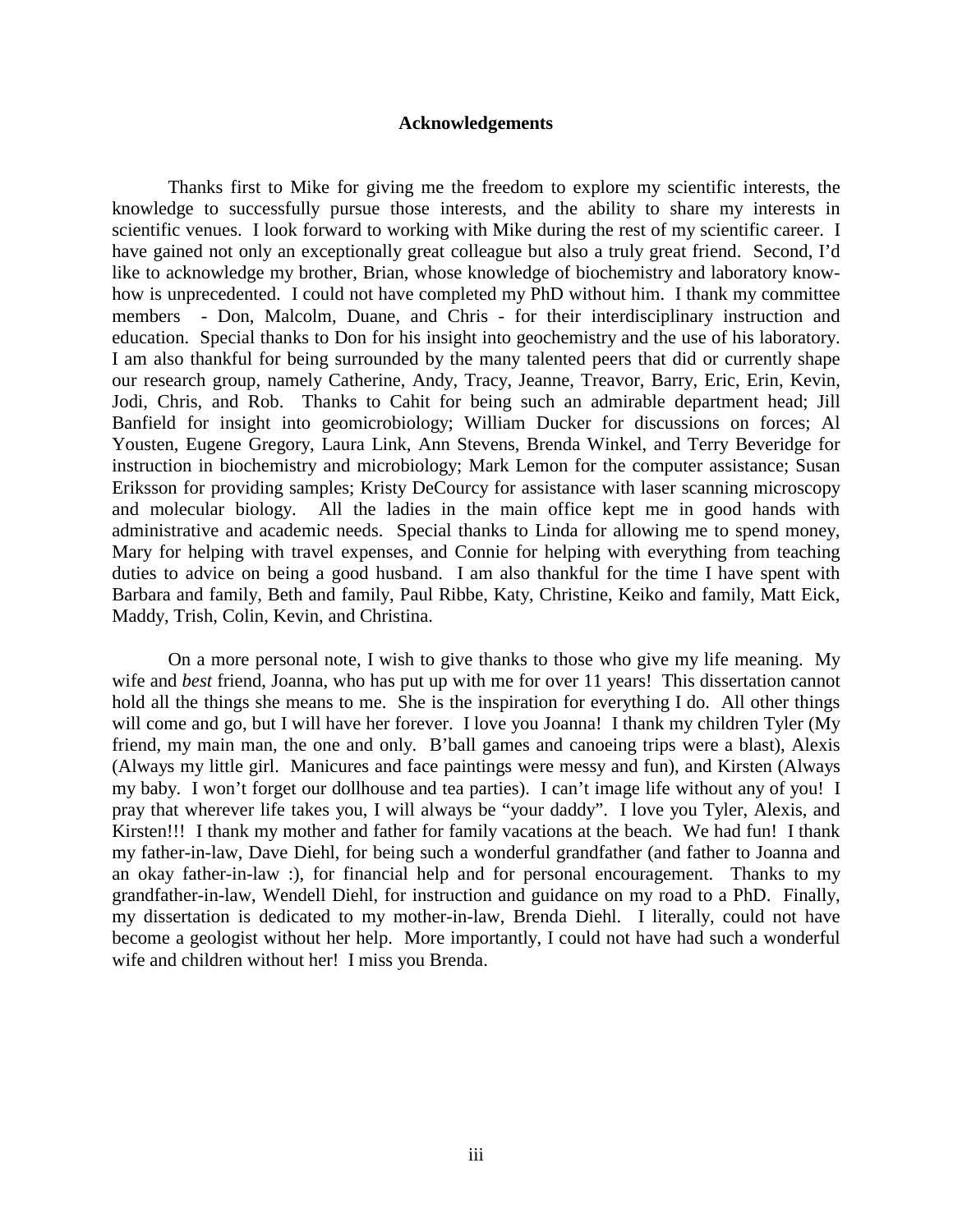## Acknowledgements

Thanks first to Mike for giving me the freedom to explore my scientific interests, the knowledge to successfully pursue those interests, and the ability to share my interests in scientific venues. I look forward to working with Mike during the rest of my scientific career. I have gained not only an exceptionally great colleague but also a truly great friend. Second, I'd like to acknowledge my brother, Brian, whose knowledge of biochemistry and laboratory know-how is unprecedented. I could not have completed my PhD without him. I thank my committee members - Don, Malcolm, Duane, and Chris - for their interdisciplinary instruction and education. Special thanks to Don for his insight into geochemistry and the use of his laboratory. I am also thankful for being surrounded by the many talented peers that did or currently shape our research group, namely Catherine, Andy, Tracy, Jeanne, Treavor, Barry, Eric, Erin, Kevin, Jodi, Chris, and Rob. Thanks to Cahit for being such an admirable department head; Jill Banfield for insight into geomicrobiology; William Ducker for discussions on forces; Al Yousten, Eugene Gregory, Laura Link, Ann Stevens, Brenda Winkel, and Terry Beveridge for instruction in biochemistry and microbiology; Mark Lemon for the computer assistance; Susan Eriksson for providing samples; Kristy DeCourcy for assistance with laser scanning microscopy and molecular biology. All the ladies in the main office kept me in good hands with administrative and academic needs. Special thanks to Linda for allowing me to spend money, Mary for helping with travel expenses, and Connie for helping with everything from teaching duties to advice on being a good husband. I am also thankful for the time I have spent with Barbara and family, Beth and family, Paul Ribbe, Katy, Christine, Keiko and family, Matt Eick, Maddy, Trish, Colin, Kevin, and Christina.

On a more personal note, I wish to give thanks to those who give my life meaning. My wife and *best* friend, Joanna, who has put up with me for over 11 years! This dissertation cannot hold all the things she means to me. She is the inspiration for everything I do. All other things will come and go, but I will have her forever. I love you Joanna! I thank my children Tyler (My friend, my main man, the one and only. B'ball games and canoeing trips were a blast), Alexis (Always my little girl. Manicures and face paintings were messy and fun), and Kirsten (Always my baby. I won't forget our dollhouse and tea parties). I can't image life without any of you! I pray that wherever life takes you, I will always be "your daddy". I love you Tyler, Alexis, and Kirsten!!! I thank my mother and father for family vacations at the beach. We had fun! I thank my father-in-law, Dave Diehl, for being such a wonderful grandfather (and father to Joanna and an okay father-in-law :), for financial help and for personal encouragement. Thanks to my grandfather-in-law, Wendell Diehl, for instruction and guidance on my road to a PhD. Finally, my dissertation is dedicated to my mother-in-law, Brenda Diehl. I literally, could not have become a geologist without her help. More importantly, I could not have had such a wonderful wife and children without her! I miss you Brenda.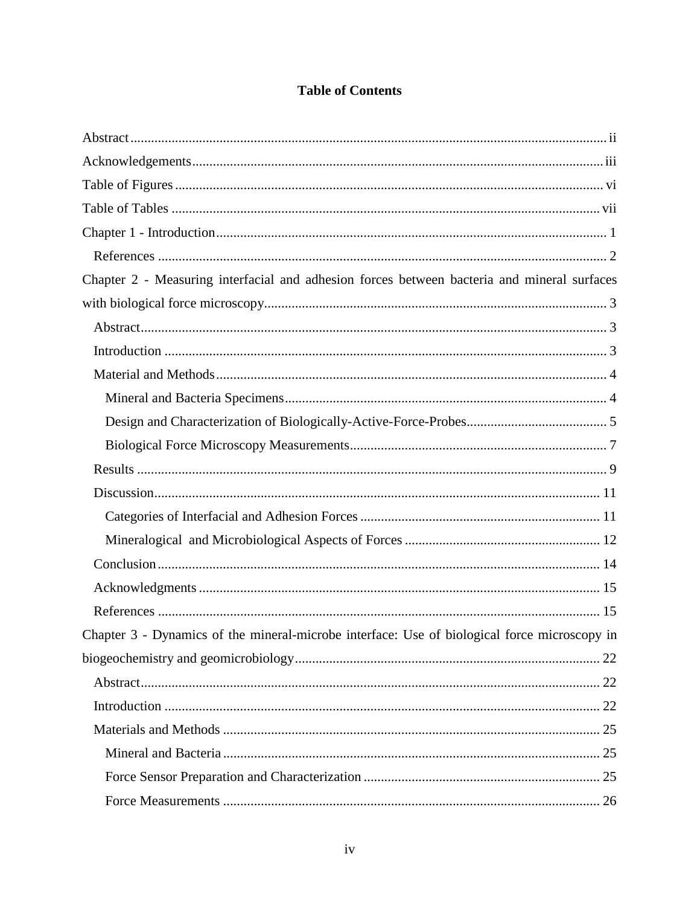# Table of Contents

Abstract ........ ii

Acknowledgements ........ iii

Table of Figures ........ vi

Table of Tables ........ vii

Chapter 1 - Introduction ........ 1

- References ........ 2

Chapter 2 - Measuring interfacial and adhesion forces between bacteria and mineral surfaces with biological force microscopy ........ 3

- Abstract ........ 3
- Introduction ........ 3
- Material and Methods ........ 4
  - Mineral and Bacteria Specimens ........ 4
  - Design and Characterization of Biologically-Active-Force-Probes ........ 5
  - Biological Force Microscopy Measurements ........ 7
- Results ........ 9
- Discussion ........ 11
  - Categories of Interfacial and Adhesion Forces ........ 11
  - Mineralogical and Microbiological Aspects of Forces ........ 12
- Conclusion ........ 14
- Acknowledgments ........ 15
- References ........ 15

Chapter 3 - Dynamics of the mineral-microbe interface: Use of biological force microscopy in biogeochemistry and geomicrobiology ........ 22

- Abstract ........ 22
- Introduction ........ 22
- Materials and Methods ........ 25
  - Mineral and Bacteria ........ 25
  - Force Sensor Preparation and Characterization ........ 25
  - Force Measurements ........ 26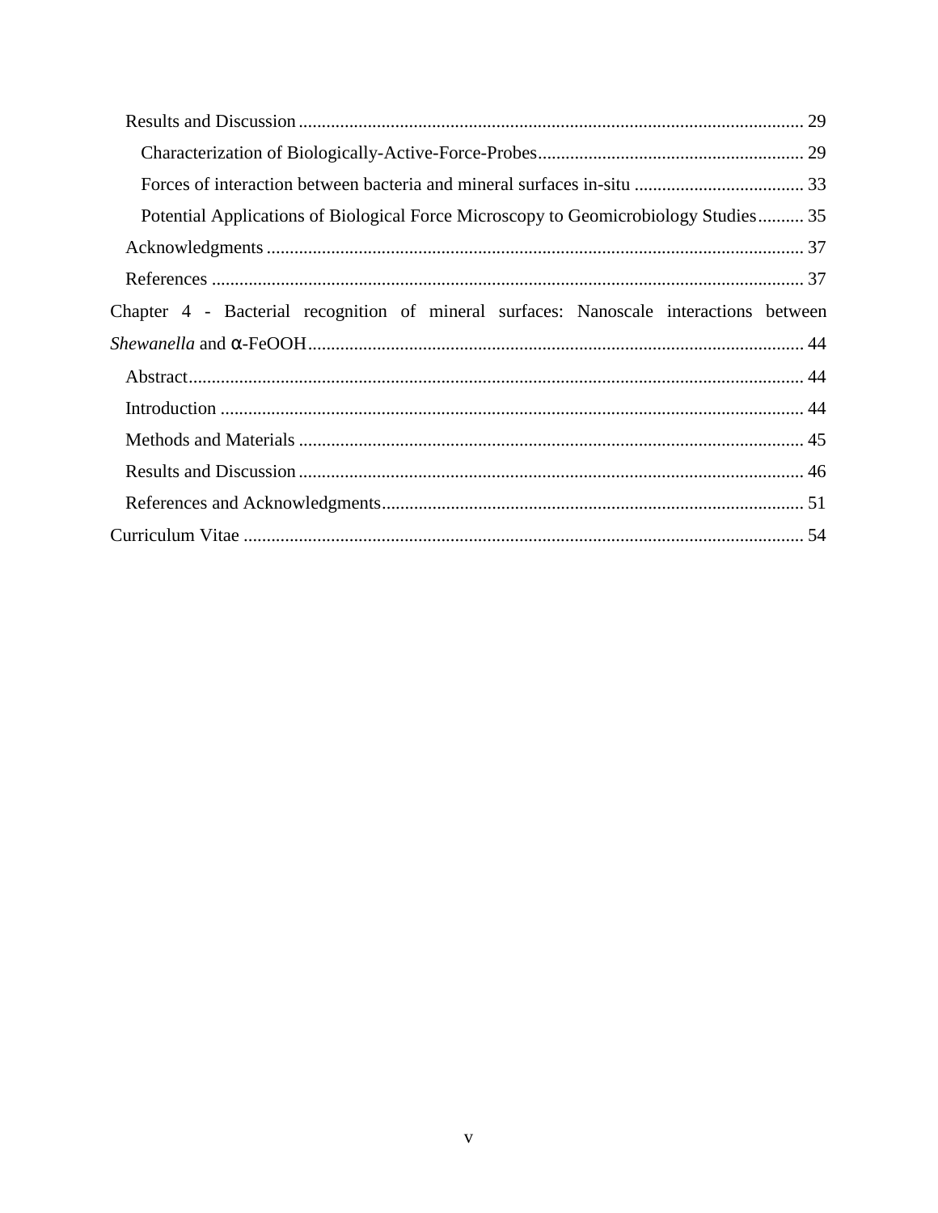- Results and Discussion ..... 29
  - Characterization of Biologically-Active-Force-Probes ..... 29
  - Forces of interaction between bacteria and mineral surfaces in-situ ..... 33
  - Potential Applications of Biological Force Microscopy to Geomicrobiology Studies ..... 35
- Acknowledgments ..... 37
- References ..... 37

Chapter 4 - Bacterial recognition of mineral surfaces: Nanoscale interactions between *Shewanella* and α-FeOOH ..... 44

- Abstract ..... 44
- Introduction ..... 44
- Methods and Materials ..... 45
- Results and Discussion ..... 46
- References and Acknowledgments ..... 51

Curriculum Vitae ..... 54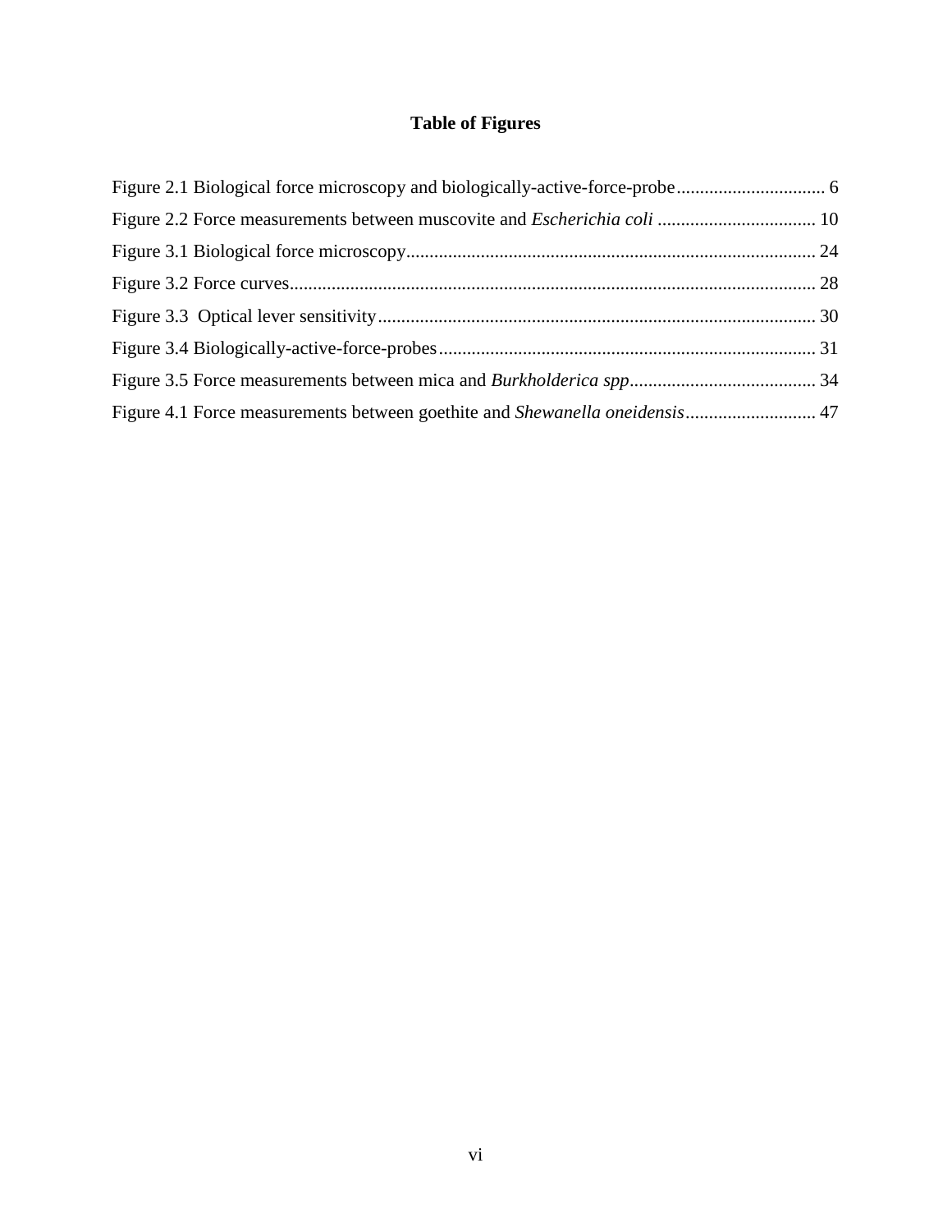# Table of Figures

Figure 2.1 Biological force microscopy and biologically-active-force-probe ................................ 6

Figure 2.2 Force measurements between muscovite and *Escherichia coli* .................................. 10

Figure 3.1 Biological force microscopy ....................................................................................... 24

Figure 3.2 Force curves ................................................................................................................ 28

Figure 3.3 Optical lever sensitivity ............................................................................................. 30

Figure 3.4 Biologically-active-force-probes ................................................................................. 31

Figure 3.5 Force measurements between mica and *Burkholderica spp* ........................................ 34

Figure 4.1 Force measurements between goethite and *Shewanella oneidensis* ............................ 47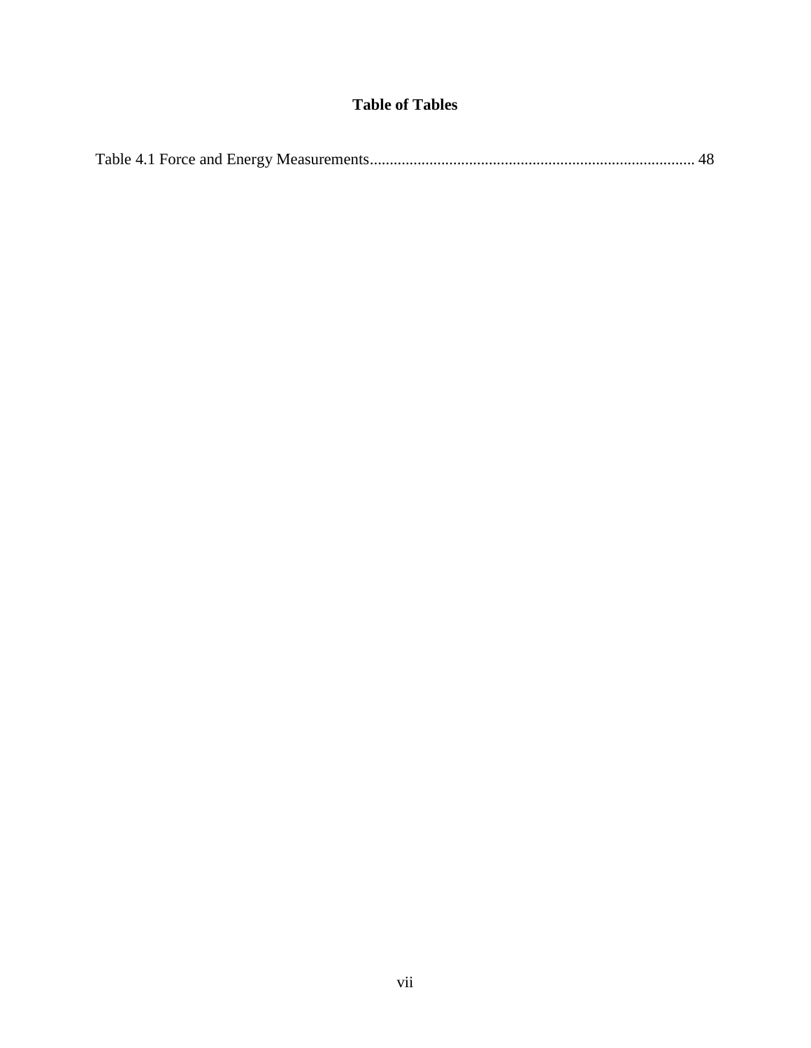# Table of Tables

Table 4.1 Force and Energy Measurements................................................................................. 48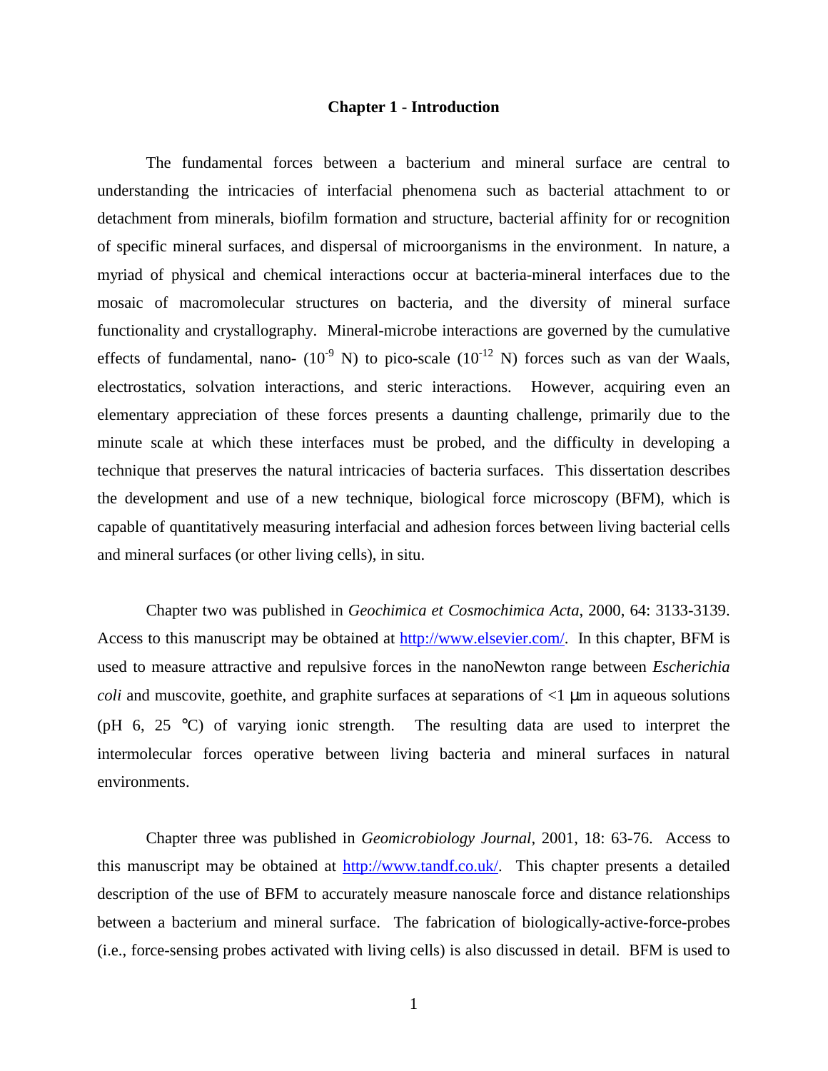# Chapter 1 - Introduction

The fundamental forces between a bacterium and mineral surface are central to understanding the intricacies of interfacial phenomena such as bacterial attachment to or detachment from minerals, biofilm formation and structure, bacterial affinity for or recognition of specific mineral surfaces, and dispersal of microorganisms in the environment. In nature, a myriad of physical and chemical interactions occur at bacteria-mineral interfaces due to the mosaic of macromolecular structures on bacteria, and the diversity of mineral surface functionality and crystallography. Mineral-microbe interactions are governed by the cumulative effects of fundamental, nano- ($10^{-9}$ N) to pico-scale ($10^{-12}$ N) forces such as van der Waals, electrostatics, solvation interactions, and steric interactions. However, acquiring even an elementary appreciation of these forces presents a daunting challenge, primarily due to the minute scale at which these interfaces must be probed, and the difficulty in developing a technique that preserves the natural intricacies of bacteria surfaces. This dissertation describes the development and use of a new technique, biological force microscopy (BFM), which is capable of quantitatively measuring interfacial and adhesion forces between living bacterial cells and mineral surfaces (or other living cells), in situ.

Chapter two was published in *Geochimica et Cosmochimica Acta*, 2000, 64: 3133-3139. Access to this manuscript may be obtained at http://www.elsevier.com/. In this chapter, BFM is used to measure attractive and repulsive forces in the nanoNewton range between *Escherichia coli* and muscovite, goethite, and graphite surfaces at separations of <1 µm in aqueous solutions (pH 6, 25 °C) of varying ionic strength. The resulting data are used to interpret the intermolecular forces operative between living bacteria and mineral surfaces in natural environments.

Chapter three was published in *Geomicrobiology Journal*, 2001, 18: 63-76. Access to this manuscript may be obtained at http://www.tandf.co.uk/. This chapter presents a detailed description of the use of BFM to accurately measure nanoscale force and distance relationships between a bacterium and mineral surface. The fabrication of biologically-active-force-probes (i.e., force-sensing probes activated with living cells) is also discussed in detail. BFM is used to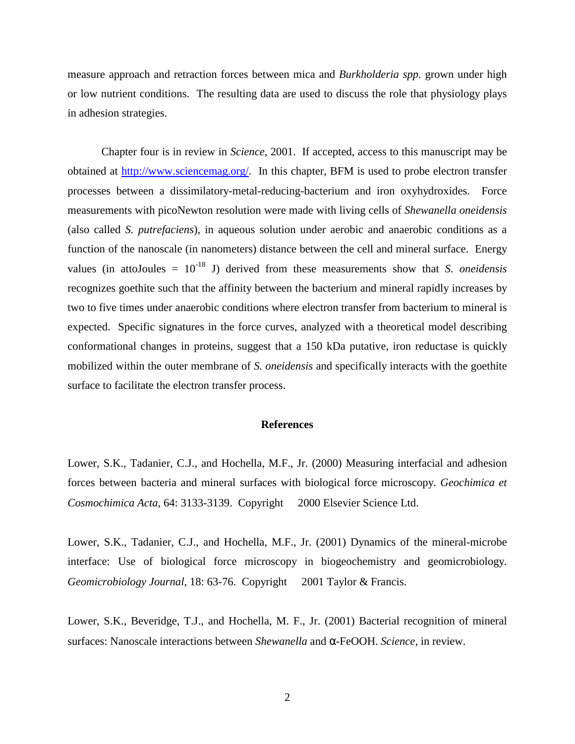measure approach and retraction forces between mica and *Burkholderia spp.* grown under high or low nutrient conditions. The resulting data are used to discuss the role that physiology plays in adhesion strategies.

Chapter four is in review in *Science*, 2001. If accepted, access to this manuscript may be obtained at http://www.sciencemag.org/. In this chapter, BFM is used to probe electron transfer processes between a dissimilatory-metal-reducing-bacterium and iron oxyhydroxides. Force measurements with picoNewton resolution were made with living cells of *Shewanella oneidensis* (also called *S. putrefaciens*), in aqueous solution under aerobic and anaerobic conditions as a function of the nanoscale (in nanometers) distance between the cell and mineral surface. Energy values (in attoJoules = $10^{-18}$ J) derived from these measurements show that *S. oneidensis* recognizes goethite such that the affinity between the bacterium and mineral rapidly increases by two to five times under anaerobic conditions where electron transfer from bacterium to mineral is expected. Specific signatures in the force curves, analyzed with a theoretical model describing conformational changes in proteins, suggest that a 150 kDa putative, iron reductase is quickly mobilized within the outer membrane of *S. oneidensis* and specifically interacts with the goethite surface to facilitate the electron transfer process.

## References

Lower, S.K., Tadanier, C.J., and Hochella, M.F., Jr. (2000) Measuring interfacial and adhesion forces between bacteria and mineral surfaces with biological force microscopy. *Geochimica et Cosmochimica Acta*, 64: 3133-3139. Copyright 2000 Elsevier Science Ltd.

Lower, S.K., Tadanier, C.J., and Hochella, M.F., Jr. (2001) Dynamics of the mineral-microbe interface: Use of biological force microscopy in biogeochemistry and geomicrobiology. *Geomicrobiology Journal*, 18: 63-76. Copyright 2001 Taylor & Francis.

Lower, S.K., Beveridge, T.J., and Hochella, M. F., Jr. (2001) Bacterial recognition of mineral surfaces: Nanoscale interactions between *Shewanella* and α-FeOOH. *Science*, in review.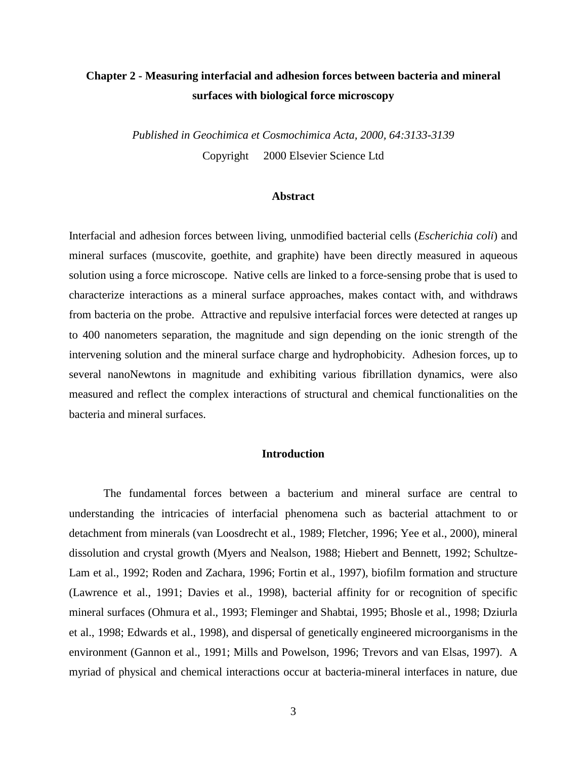## Chapter 2 - Measuring interfacial and adhesion forces between bacteria and mineral surfaces with biological force microscopy

*Published in Geochimica et Cosmochimica Acta, 2000, 64:3133-3139*

Copyright 2000 Elsevier Science Ltd

### Abstract

Interfacial and adhesion forces between living, unmodified bacterial cells (*Escherichia coli*) and mineral surfaces (muscovite, goethite, and graphite) have been directly measured in aqueous solution using a force microscope. Native cells are linked to a force-sensing probe that is used to characterize interactions as a mineral surface approaches, makes contact with, and withdraws from bacteria on the probe. Attractive and repulsive interfacial forces were detected at ranges up to 400 nanometers separation, the magnitude and sign depending on the ionic strength of the intervening solution and the mineral surface charge and hydrophobicity. Adhesion forces, up to several nanoNewtons in magnitude and exhibiting various fibrillation dynamics, were also measured and reflect the complex interactions of structural and chemical functionalities on the bacteria and mineral surfaces.

### Introduction

The fundamental forces between a bacterium and mineral surface are central to understanding the intricacies of interfacial phenomena such as bacterial attachment to or detachment from minerals (van Loosdrecht et al., 1989; Fletcher, 1996; Yee et al., 2000), mineral dissolution and crystal growth (Myers and Nealson, 1988; Hiebert and Bennett, 1992; Schultze-Lam et al., 1992; Roden and Zachara, 1996; Fortin et al., 1997), biofilm formation and structure (Lawrence et al., 1991; Davies et al., 1998), bacterial affinity for or recognition of specific mineral surfaces (Ohmura et al., 1993; Fleminger and Shabtai, 1995; Bhosle et al., 1998; Dziurla et al., 1998; Edwards et al., 1998), and dispersal of genetically engineered microorganisms in the environment (Gannon et al., 1991; Mills and Powelson, 1996; Trevors and van Elsas, 1997). A myriad of physical and chemical interactions occur at bacteria-mineral interfaces in nature, due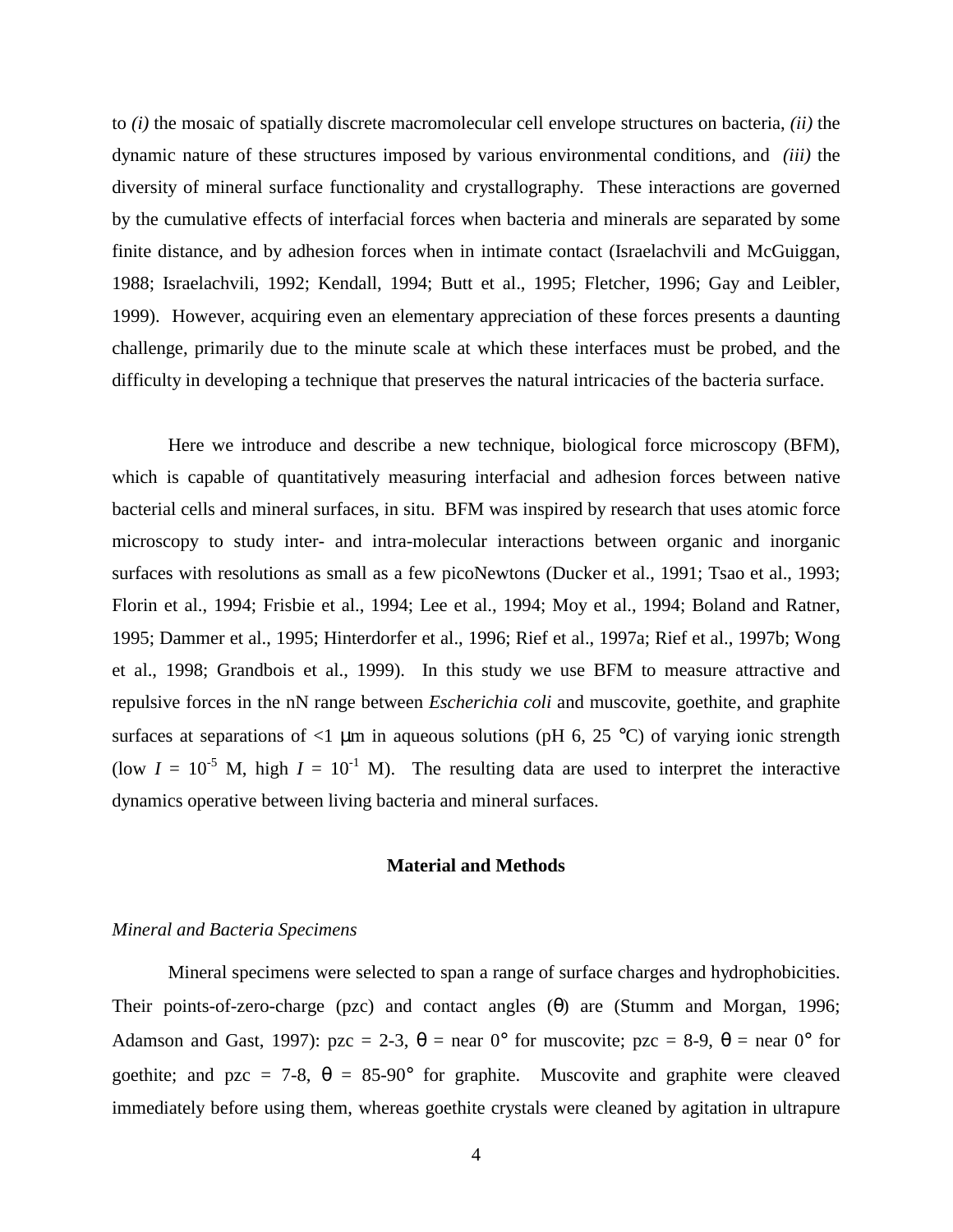to *(i)* the mosaic of spatially discrete macromolecular cell envelope structures on bacteria, *(ii)* the dynamic nature of these structures imposed by various environmental conditions, and *(iii)* the diversity of mineral surface functionality and crystallography. These interactions are governed by the cumulative effects of interfacial forces when bacteria and minerals are separated by some finite distance, and by adhesion forces when in intimate contact (Israelachvili and McGuiggan, 1988; Israelachvili, 1992; Kendall, 1994; Butt et al., 1995; Fletcher, 1996; Gay and Leibler, 1999). However, acquiring even an elementary appreciation of these forces presents a daunting challenge, primarily due to the minute scale at which these interfaces must be probed, and the difficulty in developing a technique that preserves the natural intricacies of the bacteria surface.

Here we introduce and describe a new technique, biological force microscopy (BFM), which is capable of quantitatively measuring interfacial and adhesion forces between native bacterial cells and mineral surfaces, in situ. BFM was inspired by research that uses atomic force microscopy to study inter- and intra-molecular interactions between organic and inorganic surfaces with resolutions as small as a few picoNewtons (Ducker et al., 1991; Tsao et al., 1993; Florin et al., 1994; Frisbie et al., 1994; Lee et al., 1994; Moy et al., 1994; Boland and Ratner, 1995; Dammer et al., 1995; Hinterdorfer et al., 1996; Rief et al., 1997a; Rief et al., 1997b; Wong et al., 1998; Grandbois et al., 1999). In this study we use BFM to measure attractive and repulsive forces in the nN range between *Escherichia coli* and muscovite, goethite, and graphite surfaces at separations of <1 μm in aqueous solutions (pH 6, 25 °C) of varying ionic strength (low $I = 10^{-5}$ M, high $I = 10^{-1}$ M). The resulting data are used to interpret the interactive dynamics operative between living bacteria and mineral surfaces.

## Material and Methods

### *Mineral and Bacteria Specimens*

Mineral specimens were selected to span a range of surface charges and hydrophobicities. Their points-of-zero-charge (pzc) and contact angles ($\theta$) are (Stumm and Morgan, 1996; Adamson and Gast, 1997): pzc = 2-3, $\theta$ = near 0° for muscovite; pzc = 8-9, $\theta$ = near 0° for goethite; and pzc = 7-8, $\theta$ = 85-90° for graphite. Muscovite and graphite were cleaved immediately before using them, whereas goethite crystals were cleaned by agitation in ultrapure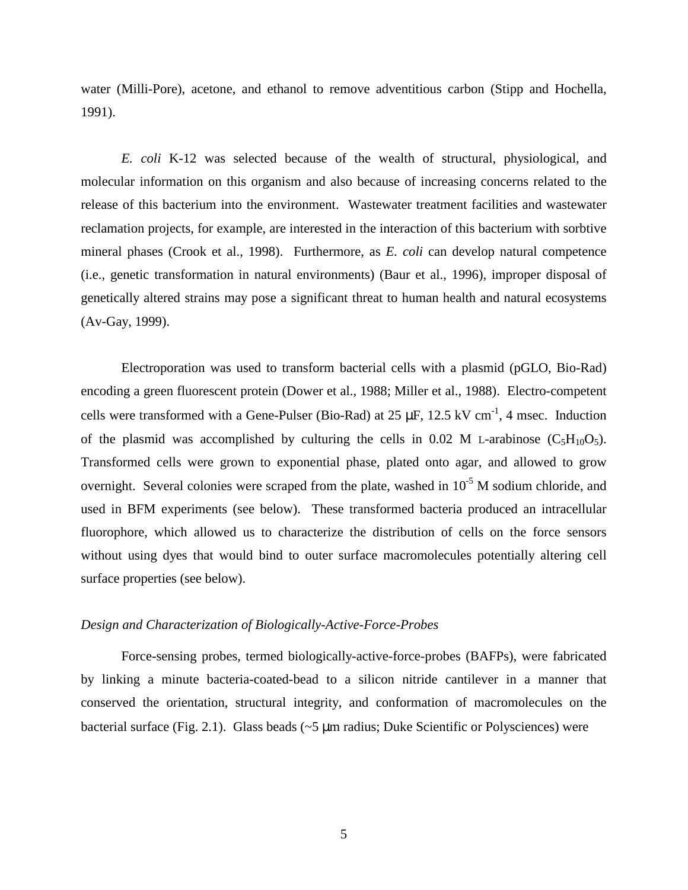water (Milli-Pore), acetone, and ethanol to remove adventitious carbon (Stipp and Hochella, 1991).

*E. coli* K-12 was selected because of the wealth of structural, physiological, and molecular information on this organism and also because of increasing concerns related to the release of this bacterium into the environment. Wastewater treatment facilities and wastewater reclamation projects, for example, are interested in the interaction of this bacterium with sorbtive mineral phases (Crook et al., 1998). Furthermore, as *E. coli* can develop natural competence (i.e., genetic transformation in natural environments) (Baur et al., 1996), improper disposal of genetically altered strains may pose a significant threat to human health and natural ecosystems (Av-Gay, 1999).

Electroporation was used to transform bacterial cells with a plasmid (pGLO, Bio-Rad) encoding a green fluorescent protein (Dower et al., 1988; Miller et al., 1988). Electro-competent cells were transformed with a Gene-Pulser (Bio-Rad) at 25 μF, 12.5 kV $cm^{-1}$, 4 msec. Induction of the plasmid was accomplished by culturing the cells in 0.02 M L-arabinose ($C_5H_{10}O_5$). Transformed cells were grown to exponential phase, plated onto agar, and allowed to grow overnight. Several colonies were scraped from the plate, washed in $10^{-5}$ M sodium chloride, and used in BFM experiments (see below). These transformed bacteria produced an intracellular fluorophore, which allowed us to characterize the distribution of cells on the force sensors without using dyes that would bind to outer surface macromolecules potentially altering cell surface properties (see below).

*Design and Characterization of Biologically-Active-Force-Probes*

Force-sensing probes, termed biologically-active-force-probes (BAFPs), were fabricated by linking a minute bacteria-coated-bead to a silicon nitride cantilever in a manner that conserved the orientation, structural integrity, and conformation of macromolecules on the bacterial surface (Fig. 2.1). Glass beads (~5 μm radius; Duke Scientific or Polysciences) were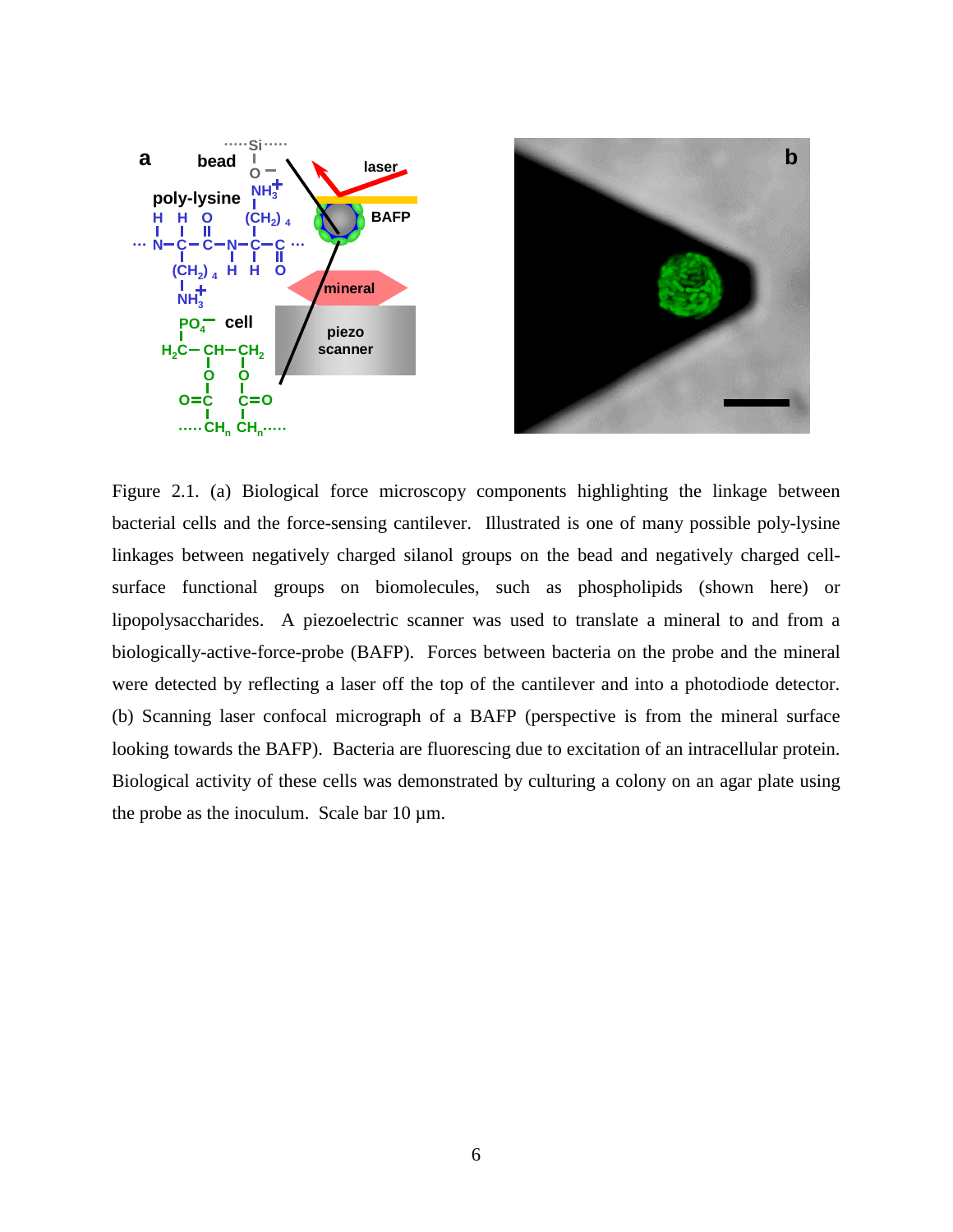Figure 2.1. (a) Biological force microscopy components highlighting the linkage between bacterial cells and the force-sensing cantilever. Illustrated is one of many possible poly-lysine linkages between negatively charged silanol groups on the bead and negatively charged cell-surface functional groups on biomolecules, such as phospholipids (shown here) or lipopolysaccharides. A piezoelectric scanner was used to translate a mineral to and from a biologically-active-force-probe (BAFP). Forces between bacteria on the probe and the mineral were detected by reflecting a laser off the top of the cantilever and into a photodiode detector. (b) Scanning laser confocal micrograph of a BAFP (perspective is from the mineral surface looking towards the BAFP). Bacteria are fluorescing due to excitation of an intracellular protein. Biological activity of these cells was demonstrated by culturing a colony on an agar plate using the probe as the inoculum. Scale bar 10 μm.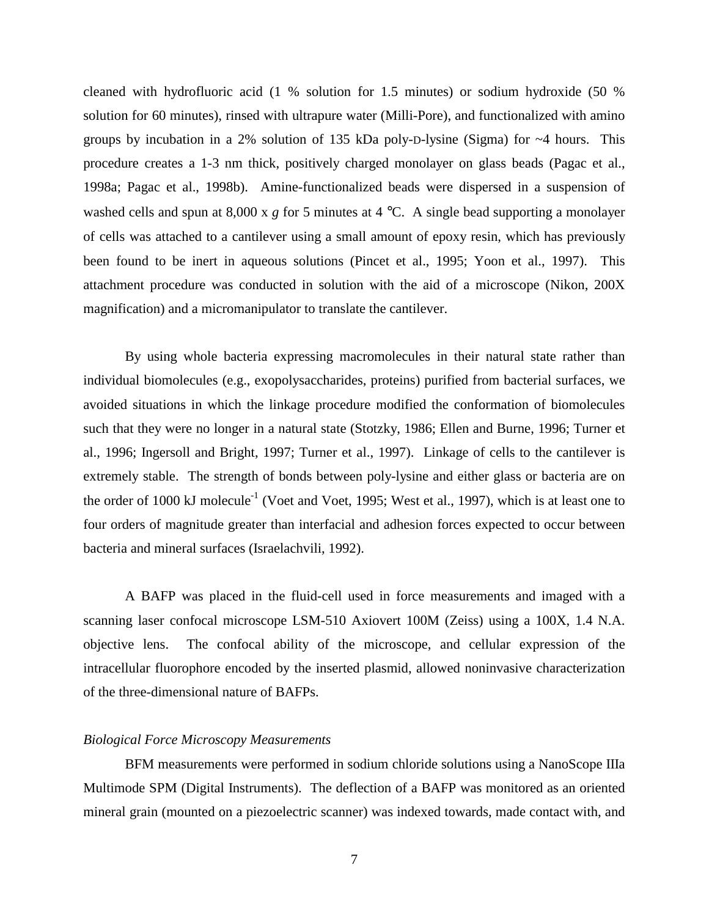cleaned with hydrofluoric acid (1 % solution for 1.5 minutes) or sodium hydroxide (50 % solution for 60 minutes), rinsed with ultrapure water (Milli-Pore), and functionalized with amino groups by incubation in a 2% solution of 135 kDa poly-D-lysine (Sigma) for ~4 hours. This procedure creates a 1-3 nm thick, positively charged monolayer on glass beads (Pagac et al., 1998a; Pagac et al., 1998b). Amine-functionalized beads were dispersed in a suspension of washed cells and spun at 8,000 x *g* for 5 minutes at 4 °C. A single bead supporting a monolayer of cells was attached to a cantilever using a small amount of epoxy resin, which has previously been found to be inert in aqueous solutions (Pincet et al., 1995; Yoon et al., 1997). This attachment procedure was conducted in solution with the aid of a microscope (Nikon, 200X magnification) and a micromanipulator to translate the cantilever.

By using whole bacteria expressing macromolecules in their natural state rather than individual biomolecules (e.g., exopolysaccharides, proteins) purified from bacterial surfaces, we avoided situations in which the linkage procedure modified the conformation of biomolecules such that they were no longer in a natural state (Stotzky, 1986; Ellen and Burne, 1996; Turner et al., 1996; Ingersoll and Bright, 1997; Turner et al., 1997). Linkage of cells to the cantilever is extremely stable. The strength of bonds between poly-lysine and either glass or bacteria are on the order of 1000 kJ molecule$^{-1}$ (Voet and Voet, 1995; West et al., 1997), which is at least one to four orders of magnitude greater than interfacial and adhesion forces expected to occur between bacteria and mineral surfaces (Israelachvili, 1992).

A BAFP was placed in the fluid-cell used in force measurements and imaged with a scanning laser confocal microscope LSM-510 Axiovert 100M (Zeiss) using a 100X, 1.4 N.A. objective lens. The confocal ability of the microscope, and cellular expression of the intracellular fluorophore encoded by the inserted plasmid, allowed noninvasive characterization of the three-dimensional nature of BAFPs.

### *Biological Force Microscopy Measurements*

BFM measurements were performed in sodium chloride solutions using a NanoScope IIIa Multimode SPM (Digital Instruments). The deflection of a BAFP was monitored as an oriented mineral grain (mounted on a piezoelectric scanner) was indexed towards, made contact with, and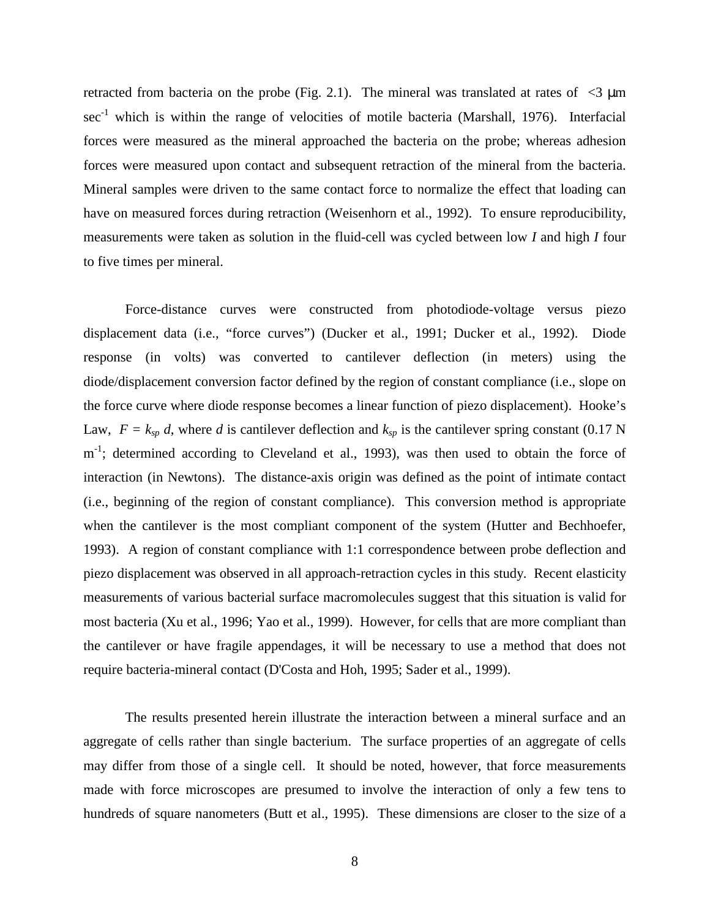retracted from bacteria on the probe (Fig. 2.1). The mineral was translated at rates of $<3$ μm $sec^{-1}$ which is within the range of velocities of motile bacteria (Marshall, 1976). Interfacial forces were measured as the mineral approached the bacteria on the probe; whereas adhesion forces were measured upon contact and subsequent retraction of the mineral from the bacteria. Mineral samples were driven to the same contact force to normalize the effect that loading can have on measured forces during retraction (Weisenhorn et al., 1992). To ensure reproducibility, measurements were taken as solution in the fluid-cell was cycled between low $I$ and high $I$ four to five times per mineral.

Force-distance curves were constructed from photodiode-voltage versus piezo displacement data (i.e., "force curves") (Ducker et al., 1991; Ducker et al., 1992). Diode response (in volts) was converted to cantilever deflection (in meters) using the diode/displacement conversion factor defined by the region of constant compliance (i.e., slope on the force curve where diode response becomes a linear function of piezo displacement). Hooke's Law, $F = k_{sp}\, d$, where $d$ is cantilever deflection and $k_{sp}$ is the cantilever spring constant (0.17 N $m^{-1}$; determined according to Cleveland et al., 1993), was then used to obtain the force of interaction (in Newtons). The distance-axis origin was defined as the point of intimate contact (i.e., beginning of the region of constant compliance). This conversion method is appropriate when the cantilever is the most compliant component of the system (Hutter and Bechhoefer, 1993). A region of constant compliance with 1:1 correspondence between probe deflection and piezo displacement was observed in all approach-retraction cycles in this study. Recent elasticity measurements of various bacterial surface macromolecules suggest that this situation is valid for most bacteria (Xu et al., 1996; Yao et al., 1999). However, for cells that are more compliant than the cantilever or have fragile appendages, it will be necessary to use a method that does not require bacteria-mineral contact (D'Costa and Hoh, 1995; Sader et al., 1999).

The results presented herein illustrate the interaction between a mineral surface and an aggregate of cells rather than single bacterium. The surface properties of an aggregate of cells may differ from those of a single cell. It should be noted, however, that force measurements made with force microscopes are presumed to involve the interaction of only a few tens to hundreds of square nanometers (Butt et al., 1995). These dimensions are closer to the size of a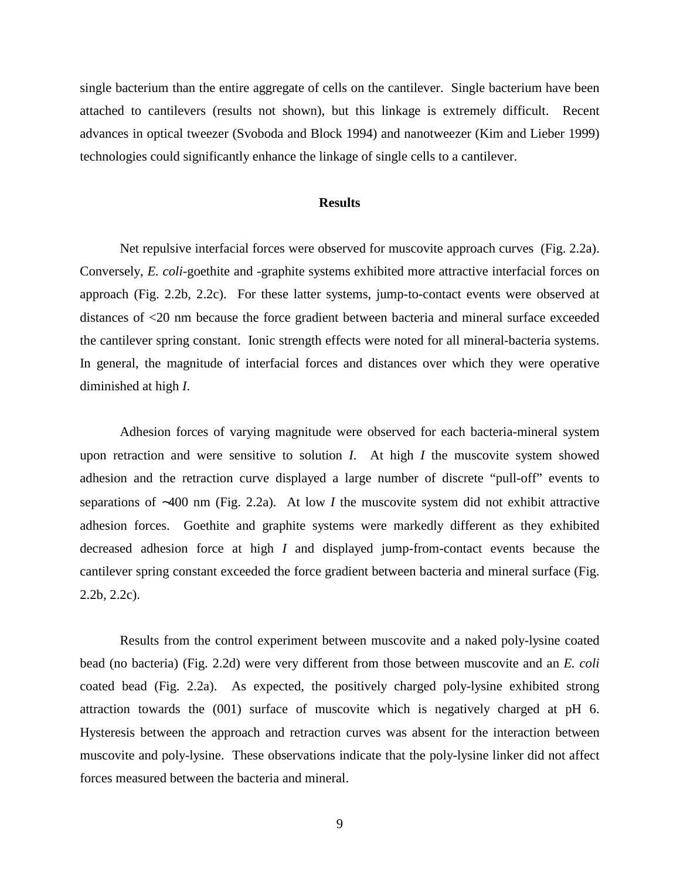single bacterium than the entire aggregate of cells on the cantilever. Single bacterium have been attached to cantilevers (results not shown), but this linkage is extremely difficult. Recent advances in optical tweezer (Svoboda and Block 1994) and nanotweezer (Kim and Lieber 1999) technologies could significantly enhance the linkage of single cells to a cantilever.

## Results

Net repulsive interfacial forces were observed for muscovite approach curves (Fig. 2.2a). Conversely, *E. coli*-goethite and -graphite systems exhibited more attractive interfacial forces on approach (Fig. 2.2b, 2.2c). For these latter systems, jump-to-contact events were observed at distances of <20 nm because the force gradient between bacteria and mineral surface exceeded the cantilever spring constant. Ionic strength effects were noted for all mineral-bacteria systems. In general, the magnitude of interfacial forces and distances over which they were operative diminished at high $I$.

Adhesion forces of varying magnitude were observed for each bacteria-mineral system upon retraction and were sensitive to solution $I$. At high $I$ the muscovite system showed adhesion and the retraction curve displayed a large number of discrete "pull-off" events to separations of ~400 nm (Fig. 2.2a). At low $I$ the muscovite system did not exhibit attractive adhesion forces. Goethite and graphite systems were markedly different as they exhibited decreased adhesion force at high $I$ and displayed jump-from-contact events because the cantilever spring constant exceeded the force gradient between bacteria and mineral surface (Fig. 2.2b, 2.2c).

Results from the control experiment between muscovite and a naked poly-lysine coated bead (no bacteria) (Fig. 2.2d) were very different from those between muscovite and an *E. coli* coated bead (Fig. 2.2a). As expected, the positively charged poly-lysine exhibited strong attraction towards the (001) surface of muscovite which is negatively charged at pH 6. Hysteresis between the approach and retraction curves was absent for the interaction between muscovite and poly-lysine. These observations indicate that the poly-lysine linker did not affect forces measured between the bacteria and mineral.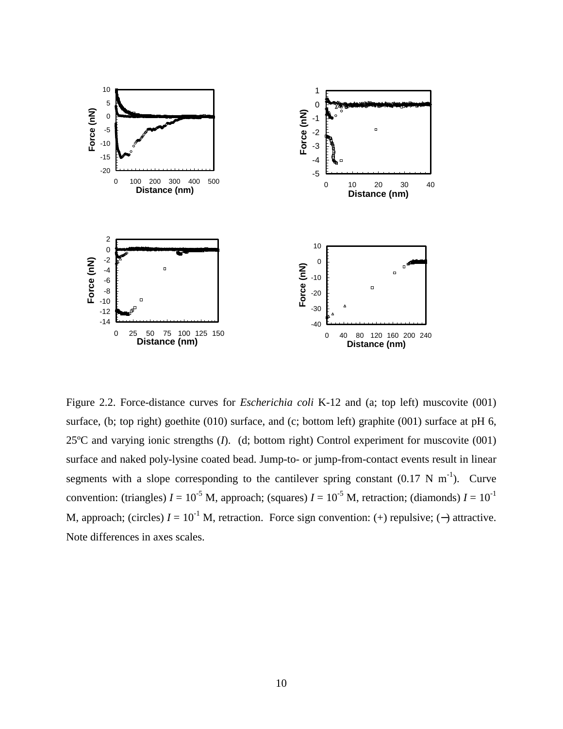Figure 2.2. Force-distance curves for *Escherichia coli* K-12 and (a; top left) muscovite (001) surface, (b; top right) goethite (010) surface, and (c; bottom left) graphite (001) surface at pH 6, 25ºC and varying ionic strengths ($I$). (d; bottom right) Control experiment for muscovite (001) surface and naked poly-lysine coated bead. Jump-to- or jump-from-contact events result in linear segments with a slope corresponding to the cantilever spring constant (0.17 N $m^{-1}$). Curve convention: (triangles) $I = 10^{-5}$ M, approach; (squares) $I = 10^{-5}$ M, retraction; (diamonds) $I = 10^{-1}$ M, approach; (circles) $I = 10^{-1}$ M, retraction. Force sign convention: (+) repulsive; (−) attractive. Note differences in axes scales.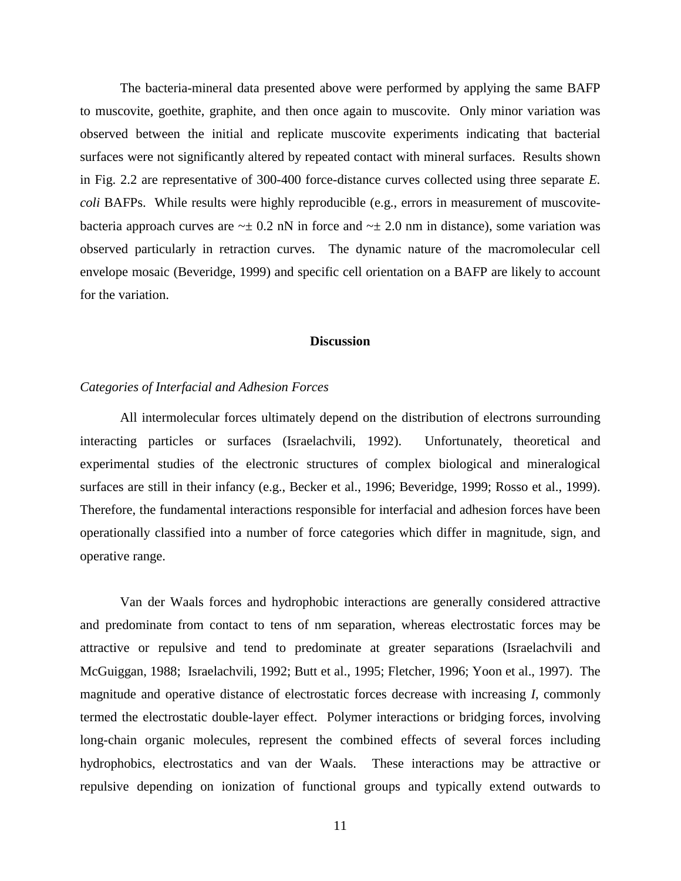The bacteria-mineral data presented above were performed by applying the same BAFP to muscovite, goethite, graphite, and then once again to muscovite. Only minor variation was observed between the initial and replicate muscovite experiments indicating that bacterial surfaces were not significantly altered by repeated contact with mineral surfaces. Results shown in Fig. 2.2 are representative of 300-400 force-distance curves collected using three separate *E. coli* BAFPs. While results were highly reproducible (e.g., errors in measurement of muscovite-bacteria approach curves are ~± 0.2 nN in force and ~± 2.0 nm in distance), some variation was observed particularly in retraction curves. The dynamic nature of the macromolecular cell envelope mosaic (Beveridge, 1999) and specific cell orientation on a BAFP are likely to account for the variation.

## Discussion

### *Categories of Interfacial and Adhesion Forces*

All intermolecular forces ultimately depend on the distribution of electrons surrounding interacting particles or surfaces (Israelachvili, 1992). Unfortunately, theoretical and experimental studies of the electronic structures of complex biological and mineralogical surfaces are still in their infancy (e.g., Becker et al., 1996; Beveridge, 1999; Rosso et al., 1999). Therefore, the fundamental interactions responsible for interfacial and adhesion forces have been operationally classified into a number of force categories which differ in magnitude, sign, and operative range.

Van der Waals forces and hydrophobic interactions are generally considered attractive and predominate from contact to tens of nm separation, whereas electrostatic forces may be attractive or repulsive and tend to predominate at greater separations (Israelachvili and McGuiggan, 1988; Israelachvili, 1992; Butt et al., 1995; Fletcher, 1996; Yoon et al., 1997). The magnitude and operative distance of electrostatic forces decrease with increasing *I*, commonly termed the electrostatic double-layer effect. Polymer interactions or bridging forces, involving long-chain organic molecules, represent the combined effects of several forces including hydrophobics, electrostatics and van der Waals. These interactions may be attractive or repulsive depending on ionization of functional groups and typically extend outwards to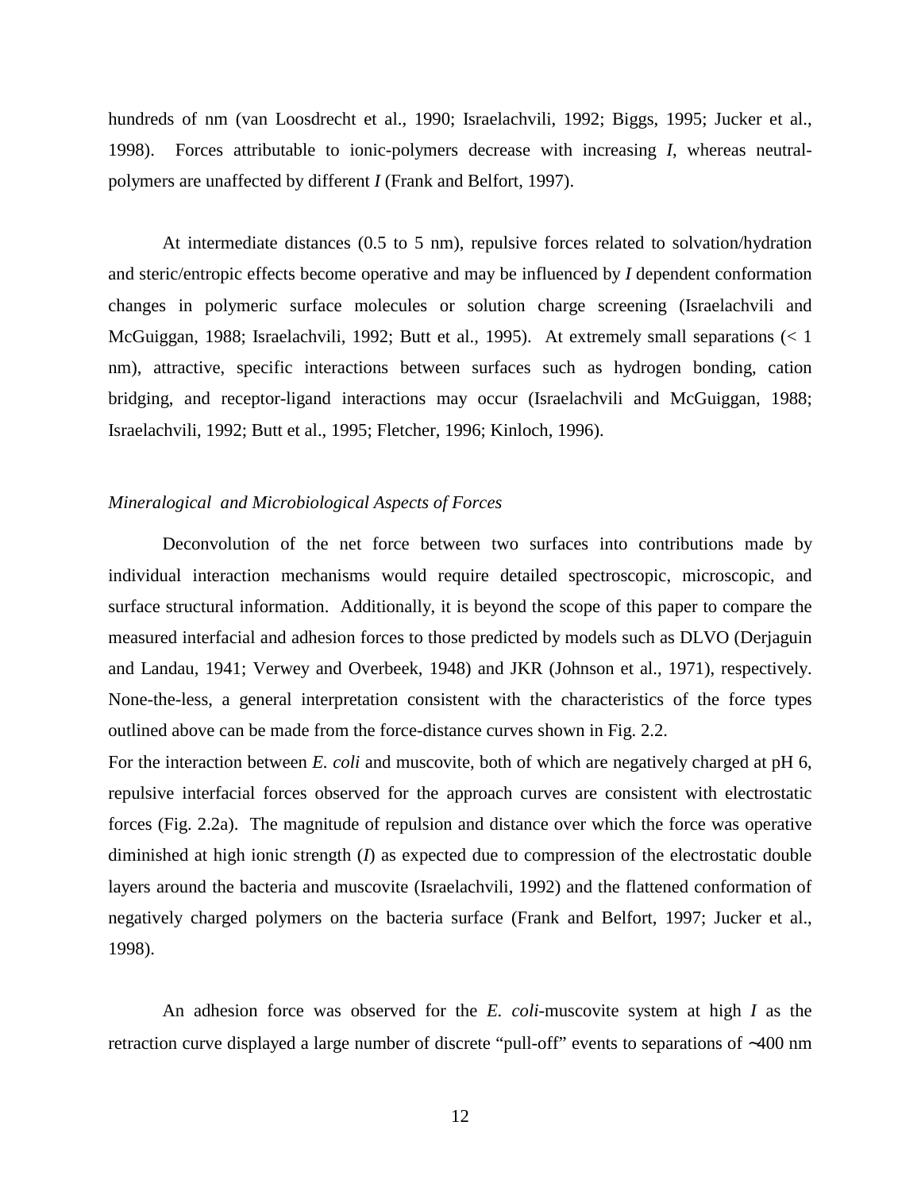hundreds of nm (van Loosdrecht et al., 1990; Israelachvili, 1992; Biggs, 1995; Jucker et al., 1998). Forces attributable to ionic-polymers decrease with increasing *I*, whereas neutral-polymers are unaffected by different *I* (Frank and Belfort, 1997).

At intermediate distances (0.5 to 5 nm), repulsive forces related to solvation/hydration and steric/entropic effects become operative and may be influenced by *I* dependent conformation changes in polymeric surface molecules or solution charge screening (Israelachvili and McGuiggan, 1988; Israelachvili, 1992; Butt et al., 1995). At extremely small separations (< 1 nm), attractive, specific interactions between surfaces such as hydrogen bonding, cation bridging, and receptor-ligand interactions may occur (Israelachvili and McGuiggan, 1988; Israelachvili, 1992; Butt et al., 1995; Fletcher, 1996; Kinloch, 1996).

*Mineralogical and Microbiological Aspects of Forces*

Deconvolution of the net force between two surfaces into contributions made by individual interaction mechanisms would require detailed spectroscopic, microscopic, and surface structural information. Additionally, it is beyond the scope of this paper to compare the measured interfacial and adhesion forces to those predicted by models such as DLVO (Derjaguin and Landau, 1941; Verwey and Overbeek, 1948) and JKR (Johnson et al., 1971), respectively. None-the-less, a general interpretation consistent with the characteristics of the force types outlined above can be made from the force-distance curves shown in Fig. 2.2.

For the interaction between *E. coli* and muscovite, both of which are negatively charged at pH 6, repulsive interfacial forces observed for the approach curves are consistent with electrostatic forces (Fig. 2.2a). The magnitude of repulsion and distance over which the force was operative diminished at high ionic strength (*I*) as expected due to compression of the electrostatic double layers around the bacteria and muscovite (Israelachvili, 1992) and the flattened conformation of negatively charged polymers on the bacteria surface (Frank and Belfort, 1997; Jucker et al., 1998).

An adhesion force was observed for the *E. coli*-muscovite system at high *I* as the retraction curve displayed a large number of discrete "pull-off" events to separations of ~400 nm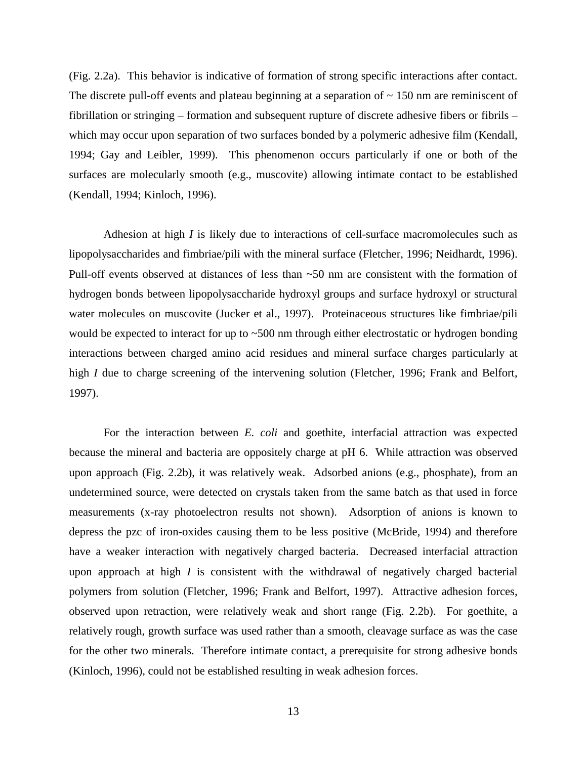(Fig. 2.2a). This behavior is indicative of formation of strong specific interactions after contact. The discrete pull-off events and plateau beginning at a separation of ~ 150 nm are reminiscent of fibrillation or stringing – formation and subsequent rupture of discrete adhesive fibers or fibrils – which may occur upon separation of two surfaces bonded by a polymeric adhesive film (Kendall, 1994; Gay and Leibler, 1999). This phenomenon occurs particularly if one or both of the surfaces are molecularly smooth (e.g., muscovite) allowing intimate contact to be established (Kendall, 1994; Kinloch, 1996).

Adhesion at high $I$ is likely due to interactions of cell-surface macromolecules such as lipopolysaccharides and fimbriae/pili with the mineral surface (Fletcher, 1996; Neidhardt, 1996). Pull-off events observed at distances of less than ~50 nm are consistent with the formation of hydrogen bonds between lipopolysaccharide hydroxyl groups and surface hydroxyl or structural water molecules on muscovite (Jucker et al., 1997). Proteinaceous structures like fimbriae/pili would be expected to interact for up to ~500 nm through either electrostatic or hydrogen bonding interactions between charged amino acid residues and mineral surface charges particularly at high $I$ due to charge screening of the intervening solution (Fletcher, 1996; Frank and Belfort, 1997).

For the interaction between *E. coli* and goethite, interfacial attraction was expected because the mineral and bacteria are oppositely charge at pH 6. While attraction was observed upon approach (Fig. 2.2b), it was relatively weak. Adsorbed anions (e.g., phosphate), from an undetermined source, were detected on crystals taken from the same batch as that used in force measurements (x-ray photoelectron results not shown). Adsorption of anions is known to depress the pzc of iron-oxides causing them to be less positive (McBride, 1994) and therefore have a weaker interaction with negatively charged bacteria. Decreased interfacial attraction upon approach at high $I$ is consistent with the withdrawal of negatively charged bacterial polymers from solution (Fletcher, 1996; Frank and Belfort, 1997). Attractive adhesion forces, observed upon retraction, were relatively weak and short range (Fig. 2.2b). For goethite, a relatively rough, growth surface was used rather than a smooth, cleavage surface as was the case for the other two minerals. Therefore intimate contact, a prerequisite for strong adhesive bonds (Kinloch, 1996), could not be established resulting in weak adhesion forces.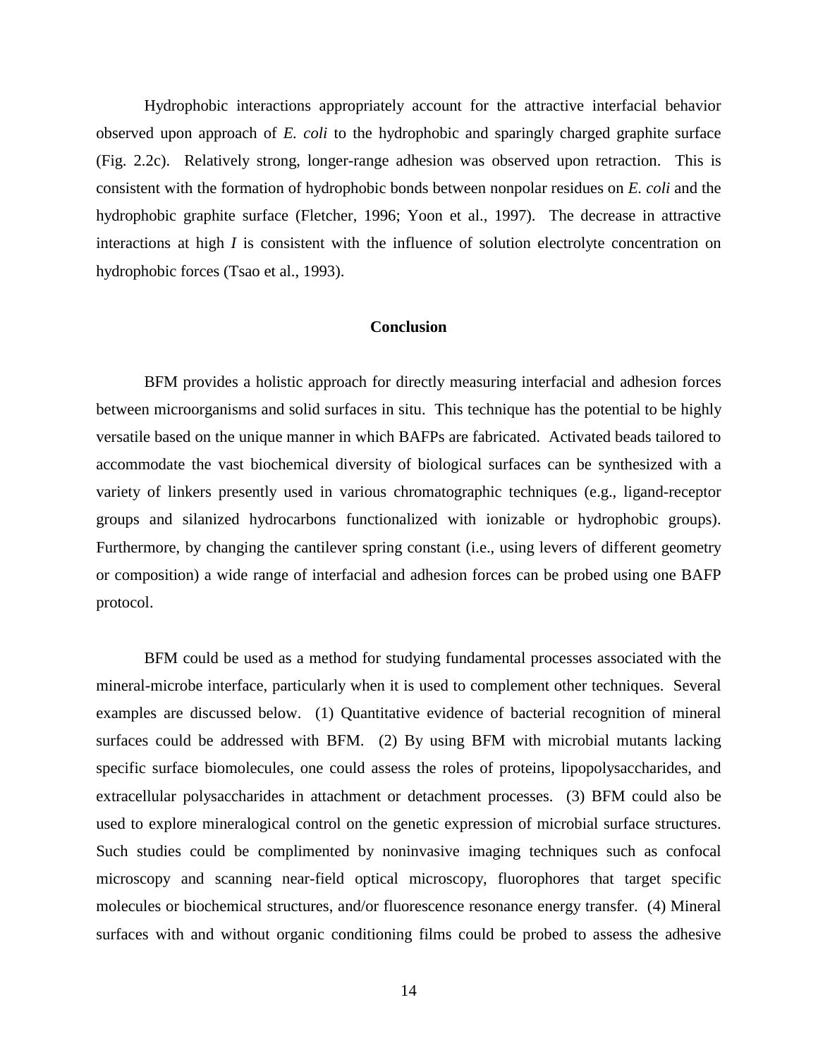Hydrophobic interactions appropriately account for the attractive interfacial behavior observed upon approach of *E. coli* to the hydrophobic and sparingly charged graphite surface (Fig. 2.2c). Relatively strong, longer-range adhesion was observed upon retraction. This is consistent with the formation of hydrophobic bonds between nonpolar residues on *E. coli* and the hydrophobic graphite surface (Fletcher, 1996; Yoon et al., 1997). The decrease in attractive interactions at high $I$ is consistent with the influence of solution electrolyte concentration on hydrophobic forces (Tsao et al., 1993).

## Conclusion

BFM provides a holistic approach for directly measuring interfacial and adhesion forces between microorganisms and solid surfaces in situ. This technique has the potential to be highly versatile based on the unique manner in which BAFPs are fabricated. Activated beads tailored to accommodate the vast biochemical diversity of biological surfaces can be synthesized with a variety of linkers presently used in various chromatographic techniques (e.g., ligand-receptor groups and silanized hydrocarbons functionalized with ionizable or hydrophobic groups). Furthermore, by changing the cantilever spring constant (i.e., using levers of different geometry or composition) a wide range of interfacial and adhesion forces can be probed using one BAFP protocol.

BFM could be used as a method for studying fundamental processes associated with the mineral-microbe interface, particularly when it is used to complement other techniques. Several examples are discussed below. (1) Quantitative evidence of bacterial recognition of mineral surfaces could be addressed with BFM. (2) By using BFM with microbial mutants lacking specific surface biomolecules, one could assess the roles of proteins, lipopolysaccharides, and extracellular polysaccharides in attachment or detachment processes. (3) BFM could also be used to explore mineralogical control on the genetic expression of microbial surface structures. Such studies could be complimented by noninvasive imaging techniques such as confocal microscopy and scanning near-field optical microscopy, fluorophores that target specific molecules or biochemical structures, and/or fluorescence resonance energy transfer. (4) Mineral surfaces with and without organic conditioning films could be probed to assess the adhesive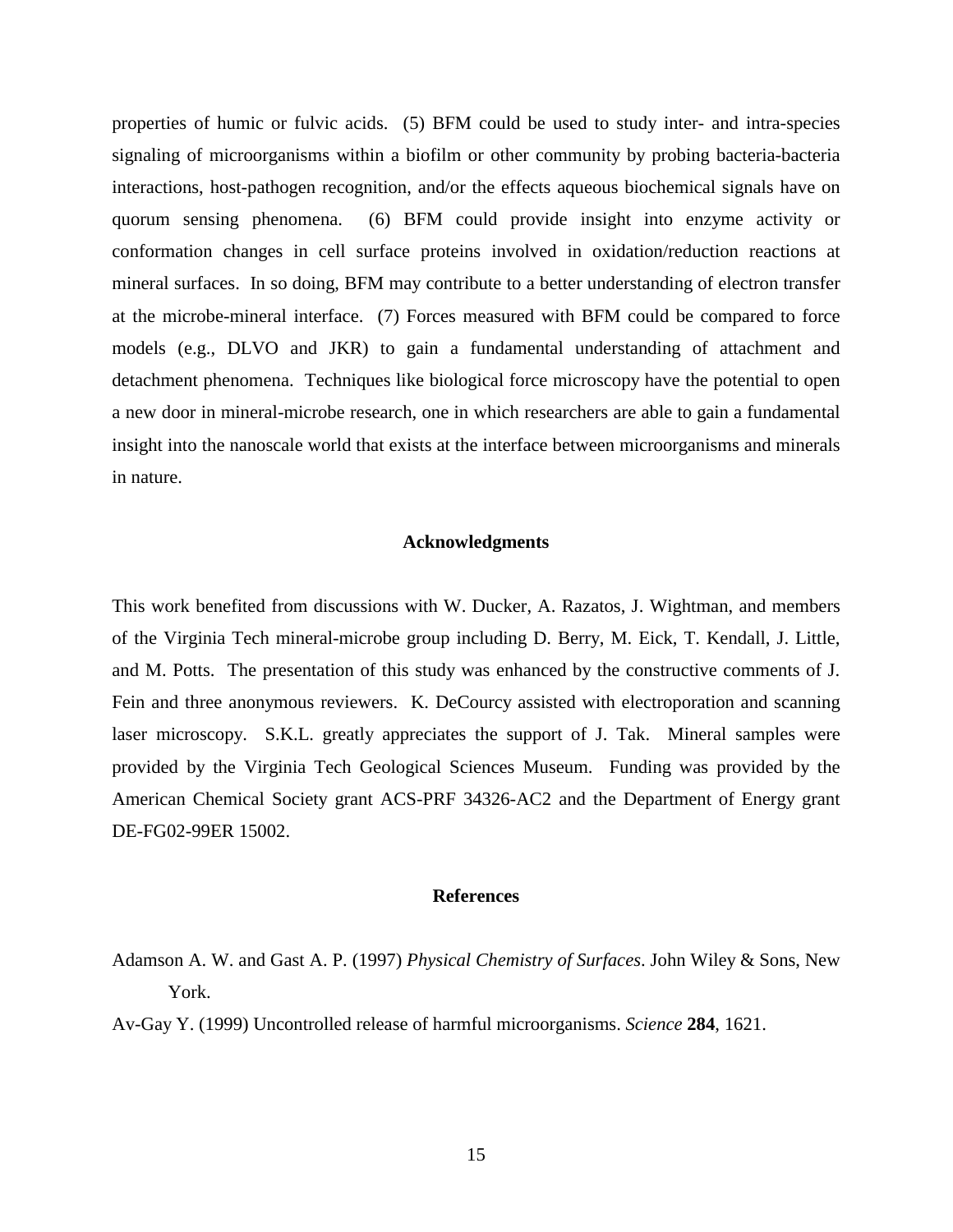properties of humic or fulvic acids. (5) BFM could be used to study inter- and intra-species signaling of microorganisms within a biofilm or other community by probing bacteria-bacteria interactions, host-pathogen recognition, and/or the effects aqueous biochemical signals have on quorum sensing phenomena. (6) BFM could provide insight into enzyme activity or conformation changes in cell surface proteins involved in oxidation/reduction reactions at mineral surfaces. In so doing, BFM may contribute to a better understanding of electron transfer at the microbe-mineral interface. (7) Forces measured with BFM could be compared to force models (e.g., DLVO and JKR) to gain a fundamental understanding of attachment and detachment phenomena. Techniques like biological force microscopy have the potential to open a new door in mineral-microbe research, one in which researchers are able to gain a fundamental insight into the nanoscale world that exists at the interface between microorganisms and minerals in nature.

## Acknowledgments

This work benefited from discussions with W. Ducker, A. Razatos, J. Wightman, and members of the Virginia Tech mineral-microbe group including D. Berry, M. Eick, T. Kendall, J. Little, and M. Potts. The presentation of this study was enhanced by the constructive comments of J. Fein and three anonymous reviewers. K. DeCourcy assisted with electroporation and scanning laser microscopy. S.K.L. greatly appreciates the support of J. Tak. Mineral samples were provided by the Virginia Tech Geological Sciences Museum. Funding was provided by the American Chemical Society grant ACS-PRF 34326-AC2 and the Department of Energy grant DE-FG02-99ER 15002.

## References

Adamson A. W. and Gast A. P. (1997) *Physical Chemistry of Surfaces*. John Wiley & Sons, New York.

Av-Gay Y. (1999) Uncontrolled release of harmful microorganisms. *Science* **284**, 1621.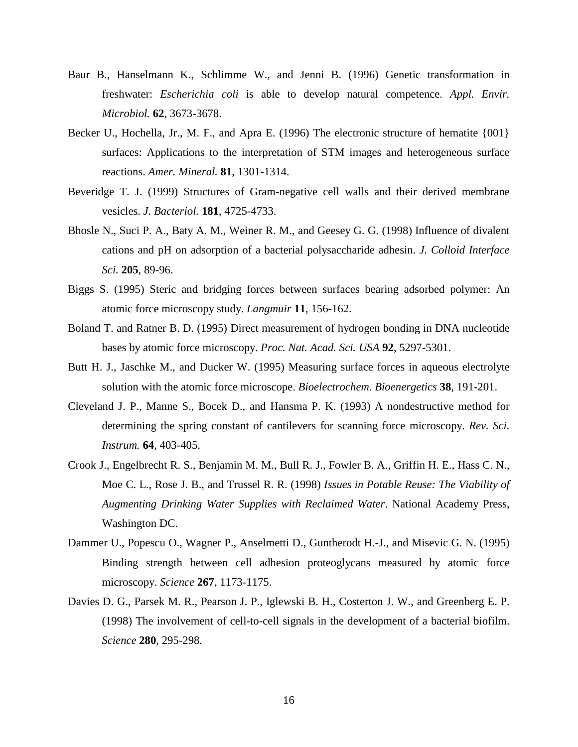Baur B., Hanselmann K., Schlimme W., and Jenni B. (1996) Genetic transformation in freshwater: *Escherichia coli* is able to develop natural competence. *Appl. Envir. Microbiol.* **62**, 3673-3678.

Becker U., Hochella, Jr., M. F., and Apra E. (1996) The electronic structure of hematite {001} surfaces: Applications to the interpretation of STM images and heterogeneous surface reactions. *Amer. Mineral.* **81**, 1301-1314.

Beveridge T. J. (1999) Structures of Gram-negative cell walls and their derived membrane vesicles. *J. Bacteriol.* **181**, 4725-4733.

Bhosle N., Suci P. A., Baty A. M., Weiner R. M., and Geesey G. G. (1998) Influence of divalent cations and pH on adsorption of a bacterial polysaccharide adhesin. *J. Colloid Interface Sci.* **205**, 89-96.

Biggs S. (1995) Steric and bridging forces between surfaces bearing adsorbed polymer: An atomic force microscopy study. *Langmuir* **11**, 156-162.

Boland T. and Ratner B. D. (1995) Direct measurement of hydrogen bonding in DNA nucleotide bases by atomic force microscopy. *Proc. Nat. Acad. Sci. USA* **92**, 5297-5301.

Butt H. J., Jaschke M., and Ducker W. (1995) Measuring surface forces in aqueous electrolyte solution with the atomic force microscope. *Bioelectrochem. Bioenergetics* **38**, 191-201.

Cleveland J. P., Manne S., Bocek D., and Hansma P. K. (1993) A nondestructive method for determining the spring constant of cantilevers for scanning force microscopy. *Rev. Sci. Instrum.* **64**, 403-405.

Crook J., Engelbrecht R. S., Benjamin M. M., Bull R. J., Fowler B. A., Griffin H. E., Hass C. N., Moe C. L., Rose J. B., and Trussel R. R. (1998) *Issues in Potable Reuse: The Viability of Augmenting Drinking Water Supplies with Reclaimed Water*. National Academy Press, Washington DC.

Dammer U., Popescu O., Wagner P., Anselmetti D., Guntherodt H.-J., and Misevic G. N. (1995) Binding strength between cell adhesion proteoglycans measured by atomic force microscopy. *Science* **267**, 1173-1175.

Davies D. G., Parsek M. R., Pearson J. P., Iglewski B. H., Costerton J. W., and Greenberg E. P. (1998) The involvement of cell-to-cell signals in the development of a bacterial biofilm. *Science* **280**, 295-298.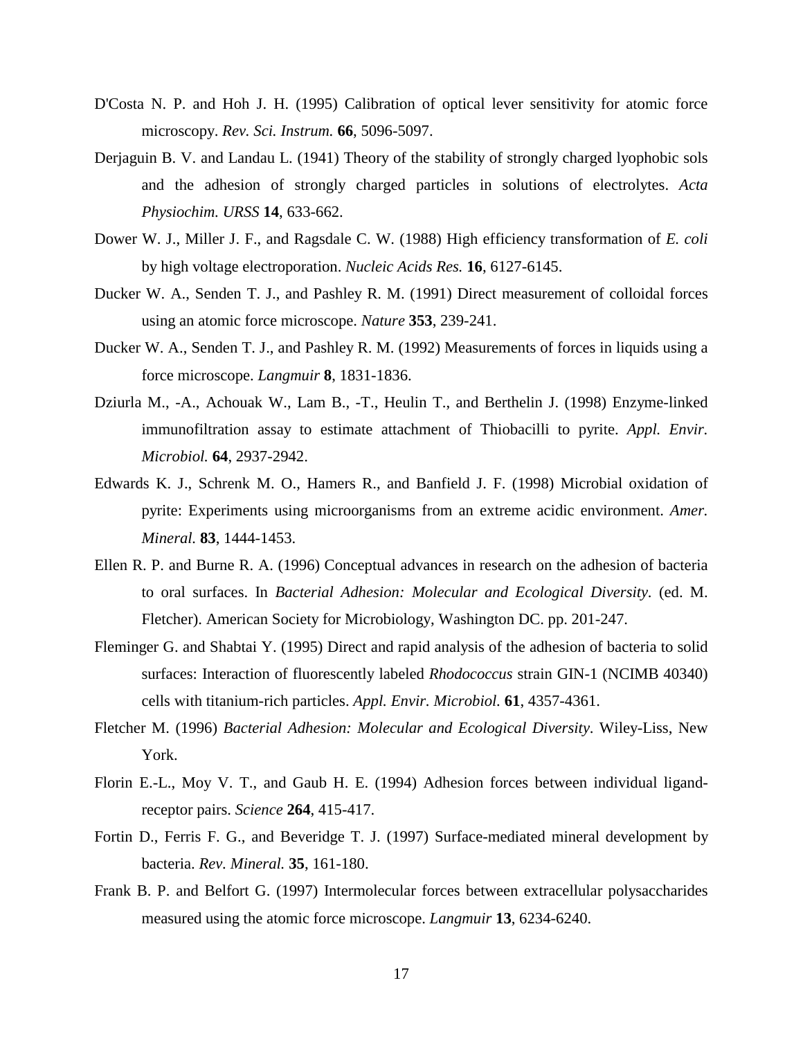D'Costa N. P. and Hoh J. H. (1995) Calibration of optical lever sensitivity for atomic force microscopy. *Rev. Sci. Instrum.* **66**, 5096-5097.

Derjaguin B. V. and Landau L. (1941) Theory of the stability of strongly charged lyophobic sols and the adhesion of strongly charged particles in solutions of electrolytes. *Acta Physiochim. URSS* **14**, 633-662.

Dower W. J., Miller J. F., and Ragsdale C. W. (1988) High efficiency transformation of *E. coli* by high voltage electroporation. *Nucleic Acids Res.* **16**, 6127-6145.

Ducker W. A., Senden T. J., and Pashley R. M. (1991) Direct measurement of colloidal forces using an atomic force microscope. *Nature* **353**, 239-241.

Ducker W. A., Senden T. J., and Pashley R. M. (1992) Measurements of forces in liquids using a force microscope. *Langmuir* **8**, 1831-1836.

Dziurla M., -A., Achouak W., Lam B., -T., Heulin T., and Berthelin J. (1998) Enzyme-linked immunofiltration assay to estimate attachment of Thiobacilli to pyrite. *Appl. Envir. Microbiol.* **64**, 2937-2942.

Edwards K. J., Schrenk M. O., Hamers R., and Banfield J. F. (1998) Microbial oxidation of pyrite: Experiments using microorganisms from an extreme acidic environment. *Amer. Mineral.* **83**, 1444-1453.

Ellen R. P. and Burne R. A. (1996) Conceptual advances in research on the adhesion of bacteria to oral surfaces. In *Bacterial Adhesion: Molecular and Ecological Diversity*. (ed. M. Fletcher). American Society for Microbiology, Washington DC. pp. 201-247.

Fleminger G. and Shabtai Y. (1995) Direct and rapid analysis of the adhesion of bacteria to solid surfaces: Interaction of fluorescently labeled *Rhodococcus* strain GIN-1 (NCIMB 40340) cells with titanium-rich particles. *Appl. Envir. Microbiol.* **61**, 4357-4361.

Fletcher M. (1996) *Bacterial Adhesion: Molecular and Ecological Diversity*. Wiley-Liss, New York.

Florin E.-L., Moy V. T., and Gaub H. E. (1994) Adhesion forces between individual ligand-receptor pairs. *Science* **264**, 415-417.

Fortin D., Ferris F. G., and Beveridge T. J. (1997) Surface-mediated mineral development by bacteria. *Rev. Mineral.* **35**, 161-180.

Frank B. P. and Belfort G. (1997) Intermolecular forces between extracellular polysaccharides measured using the atomic force microscope. *Langmuir* **13**, 6234-6240.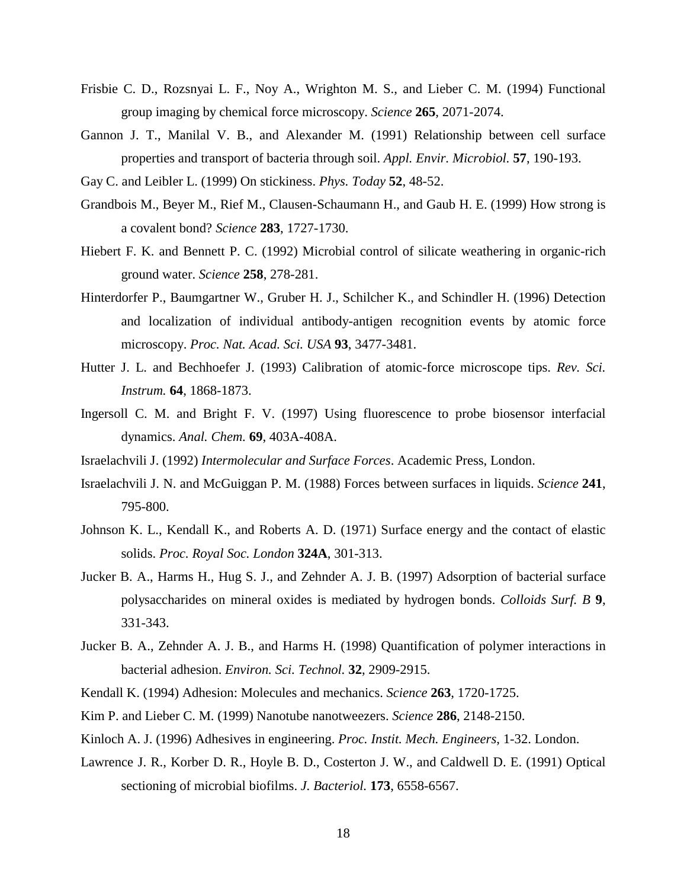Frisbie C. D., Rozsnyai L. F., Noy A., Wrighton M. S., and Lieber C. M. (1994) Functional group imaging by chemical force microscopy. *Science* **265**, 2071-2074.

Gannon J. T., Manilal V. B., and Alexander M. (1991) Relationship between cell surface properties and transport of bacteria through soil. *Appl. Envir. Microbiol.* **57**, 190-193.

Gay C. and Leibler L. (1999) On stickiness. *Phys. Today* **52**, 48-52.

Grandbois M., Beyer M., Rief M., Clausen-Schaumann H., and Gaub H. E. (1999) How strong is a covalent bond? *Science* **283**, 1727-1730.

Hiebert F. K. and Bennett P. C. (1992) Microbial control of silicate weathering in organic-rich ground water. *Science* **258**, 278-281.

Hinterdorfer P., Baumgartner W., Gruber H. J., Schilcher K., and Schindler H. (1996) Detection and localization of individual antibody-antigen recognition events by atomic force microscopy. *Proc. Nat. Acad. Sci. USA* **93**, 3477-3481.

Hutter J. L. and Bechhoefer J. (1993) Calibration of atomic-force microscope tips. *Rev. Sci. Instrum.* **64**, 1868-1873.

Ingersoll C. M. and Bright F. V. (1997) Using fluorescence to probe biosensor interfacial dynamics. *Anal. Chem.* **69**, 403A-408A.

Israelachvili J. (1992) *Intermolecular and Surface Forces*. Academic Press, London.

Israelachvili J. N. and McGuiggan P. M. (1988) Forces between surfaces in liquids. *Science* **241**, 795-800.

Johnson K. L., Kendall K., and Roberts A. D. (1971) Surface energy and the contact of elastic solids. *Proc. Royal Soc. London* **324A**, 301-313.

Jucker B. A., Harms H., Hug S. J., and Zehnder A. J. B. (1997) Adsorption of bacterial surface polysaccharides on mineral oxides is mediated by hydrogen bonds. *Colloids Surf. B* **9**, 331-343.

Jucker B. A., Zehnder A. J. B., and Harms H. (1998) Quantification of polymer interactions in bacterial adhesion. *Environ. Sci. Technol.* **32**, 2909-2915.

Kendall K. (1994) Adhesion: Molecules and mechanics. *Science* **263**, 1720-1725.

Kim P. and Lieber C. M. (1999) Nanotube nanotweezers. *Science* **286**, 2148-2150.

Kinloch A. J. (1996) Adhesives in engineering. *Proc. Instit. Mech. Engineers*, 1-32. London.

Lawrence J. R., Korber D. R., Hoyle B. D., Costerton J. W., and Caldwell D. E. (1991) Optical sectioning of microbial biofilms. *J. Bacteriol.* **173**, 6558-6567.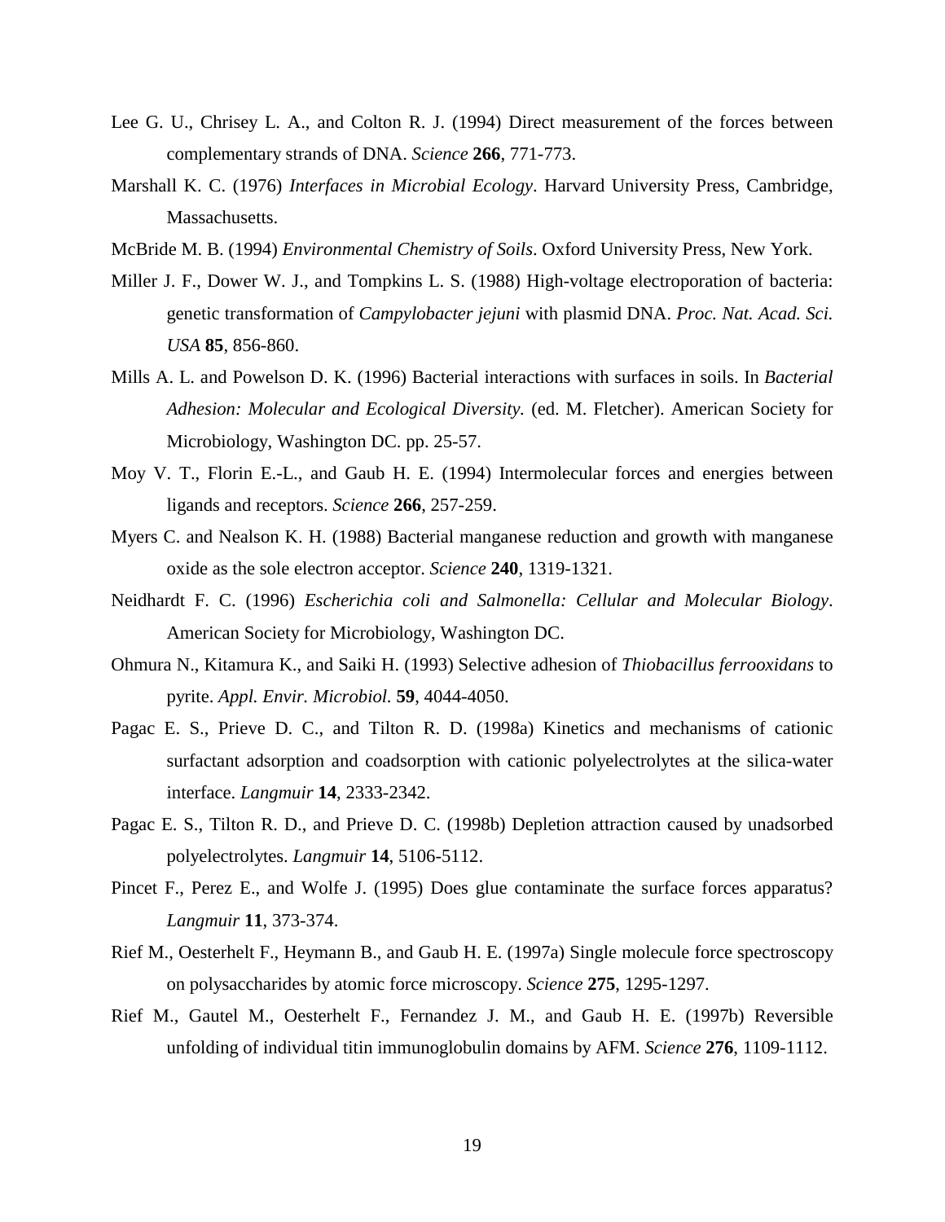Lee G. U., Chrisey L. A., and Colton R. J. (1994) Direct measurement of the forces between complementary strands of DNA. *Science* **266**, 771-773.

Marshall K. C. (1976) *Interfaces in Microbial Ecology*. Harvard University Press, Cambridge, Massachusetts.

McBride M. B. (1994) *Environmental Chemistry of Soils*. Oxford University Press, New York.

Miller J. F., Dower W. J., and Tompkins L. S. (1988) High-voltage electroporation of bacteria: genetic transformation of *Campylobacter jejuni* with plasmid DNA. *Proc. Nat. Acad. Sci. USA* **85**, 856-860.

Mills A. L. and Powelson D. K. (1996) Bacterial interactions with surfaces in soils. In *Bacterial Adhesion: Molecular and Ecological Diversity.* (ed. M. Fletcher). American Society for Microbiology, Washington DC. pp. 25-57.

Moy V. T., Florin E.-L., and Gaub H. E. (1994) Intermolecular forces and energies between ligands and receptors. *Science* **266**, 257-259.

Myers C. and Nealson K. H. (1988) Bacterial manganese reduction and growth with manganese oxide as the sole electron acceptor. *Science* **240**, 1319-1321.

Neidhardt F. C. (1996) *Escherichia coli and Salmonella: Cellular and Molecular Biology*. American Society for Microbiology, Washington DC.

Ohmura N., Kitamura K., and Saiki H. (1993) Selective adhesion of *Thiobacillus ferrooxidans* to pyrite. *Appl. Envir. Microbiol.* **59**, 4044-4050.

Pagac E. S., Prieve D. C., and Tilton R. D. (1998a) Kinetics and mechanisms of cationic surfactant adsorption and coadsorption with cationic polyelectrolytes at the silica-water interface. *Langmuir* **14**, 2333-2342.

Pagac E. S., Tilton R. D., and Prieve D. C. (1998b) Depletion attraction caused by unadsorbed polyelectrolytes. *Langmuir* **14**, 5106-5112.

Pincet F., Perez E., and Wolfe J. (1995) Does glue contaminate the surface forces apparatus? *Langmuir* **11**, 373-374.

Rief M., Oesterhelt F., Heymann B., and Gaub H. E. (1997a) Single molecule force spectroscopy on polysaccharides by atomic force microscopy. *Science* **275**, 1295-1297.

Rief M., Gautel M., Oesterhelt F., Fernandez J. M., and Gaub H. E. (1997b) Reversible unfolding of individual titin immunoglobulin domains by AFM. *Science* **276**, 1109-1112.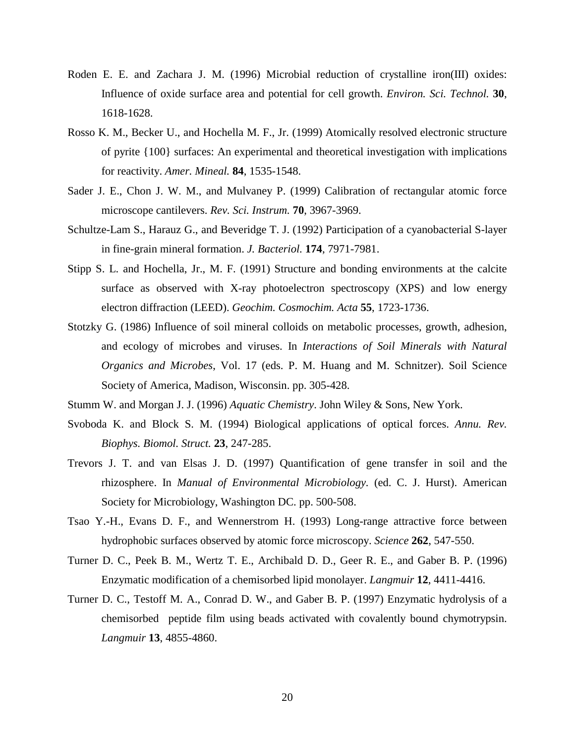Roden E. E. and Zachara J. M. (1996) Microbial reduction of crystalline iron(III) oxides: Influence of oxide surface area and potential for cell growth. *Environ. Sci. Technol.* **30**, 1618-1628.

Rosso K. M., Becker U., and Hochella M. F., Jr. (1999) Atomically resolved electronic structure of pyrite {100} surfaces: An experimental and theoretical investigation with implications for reactivity. *Amer. Mineal.* **84**, 1535-1548.

Sader J. E., Chon J. W. M., and Mulvaney P. (1999) Calibration of rectangular atomic force microscope cantilevers. *Rev. Sci. Instrum.* **70**, 3967-3969.

Schultze-Lam S., Harauz G., and Beveridge T. J. (1992) Participation of a cyanobacterial S-layer in fine-grain mineral formation. *J. Bacteriol.* **174**, 7971-7981.

Stipp S. L. and Hochella, Jr., M. F. (1991) Structure and bonding environments at the calcite surface as observed with X-ray photoelectron spectroscopy (XPS) and low energy electron diffraction (LEED). *Geochim. Cosmochim. Acta* **55**, 1723-1736.

Stotzky G. (1986) Influence of soil mineral colloids on metabolic processes, growth, adhesion, and ecology of microbes and viruses. In *Interactions of Soil Minerals with Natural Organics and Microbes*, Vol. 17 (eds. P. M. Huang and M. Schnitzer). Soil Science Society of America, Madison, Wisconsin. pp. 305-428.

Stumm W. and Morgan J. J. (1996) *Aquatic Chemistry*. John Wiley & Sons, New York.

Svoboda K. and Block S. M. (1994) Biological applications of optical forces. *Annu. Rev. Biophys. Biomol. Struct.* **23**, 247-285.

Trevors J. T. and van Elsas J. D. (1997) Quantification of gene transfer in soil and the rhizosphere. In *Manual of Environmental Microbiology*. (ed. C. J. Hurst). American Society for Microbiology, Washington DC. pp. 500-508.

Tsao Y.-H., Evans D. F., and Wennerstrom H. (1993) Long-range attractive force between hydrophobic surfaces observed by atomic force microscopy. *Science* **262**, 547-550.

Turner D. C., Peek B. M., Wertz T. E., Archibald D. D., Geer R. E., and Gaber B. P. (1996) Enzymatic modification of a chemisorbed lipid monolayer. *Langmuir* **12**, 4411-4416.

Turner D. C., Testoff M. A., Conrad D. W., and Gaber B. P. (1997) Enzymatic hydrolysis of a chemisorbed peptide film using beads activated with covalently bound chymotrypsin. *Langmuir* **13**, 4855-4860.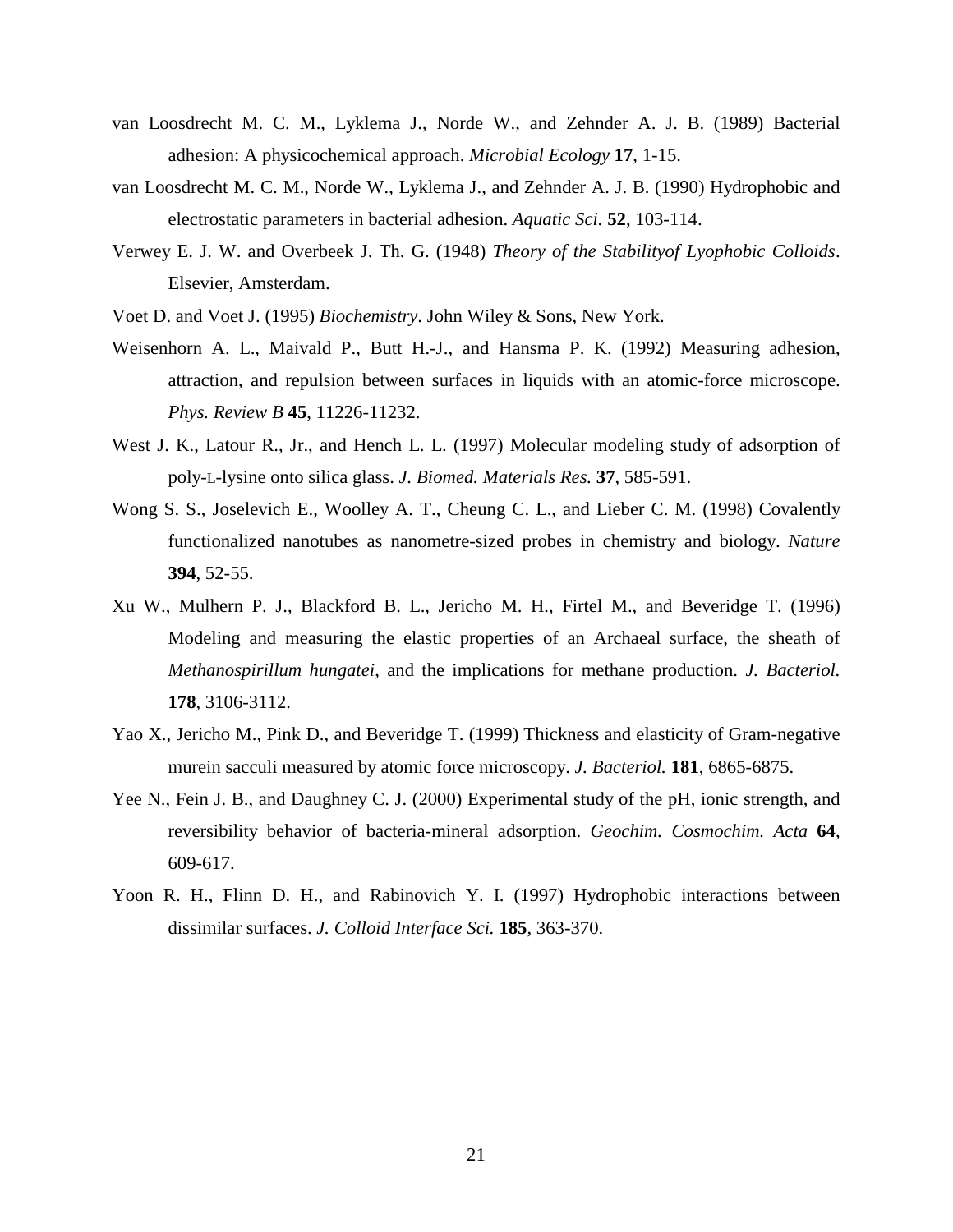van Loosdrecht M. C. M., Lyklema J., Norde W., and Zehnder A. J. B. (1989) Bacterial adhesion: A physicochemical approach. *Microbial Ecology* **17**, 1-15.

van Loosdrecht M. C. M., Norde W., Lyklema J., and Zehnder A. J. B. (1990) Hydrophobic and electrostatic parameters in bacterial adhesion. *Aquatic Sci.* **52**, 103-114.

Verwey E. J. W. and Overbeek J. Th. G. (1948) *Theory of the Stabilityof Lyophobic Colloids*. Elsevier, Amsterdam.

Voet D. and Voet J. (1995) *Biochemistry*. John Wiley & Sons, New York.

Weisenhorn A. L., Maivald P., Butt H.-J., and Hansma P. K. (1992) Measuring adhesion, attraction, and repulsion between surfaces in liquids with an atomic-force microscope. *Phys. Review B* **45**, 11226-11232.

West J. K., Latour R., Jr., and Hench L. L. (1997) Molecular modeling study of adsorption of poly-L-lysine onto silica glass. *J. Biomed. Materials Res.* **37**, 585-591.

Wong S. S., Joselevich E., Woolley A. T., Cheung C. L., and Lieber C. M. (1998) Covalently functionalized nanotubes as nanometre-sized probes in chemistry and biology. *Nature* **394**, 52-55.

Xu W., Mulhern P. J., Blackford B. L., Jericho M. H., Firtel M., and Beveridge T. (1996) Modeling and measuring the elastic properties of an Archaeal surface, the sheath of *Methanospirillum hungatei*, and the implications for methane production. *J. Bacteriol.* **178**, 3106-3112.

Yao X., Jericho M., Pink D., and Beveridge T. (1999) Thickness and elasticity of Gram-negative murein sacculi measured by atomic force microscopy. *J. Bacteriol.* **181**, 6865-6875.

Yee N., Fein J. B., and Daughney C. J. (2000) Experimental study of the pH, ionic strength, and reversibility behavior of bacteria-mineral adsorption. *Geochim. Cosmochim. Acta* **64**, 609-617.

Yoon R. H., Flinn D. H., and Rabinovich Y. I. (1997) Hydrophobic interactions between dissimilar surfaces. *J. Colloid Interface Sci.* **185**, 363-370.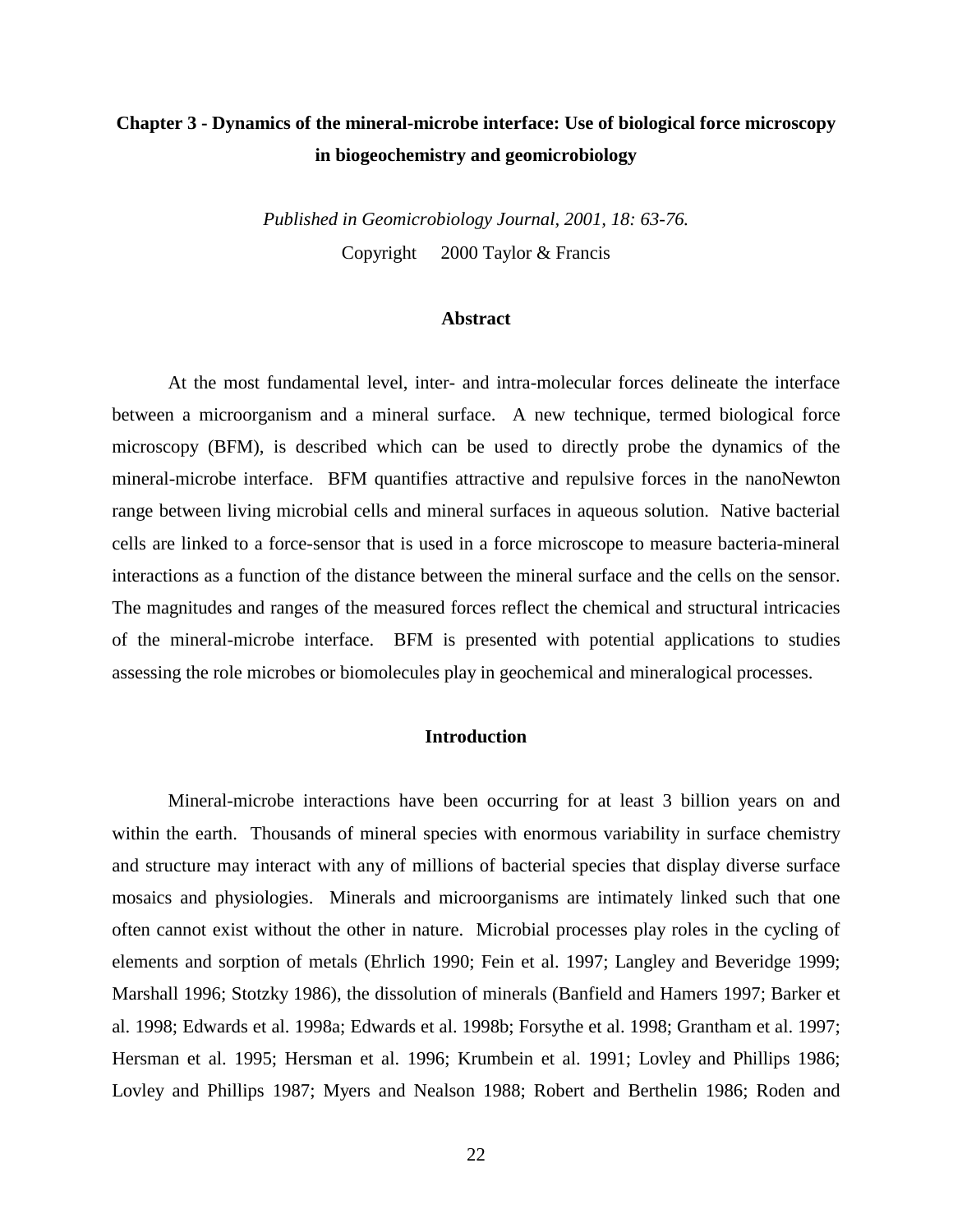# Chapter 3 - Dynamics of the mineral-microbe interface: Use of biological force microscopy in biogeochemistry and geomicrobiology

*Published in Geomicrobiology Journal, 2001, 18: 63-76.*

Copyright 2000 Taylor & Francis

## Abstract

At the most fundamental level, inter- and intra-molecular forces delineate the interface between a microorganism and a mineral surface. A new technique, termed biological force microscopy (BFM), is described which can be used to directly probe the dynamics of the mineral-microbe interface. BFM quantifies attractive and repulsive forces in the nanoNewton range between living microbial cells and mineral surfaces in aqueous solution. Native bacterial cells are linked to a force-sensor that is used in a force microscope to measure bacteria-mineral interactions as a function of the distance between the mineral surface and the cells on the sensor. The magnitudes and ranges of the measured forces reflect the chemical and structural intricacies of the mineral-microbe interface. BFM is presented with potential applications to studies assessing the role microbes or biomolecules play in geochemical and mineralogical processes.

## Introduction

Mineral-microbe interactions have been occurring for at least 3 billion years on and within the earth. Thousands of mineral species with enormous variability in surface chemistry and structure may interact with any of millions of bacterial species that display diverse surface mosaics and physiologies. Minerals and microorganisms are intimately linked such that one often cannot exist without the other in nature. Microbial processes play roles in the cycling of elements and sorption of metals (Ehrlich 1990; Fein et al. 1997; Langley and Beveridge 1999; Marshall 1996; Stotzky 1986), the dissolution of minerals (Banfield and Hamers 1997; Barker et al. 1998; Edwards et al. 1998a; Edwards et al. 1998b; Forsythe et al. 1998; Grantham et al. 1997; Hersman et al. 1995; Hersman et al. 1996; Krumbein et al. 1991; Lovley and Phillips 1986; Lovley and Phillips 1987; Myers and Nealson 1988; Robert and Berthelin 1986; Roden and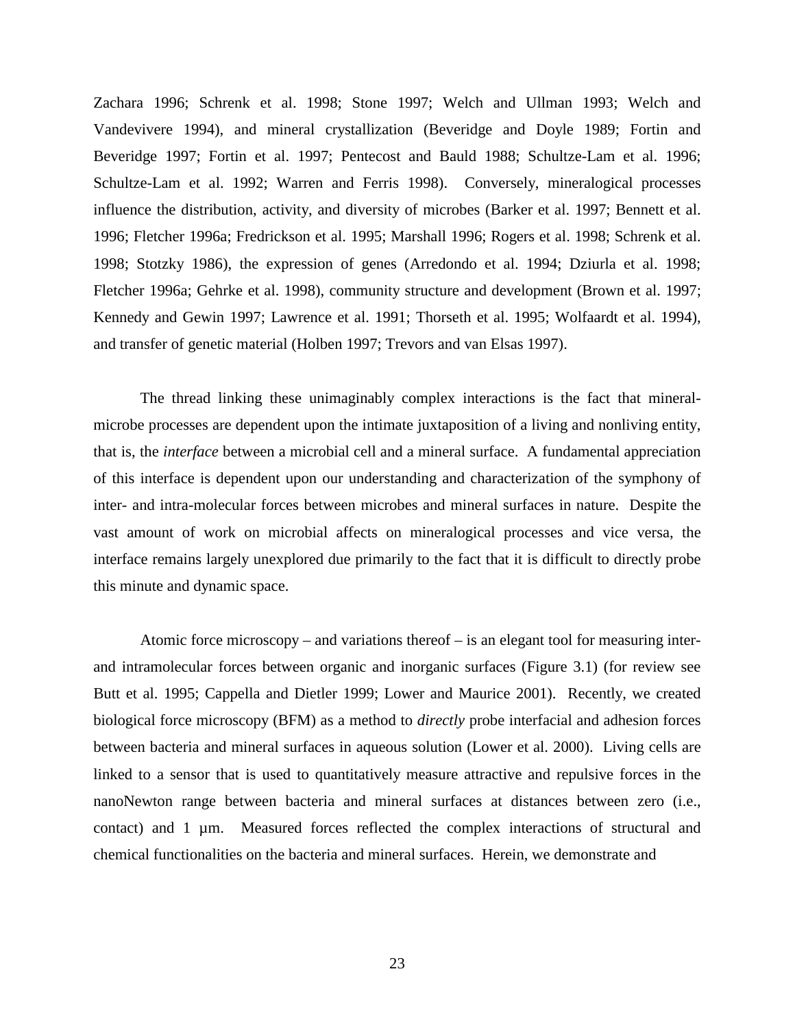Zachara 1996; Schrenk et al. 1998; Stone 1997; Welch and Ullman 1993; Welch and Vandevivere 1994), and mineral crystallization (Beveridge and Doyle 1989; Fortin and Beveridge 1997; Fortin et al. 1997; Pentecost and Bauld 1988; Schultze-Lam et al. 1996; Schultze-Lam et al. 1992; Warren and Ferris 1998). Conversely, mineralogical processes influence the distribution, activity, and diversity of microbes (Barker et al. 1997; Bennett et al. 1996; Fletcher 1996a; Fredrickson et al. 1995; Marshall 1996; Rogers et al. 1998; Schrenk et al. 1998; Stotzky 1986), the expression of genes (Arredondo et al. 1994; Dziurla et al. 1998; Fletcher 1996a; Gehrke et al. 1998), community structure and development (Brown et al. 1997; Kennedy and Gewin 1997; Lawrence et al. 1991; Thorseth et al. 1995; Wolfaardt et al. 1994), and transfer of genetic material (Holben 1997; Trevors and van Elsas 1997).

The thread linking these unimaginably complex interactions is the fact that mineral-microbe processes are dependent upon the intimate juxtaposition of a living and nonliving entity, that is, the *interface* between a microbial cell and a mineral surface. A fundamental appreciation of this interface is dependent upon our understanding and characterization of the symphony of inter- and intra-molecular forces between microbes and mineral surfaces in nature. Despite the vast amount of work on microbial affects on mineralogical processes and vice versa, the interface remains largely unexplored due primarily to the fact that it is difficult to directly probe this minute and dynamic space.

Atomic force microscopy – and variations thereof – is an elegant tool for measuring inter- and intramolecular forces between organic and inorganic surfaces (Figure 3.1) (for review see Butt et al. 1995; Cappella and Dietler 1999; Lower and Maurice 2001). Recently, we created biological force microscopy (BFM) as a method to *directly* probe interfacial and adhesion forces between bacteria and mineral surfaces in aqueous solution (Lower et al. 2000). Living cells are linked to a sensor that is used to quantitatively measure attractive and repulsive forces in the nanoNewton range between bacteria and mineral surfaces at distances between zero (i.e., contact) and 1 µm. Measured forces reflected the complex interactions of structural and chemical functionalities on the bacteria and mineral surfaces. Herein, we demonstrate and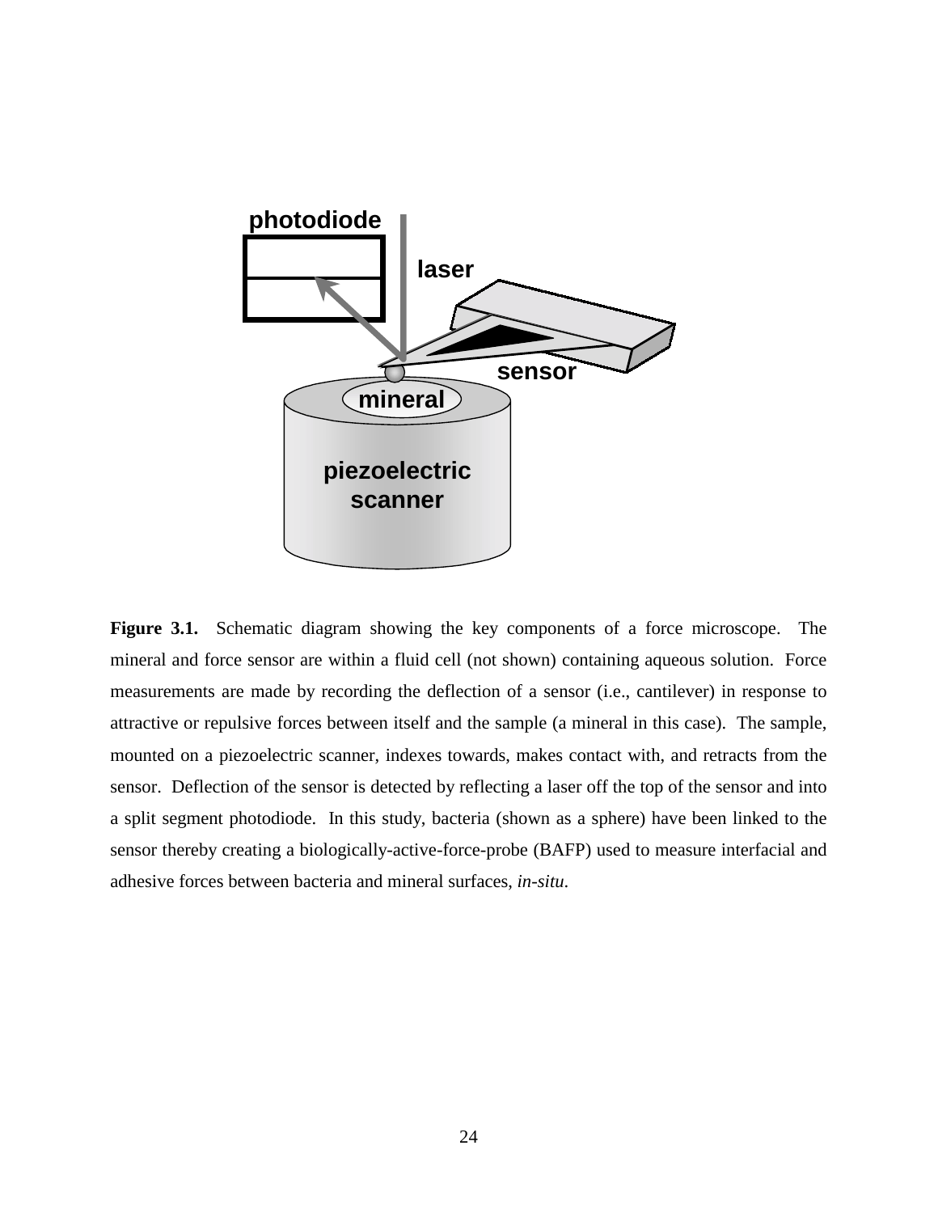**Figure 3.1.** Schematic diagram showing the key components of a force microscope. The mineral and force sensor are within a fluid cell (not shown) containing aqueous solution. Force measurements are made by recording the deflection of a sensor (i.e., cantilever) in response to attractive or repulsive forces between itself and the sample (a mineral in this case). The sample, mounted on a piezoelectric scanner, indexes towards, makes contact with, and retracts from the sensor. Deflection of the sensor is detected by reflecting a laser off the top of the sensor and into a split segment photodiode. In this study, bacteria (shown as a sphere) have been linked to the sensor thereby creating a biologically-active-force-probe (BAFP) used to measure interfacial and adhesive forces between bacteria and mineral surfaces, *in-situ*.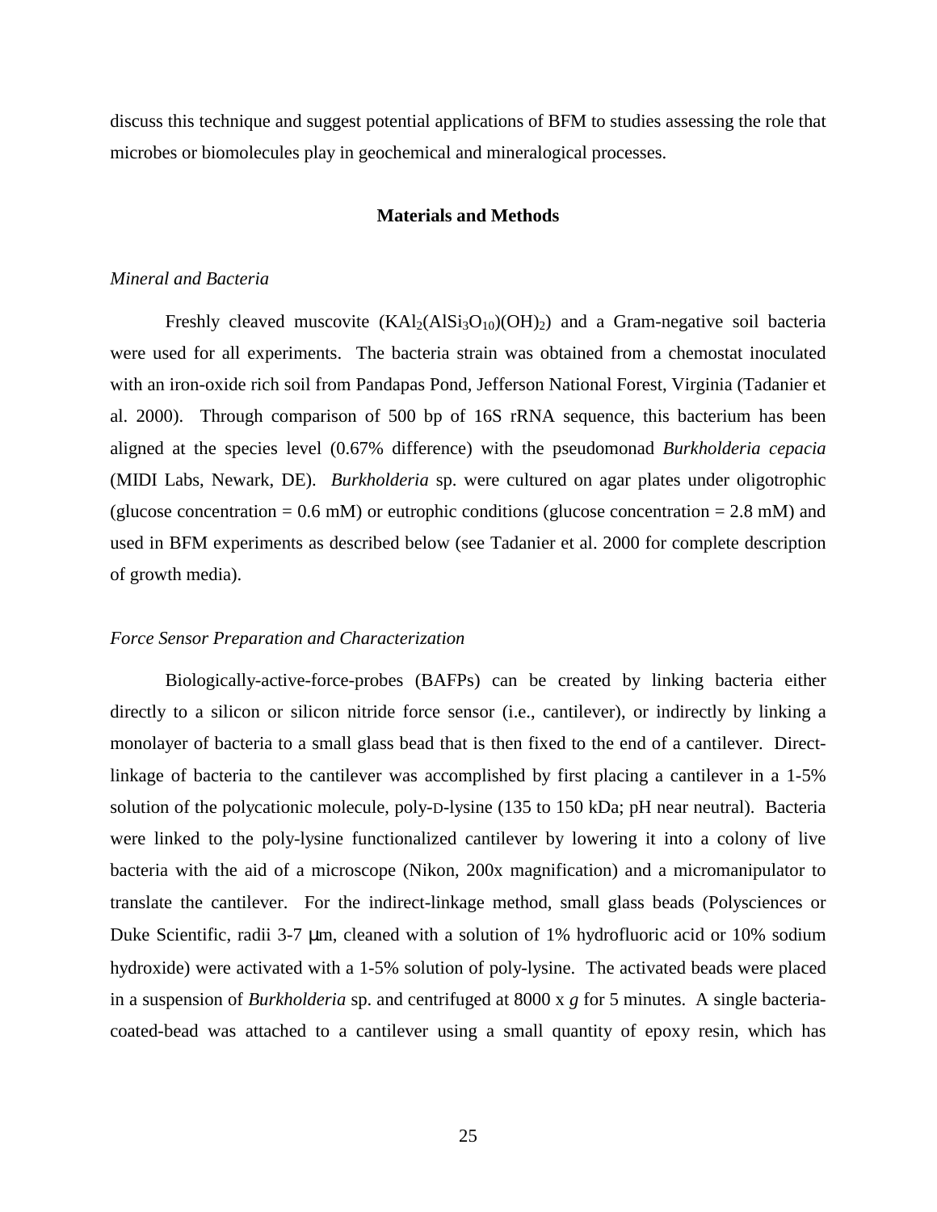discuss this technique and suggest potential applications of BFM to studies assessing the role that microbes or biomolecules play in geochemical and mineralogical processes.

## Materials and Methods

### *Mineral and Bacteria*

Freshly cleaved muscovite ($KAl_2(AlSi_3O_{10})(OH)_2$) and a Gram-negative soil bacteria were used for all experiments. The bacteria strain was obtained from a chemostat inoculated with an iron-oxide rich soil from Pandapas Pond, Jefferson National Forest, Virginia (Tadanier et al. 2000). Through comparison of 500 bp of 16S rRNA sequence, this bacterium has been aligned at the species level (0.67% difference) with the pseudomonad *Burkholderia cepacia* (MIDI Labs, Newark, DE). *Burkholderia* sp. were cultured on agar plates under oligotrophic (glucose concentration = 0.6 mM) or eutrophic conditions (glucose concentration = 2.8 mM) and used in BFM experiments as described below (see Tadanier et al. 2000 for complete description of growth media).

### *Force Sensor Preparation and Characterization*

Biologically-active-force-probes (BAFPs) can be created by linking bacteria either directly to a silicon or silicon nitride force sensor (i.e., cantilever), or indirectly by linking a monolayer of bacteria to a small glass bead that is then fixed to the end of a cantilever. Direct-linkage of bacteria to the cantilever was accomplished by first placing a cantilever in a 1-5% solution of the polycationic molecule, poly-D-lysine (135 to 150 kDa; pH near neutral). Bacteria were linked to the poly-lysine functionalized cantilever by lowering it into a colony of live bacteria with the aid of a microscope (Nikon, 200x magnification) and a micromanipulator to translate the cantilever. For the indirect-linkage method, small glass beads (Polysciences or Duke Scientific, radii 3-7 μm, cleaned with a solution of 1% hydrofluoric acid or 10% sodium hydroxide) were activated with a 1-5% solution of poly-lysine. The activated beads were placed in a suspension of *Burkholderia* sp. and centrifuged at 8000 x *g* for 5 minutes. A single bacteria-coated-bead was attached to a cantilever using a small quantity of epoxy resin, which has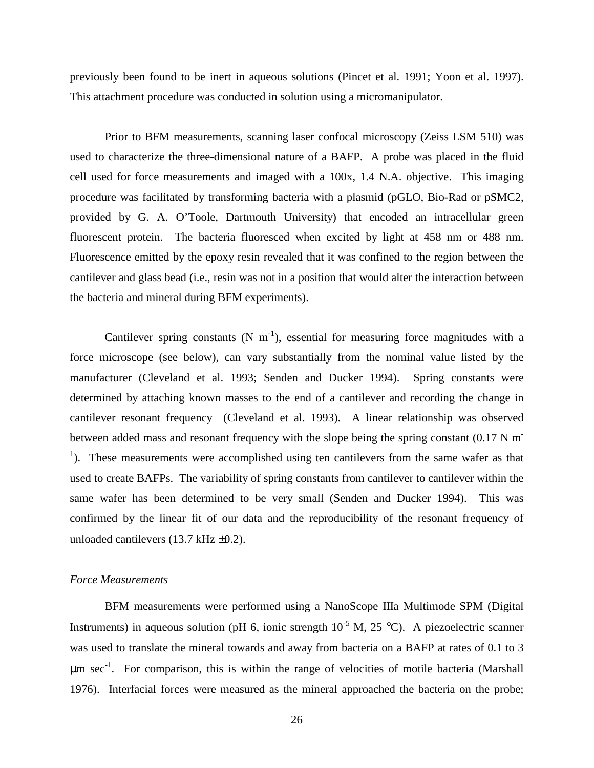previously been found to be inert in aqueous solutions (Pincet et al. 1991; Yoon et al. 1997). This attachment procedure was conducted in solution using a micromanipulator.

Prior to BFM measurements, scanning laser confocal microscopy (Zeiss LSM 510) was used to characterize the three-dimensional nature of a BAFP. A probe was placed in the fluid cell used for force measurements and imaged with a 100x, 1.4 N.A. objective. This imaging procedure was facilitated by transforming bacteria with a plasmid (pGLO, Bio-Rad or pSMC2, provided by G. A. O'Toole, Dartmouth University) that encoded an intracellular green fluorescent protein. The bacteria fluoresced when excited by light at 458 nm or 488 nm. Fluorescence emitted by the epoxy resin revealed that it was confined to the region between the cantilever and glass bead (i.e., resin was not in a position that would alter the interaction between the bacteria and mineral during BFM experiments).

Cantilever spring constants (N $m^{-1}$), essential for measuring force magnitudes with a force microscope (see below), can vary substantially from the nominal value listed by the manufacturer (Cleveland et al. 1993; Senden and Ducker 1994). Spring constants were determined by attaching known masses to the end of a cantilever and recording the change in cantilever resonant frequency (Cleveland et al. 1993). A linear relationship was observed between added mass and resonant frequency with the slope being the spring constant (0.17 N $m^{-1}$). These measurements were accomplished using ten cantilevers from the same wafer as that used to create BAFPs. The variability of spring constants from cantilever to cantilever within the same wafer has been determined to be very small (Senden and Ducker 1994). This was confirmed by the linear fit of our data and the reproducibility of the resonant frequency of unloaded cantilevers (13.7 kHz ±0.2).

*Force Measurements*

BFM measurements were performed using a NanoScope IIIa Multimode SPM (Digital Instruments) in aqueous solution (pH 6, ionic strength $10^{-5}$ M, 25 °C). A piezoelectric scanner was used to translate the mineral towards and away from bacteria on a BAFP at rates of 0.1 to 3 μm $sec^{-1}$. For comparison, this is within the range of velocities of motile bacteria (Marshall 1976). Interfacial forces were measured as the mineral approached the bacteria on the probe;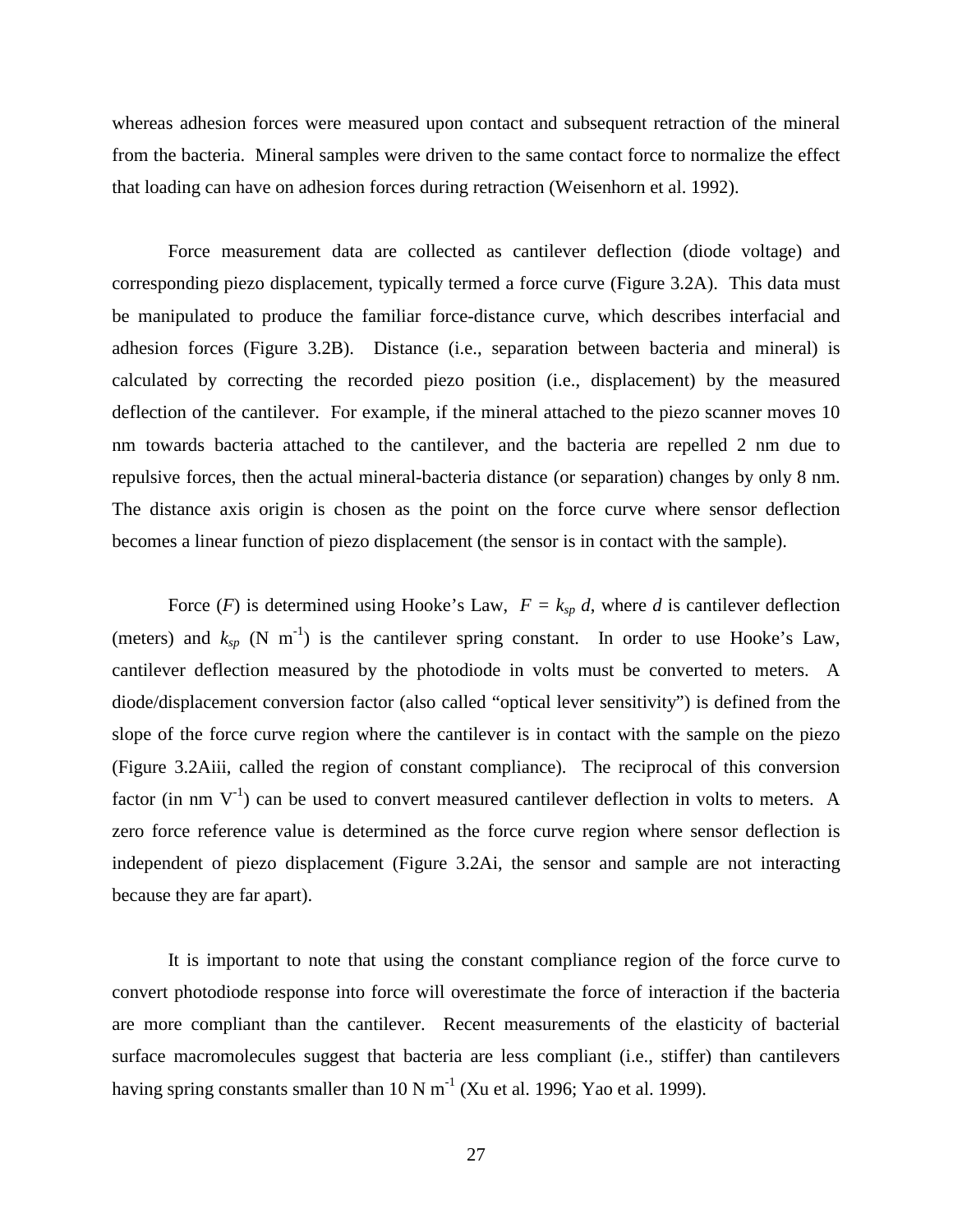whereas adhesion forces were measured upon contact and subsequent retraction of the mineral from the bacteria. Mineral samples were driven to the same contact force to normalize the effect that loading can have on adhesion forces during retraction (Weisenhorn et al. 1992).

Force measurement data are collected as cantilever deflection (diode voltage) and corresponding piezo displacement, typically termed a force curve (Figure 3.2A). This data must be manipulated to produce the familiar force-distance curve, which describes interfacial and adhesion forces (Figure 3.2B). Distance (i.e., separation between bacteria and mineral) is calculated by correcting the recorded piezo position (i.e., displacement) by the measured deflection of the cantilever. For example, if the mineral attached to the piezo scanner moves 10 nm towards bacteria attached to the cantilever, and the bacteria are repelled 2 nm due to repulsive forces, then the actual mineral-bacteria distance (or separation) changes by only 8 nm. The distance axis origin is chosen as the point on the force curve where sensor deflection becomes a linear function of piezo displacement (the sensor is in contact with the sample).

Force ($F$) is determined using Hooke's Law, $F = k_{sp}\, d$, where $d$ is cantilever deflection (meters) and $k_{sp}$ ($N\ m^{-1}$) is the cantilever spring constant. In order to use Hooke's Law, cantilever deflection measured by the photodiode in volts must be converted to meters. A diode/displacement conversion factor (also called "optical lever sensitivity") is defined from the slope of the force curve region where the cantilever is in contact with the sample on the piezo (Figure 3.2Aiii, called the region of constant compliance). The reciprocal of this conversion factor (in nm $V^{-1}$) can be used to convert measured cantilever deflection in volts to meters. A zero force reference value is determined as the force curve region where sensor deflection is independent of piezo displacement (Figure 3.2Ai, the sensor and sample are not interacting because they are far apart).

It is important to note that using the constant compliance region of the force curve to convert photodiode response into force will overestimate the force of interaction if the bacteria are more compliant than the cantilever. Recent measurements of the elasticity of bacterial surface macromolecules suggest that bacteria are less compliant (i.e., stiffer) than cantilevers having spring constants smaller than 10 N $m^{-1}$ (Xu et al. 1996; Yao et al. 1999).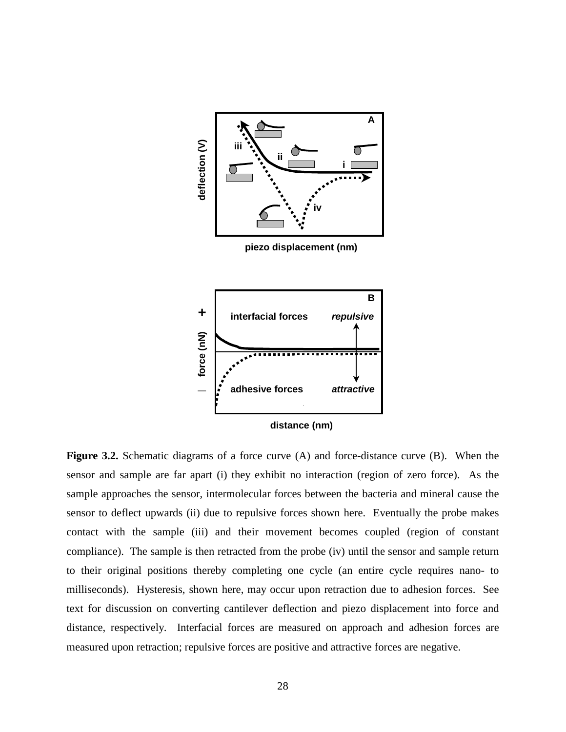**Figure 3.2.** Schematic diagrams of a force curve (A) and force-distance curve (B). When the sensor and sample are far apart (i) they exhibit no interaction (region of zero force). As the sample approaches the sensor, intermolecular forces between the bacteria and mineral cause the sensor to deflect upwards (ii) due to repulsive forces shown here. Eventually the probe makes contact with the sample (iii) and their movement becomes coupled (region of constant compliance). The sample is then retracted from the probe (iv) until the sensor and sample return to their original positions thereby completing one cycle (an entire cycle requires nano- to milliseconds). Hysteresis, shown here, may occur upon retraction due to adhesion forces. See text for discussion on converting cantilever deflection and piezo displacement into force and distance, respectively. Interfacial forces are measured on approach and adhesion forces are measured upon retraction; repulsive forces are positive and attractive forces are negative.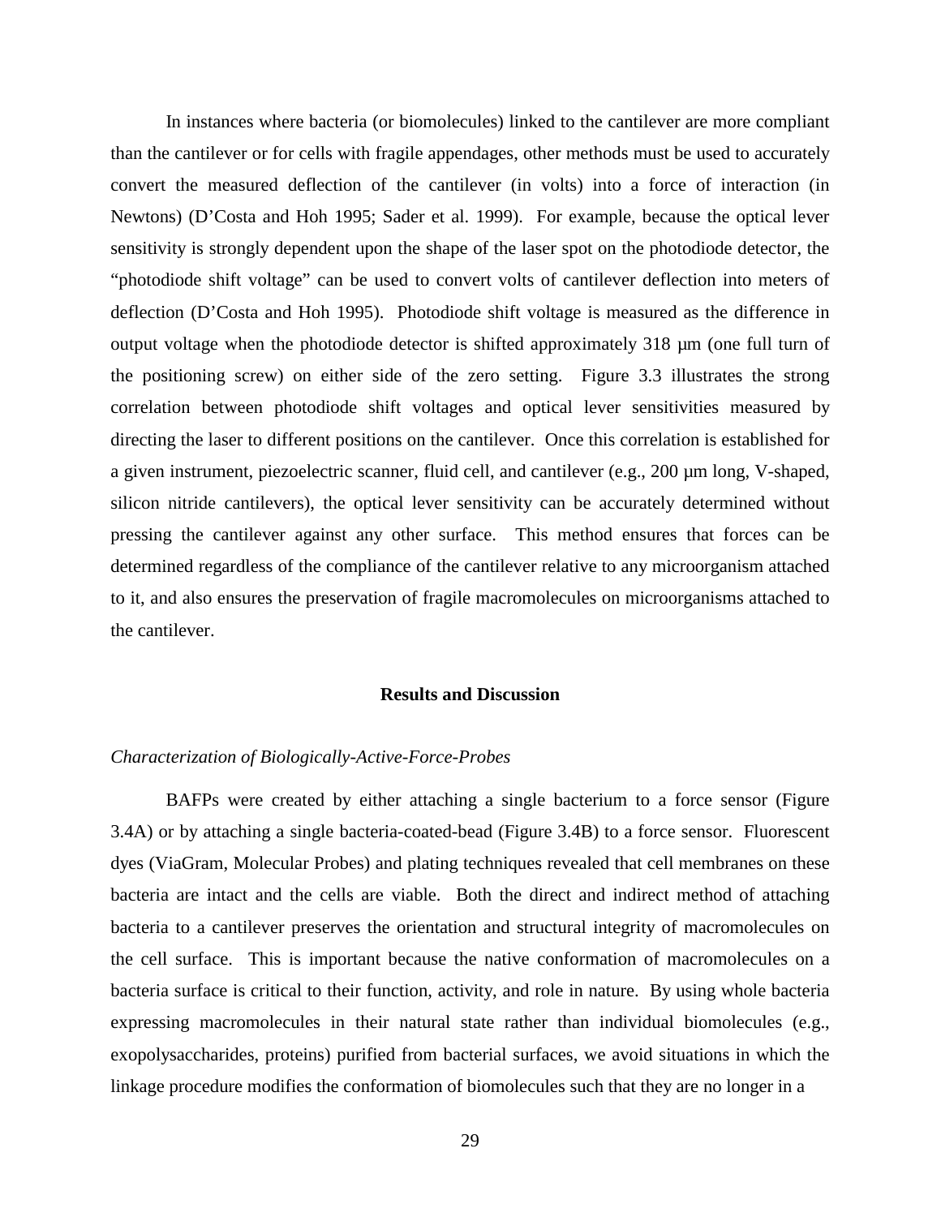In instances where bacteria (or biomolecules) linked to the cantilever are more compliant than the cantilever or for cells with fragile appendages, other methods must be used to accurately convert the measured deflection of the cantilever (in volts) into a force of interaction (in Newtons) (D'Costa and Hoh 1995; Sader et al. 1999). For example, because the optical lever sensitivity is strongly dependent upon the shape of the laser spot on the photodiode detector, the "photodiode shift voltage" can be used to convert volts of cantilever deflection into meters of deflection (D'Costa and Hoh 1995). Photodiode shift voltage is measured as the difference in output voltage when the photodiode detector is shifted approximately 318 µm (one full turn of the positioning screw) on either side of the zero setting. Figure 3.3 illustrates the strong correlation between photodiode shift voltages and optical lever sensitivities measured by directing the laser to different positions on the cantilever. Once this correlation is established for a given instrument, piezoelectric scanner, fluid cell, and cantilever (e.g., 200 µm long, V-shaped, silicon nitride cantilevers), the optical lever sensitivity can be accurately determined without pressing the cantilever against any other surface. This method ensures that forces can be determined regardless of the compliance of the cantilever relative to any microorganism attached to it, and also ensures the preservation of fragile macromolecules on microorganisms attached to the cantilever.

## Results and Discussion

### *Characterization of Biologically-Active-Force-Probes*

BAFPs were created by either attaching a single bacterium to a force sensor (Figure 3.4A) or by attaching a single bacteria-coated-bead (Figure 3.4B) to a force sensor. Fluorescent dyes (ViaGram, Molecular Probes) and plating techniques revealed that cell membranes on these bacteria are intact and the cells are viable. Both the direct and indirect method of attaching bacteria to a cantilever preserves the orientation and structural integrity of macromolecules on the cell surface. This is important because the native conformation of macromolecules on a bacteria surface is critical to their function, activity, and role in nature. By using whole bacteria expressing macromolecules in their natural state rather than individual biomolecules (e.g., exopolysaccharides, proteins) purified from bacterial surfaces, we avoid situations in which the linkage procedure modifies the conformation of biomolecules such that they are no longer in a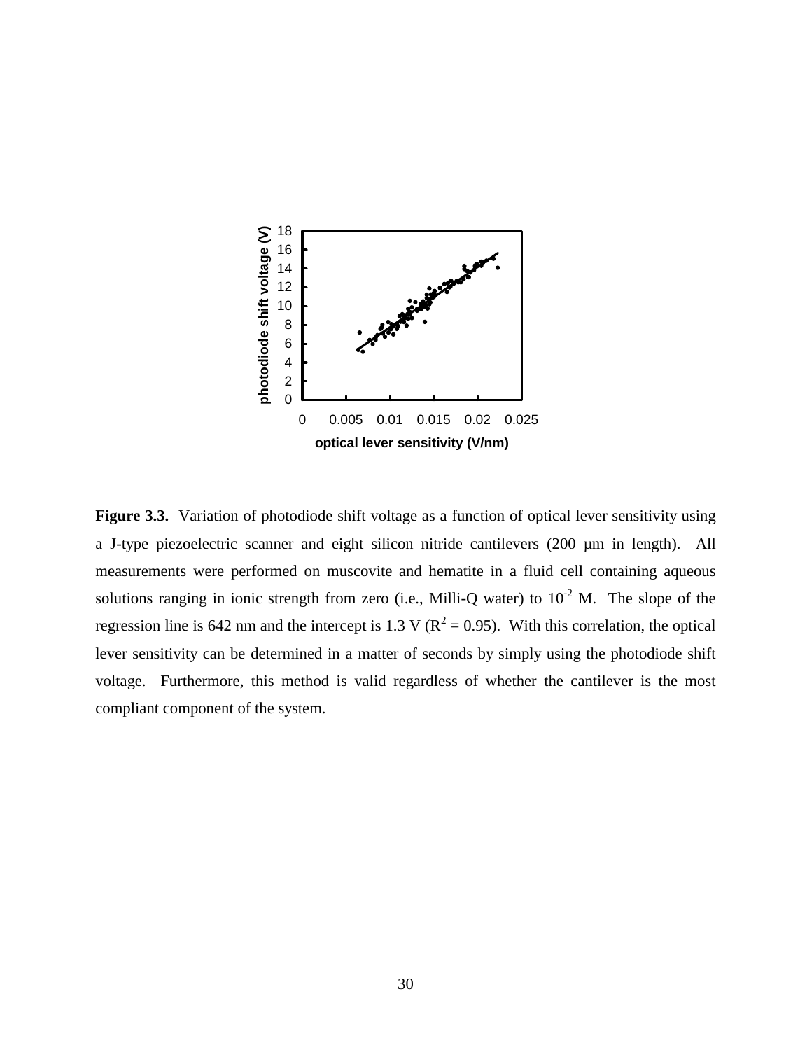**Figure 3.3.** Variation of photodiode shift voltage as a function of optical lever sensitivity using a J-type piezoelectric scanner and eight silicon nitride cantilevers (200 μm in length). All measurements were performed on muscovite and hematite in a fluid cell containing aqueous solutions ranging in ionic strength from zero (i.e., Milli-Q water) to $10^{-2}$ M. The slope of the regression line is 642 nm and the intercept is 1.3 V ($R^2 = 0.95$). With this correlation, the optical lever sensitivity can be determined in a matter of seconds by simply using the photodiode shift voltage. Furthermore, this method is valid regardless of whether the cantilever is the most compliant component of the system.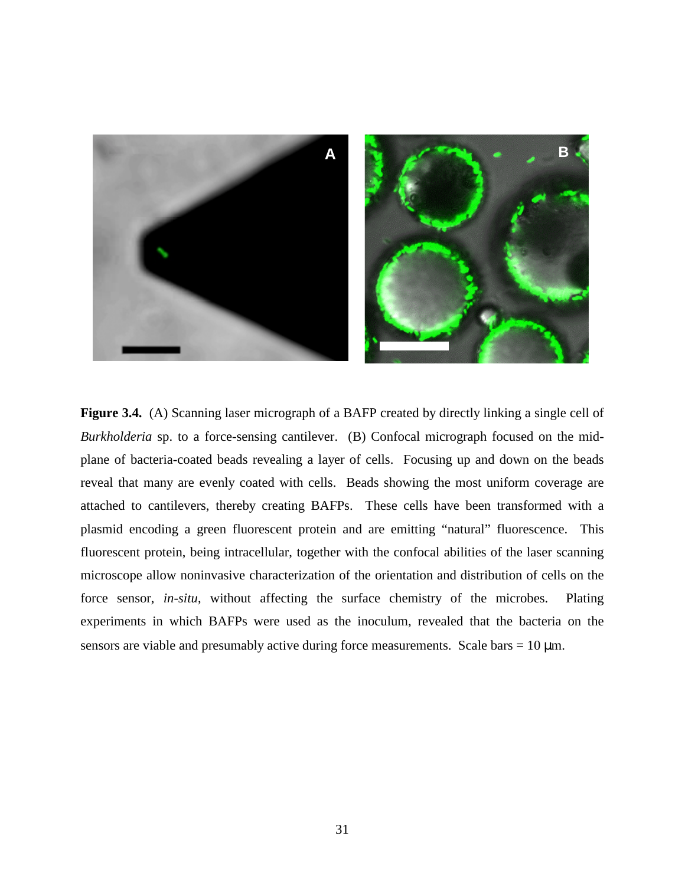**Figure 3.4.** (A) Scanning laser micrograph of a BAFP created by directly linking a single cell of *Burkholderia* sp. to a force-sensing cantilever. (B) Confocal micrograph focused on the mid-plane of bacteria-coated beads revealing a layer of cells. Focusing up and down on the beads reveal that many are evenly coated with cells. Beads showing the most uniform coverage are attached to cantilevers, thereby creating BAFPs. These cells have been transformed with a plasmid encoding a green fluorescent protein and are emitting "natural" fluorescence. This fluorescent protein, being intracellular, together with the confocal abilities of the laser scanning microscope allow noninvasive characterization of the orientation and distribution of cells on the force sensor, *in-situ*, without affecting the surface chemistry of the microbes. Plating experiments in which BAFPs were used as the inoculum, revealed that the bacteria on the sensors are viable and presumably active during force measurements. Scale bars = 10 μm.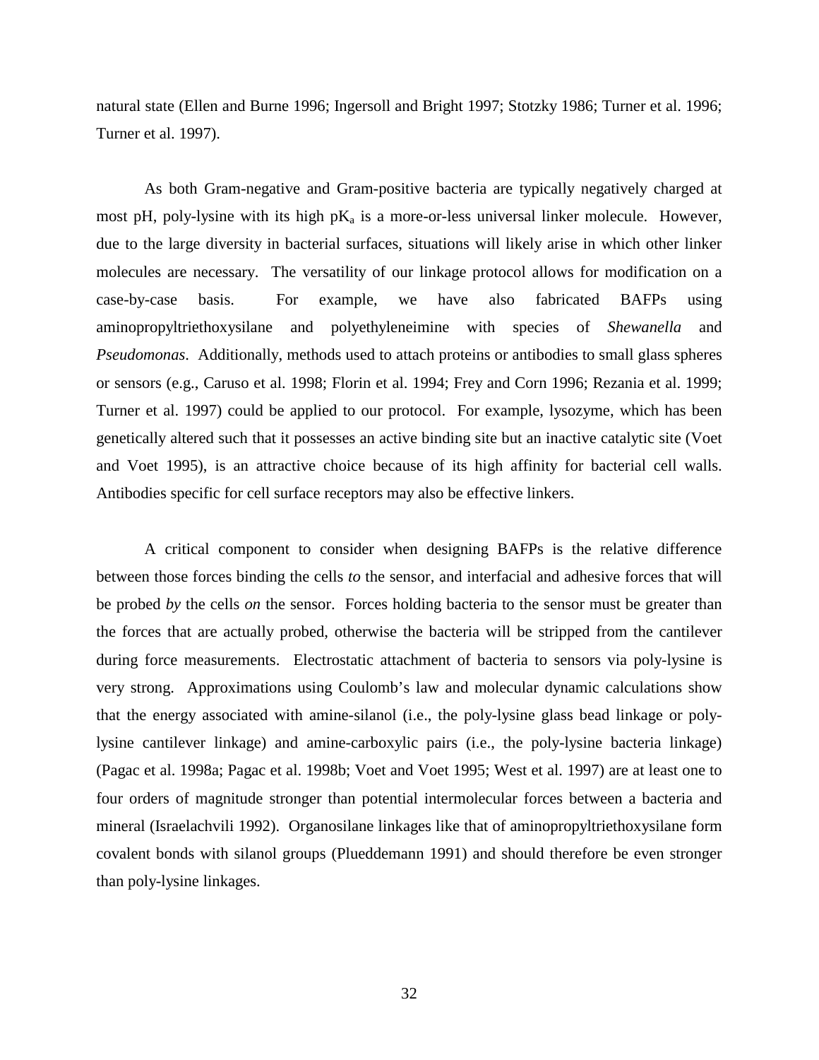natural state (Ellen and Burne 1996; Ingersoll and Bright 1997; Stotzky 1986; Turner et al. 1996; Turner et al. 1997).

As both Gram-negative and Gram-positive bacteria are typically negatively charged at most pH, poly-lysine with its high $pK_a$ is a more-or-less universal linker molecule. However, due to the large diversity in bacterial surfaces, situations will likely arise in which other linker molecules are necessary. The versatility of our linkage protocol allows for modification on a case-by-case basis. For example, we have also fabricated BAFPs using aminopropyltriethoxysilane and polyethyleneimine with species of *Shewanella* and *Pseudomonas*. Additionally, methods used to attach proteins or antibodies to small glass spheres or sensors (e.g., Caruso et al. 1998; Florin et al. 1994; Frey and Corn 1996; Rezania et al. 1999; Turner et al. 1997) could be applied to our protocol. For example, lysozyme, which has been genetically altered such that it possesses an active binding site but an inactive catalytic site (Voet and Voet 1995), is an attractive choice because of its high affinity for bacterial cell walls. Antibodies specific for cell surface receptors may also be effective linkers.

A critical component to consider when designing BAFPs is the relative difference between those forces binding the cells *to* the sensor, and interfacial and adhesive forces that will be probed *by* the cells *on* the sensor. Forces holding bacteria to the sensor must be greater than the forces that are actually probed, otherwise the bacteria will be stripped from the cantilever during force measurements. Electrostatic attachment of bacteria to sensors via poly-lysine is very strong. Approximations using Coulomb's law and molecular dynamic calculations show that the energy associated with amine-silanol (i.e., the poly-lysine glass bead linkage or poly-lysine cantilever linkage) and amine-carboxylic pairs (i.e., the poly-lysine bacteria linkage) (Pagac et al. 1998a; Pagac et al. 1998b; Voet and Voet 1995; West et al. 1997) are at least one to four orders of magnitude stronger than potential intermolecular forces between a bacteria and mineral (Israelachvili 1992). Organosilane linkages like that of aminopropyltriethoxysilane form covalent bonds with silanol groups (Plueddemann 1991) and should therefore be even stronger than poly-lysine linkages.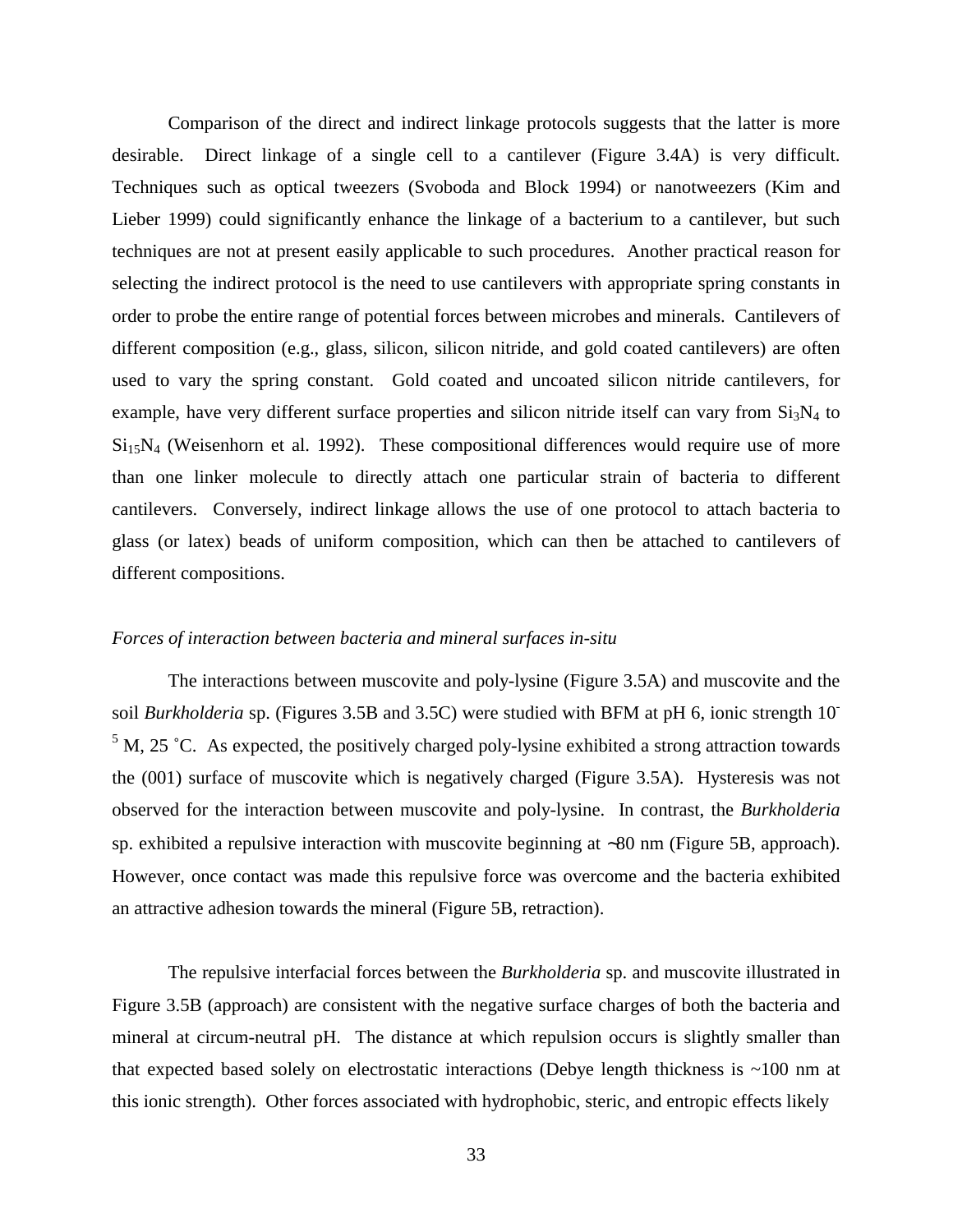Comparison of the direct and indirect linkage protocols suggests that the latter is more desirable. Direct linkage of a single cell to a cantilever (Figure 3.4A) is very difficult. Techniques such as optical tweezers (Svoboda and Block 1994) or nanotweezers (Kim and Lieber 1999) could significantly enhance the linkage of a bacterium to a cantilever, but such techniques are not at present easily applicable to such procedures. Another practical reason for selecting the indirect protocol is the need to use cantilevers with appropriate spring constants in order to probe the entire range of potential forces between microbes and minerals. Cantilevers of different composition (e.g., glass, silicon, silicon nitride, and gold coated cantilevers) are often used to vary the spring constant. Gold coated and uncoated silicon nitride cantilevers, for example, have very different surface properties and silicon nitride itself can vary from $Si_3N_4$ to $Si_{15}N_4$ (Weisenhorn et al. 1992). These compositional differences would require use of more than one linker molecule to directly attach one particular strain of bacteria to different cantilevers. Conversely, indirect linkage allows the use of one protocol to attach bacteria to glass (or latex) beads of uniform composition, which can then be attached to cantilevers of different compositions.

*Forces of interaction between bacteria and mineral surfaces in-situ*

The interactions between muscovite and poly-lysine (Figure 3.5A) and muscovite and the soil *Burkholderia* sp. (Figures 3.5B and 3.5C) were studied with BFM at pH 6, ionic strength $10^{-5}$ M, 25 ˚C. As expected, the positively charged poly-lysine exhibited a strong attraction towards the (001) surface of muscovite which is negatively charged (Figure 3.5A). Hysteresis was not observed for the interaction between muscovite and poly-lysine. In contrast, the *Burkholderia* sp. exhibited a repulsive interaction with muscovite beginning at ~80 nm (Figure 5B, approach). However, once contact was made this repulsive force was overcome and the bacteria exhibited an attractive adhesion towards the mineral (Figure 5B, retraction).

The repulsive interfacial forces between the *Burkholderia* sp. and muscovite illustrated in Figure 3.5B (approach) are consistent with the negative surface charges of both the bacteria and mineral at circum-neutral pH. The distance at which repulsion occurs is slightly smaller than that expected based solely on electrostatic interactions (Debye length thickness is ~100 nm at this ionic strength). Other forces associated with hydrophobic, steric, and entropic effects likely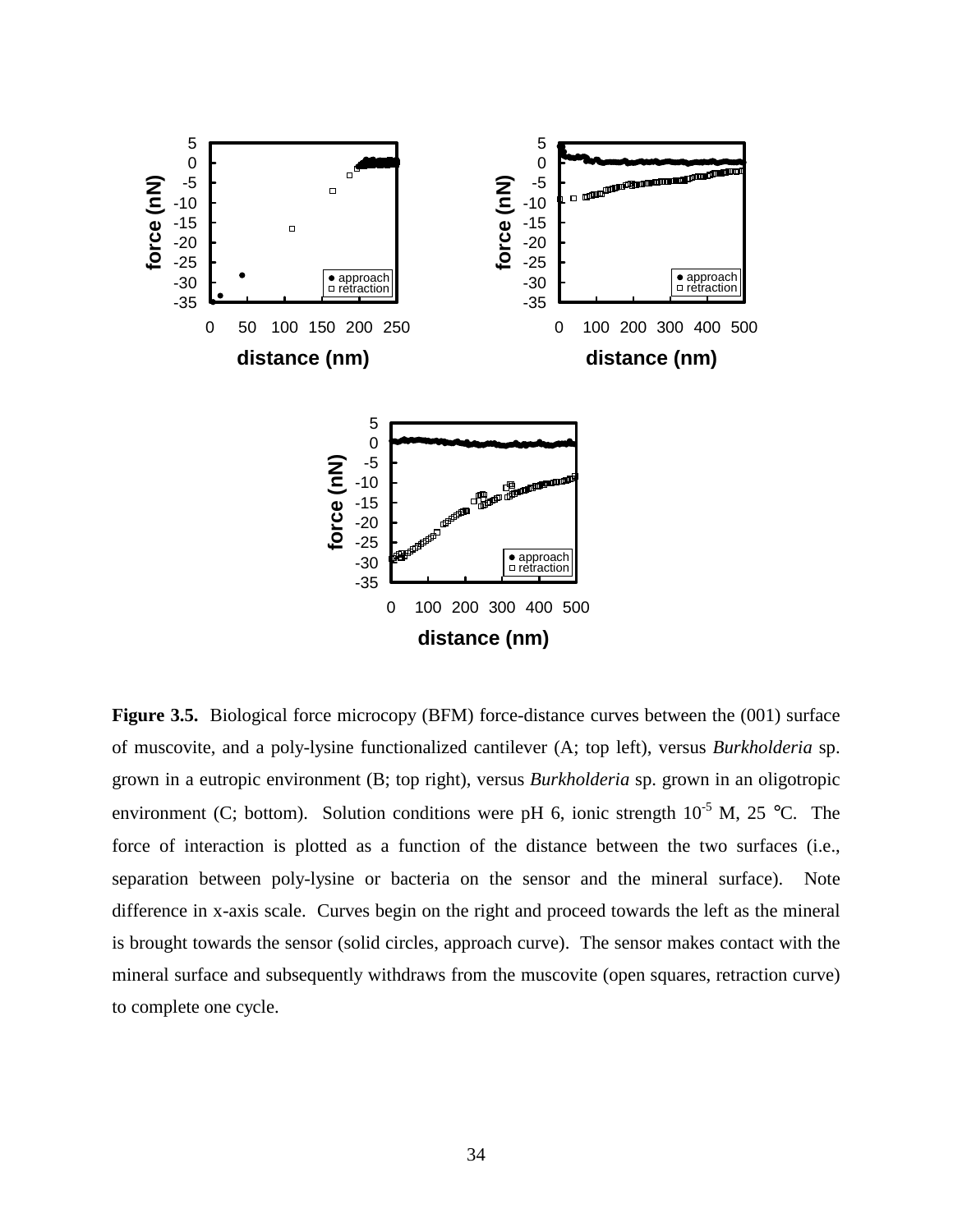**Figure 3.5.** Biological force microcopy (BFM) force-distance curves between the (001) surface of muscovite, and a poly-lysine functionalized cantilever (A; top left), versus *Burkholderia* sp. grown in a eutropic environment (B; top right), versus *Burkholderia* sp. grown in an oligotropic environment (C; bottom). Solution conditions were pH 6, ionic strength $10^{-5}$ M, 25 °C. The force of interaction is plotted as a function of the distance between the two surfaces (i.e., separation between poly-lysine or bacteria on the sensor and the mineral surface). Note difference in x-axis scale. Curves begin on the right and proceed towards the left as the mineral is brought towards the sensor (solid circles, approach curve). The sensor makes contact with the mineral surface and subsequently withdraws from the muscovite (open squares, retraction curve) to complete one cycle.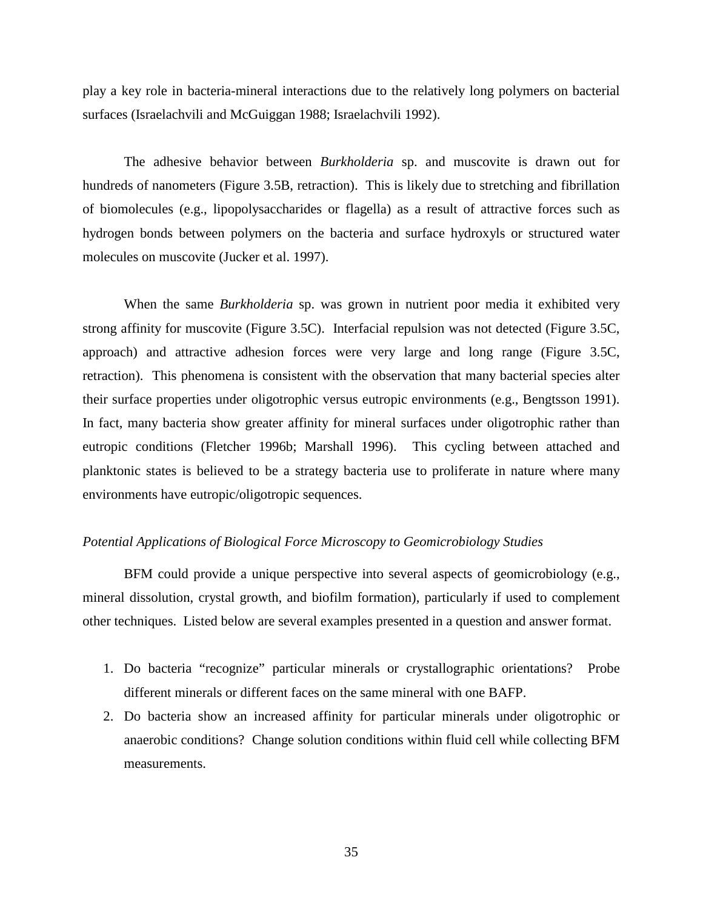play a key role in bacteria-mineral interactions due to the relatively long polymers on bacterial surfaces (Israelachvili and McGuiggan 1988; Israelachvili 1992).

The adhesive behavior between *Burkholderia* sp. and muscovite is drawn out for hundreds of nanometers (Figure 3.5B, retraction). This is likely due to stretching and fibrillation of biomolecules (e.g., lipopolysaccharides or flagella) as a result of attractive forces such as hydrogen bonds between polymers on the bacteria and surface hydroxyls or structured water molecules on muscovite (Jucker et al. 1997).

When the same *Burkholderia* sp. was grown in nutrient poor media it exhibited very strong affinity for muscovite (Figure 3.5C). Interfacial repulsion was not detected (Figure 3.5C, approach) and attractive adhesion forces were very large and long range (Figure 3.5C, retraction). This phenomena is consistent with the observation that many bacterial species alter their surface properties under oligotrophic versus eutropic environments (e.g., Bengtsson 1991). In fact, many bacteria show greater affinity for mineral surfaces under oligotrophic rather than eutropic conditions (Fletcher 1996b; Marshall 1996). This cycling between attached and planktonic states is believed to be a strategy bacteria use to proliferate in nature where many environments have eutropic/oligotropic sequences.

*Potential Applications of Biological Force Microscopy to Geomicrobiology Studies*

BFM could provide a unique perspective into several aspects of geomicrobiology (e.g., mineral dissolution, crystal growth, and biofilm formation), particularly if used to complement other techniques. Listed below are several examples presented in a question and answer format.

1. Do bacteria "recognize" particular minerals or crystallographic orientations? Probe different minerals or different faces on the same mineral with one BAFP.
2. Do bacteria show an increased affinity for particular minerals under oligotrophic or anaerobic conditions? Change solution conditions within fluid cell while collecting BFM measurements.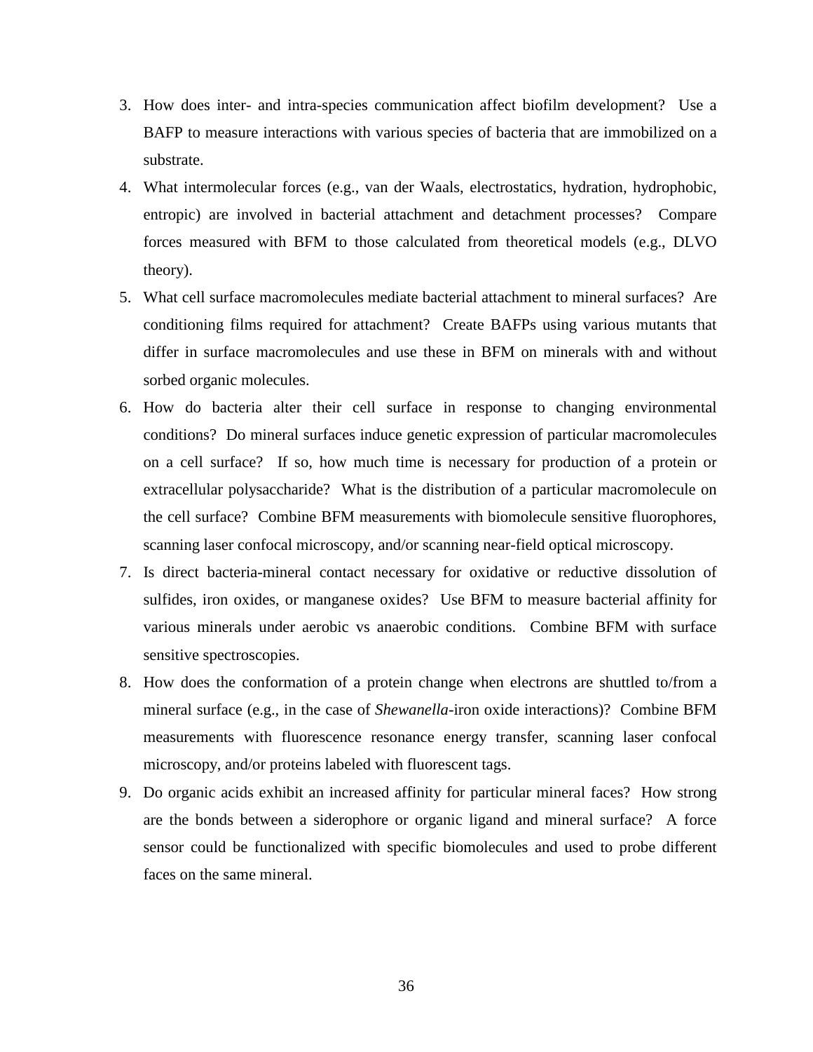3. How does inter- and intra-species communication affect biofilm development? Use a BAFP to measure interactions with various species of bacteria that are immobilized on a substrate.
4. What intermolecular forces (e.g., van der Waals, electrostatics, hydration, hydrophobic, entropic) are involved in bacterial attachment and detachment processes? Compare forces measured with BFM to those calculated from theoretical models (e.g., DLVO theory).
5. What cell surface macromolecules mediate bacterial attachment to mineral surfaces? Are conditioning films required for attachment? Create BAFPs using various mutants that differ in surface macromolecules and use these in BFM on minerals with and without sorbed organic molecules.
6. How do bacteria alter their cell surface in response to changing environmental conditions? Do mineral surfaces induce genetic expression of particular macromolecules on a cell surface? If so, how much time is necessary for production of a protein or extracellular polysaccharide? What is the distribution of a particular macromolecule on the cell surface? Combine BFM measurements with biomolecule sensitive fluorophores, scanning laser confocal microscopy, and/or scanning near-field optical microscopy.
7. Is direct bacteria-mineral contact necessary for oxidative or reductive dissolution of sulfides, iron oxides, or manganese oxides? Use BFM to measure bacterial affinity for various minerals under aerobic vs anaerobic conditions. Combine BFM with surface sensitive spectroscopies.
8. How does the conformation of a protein change when electrons are shuttled to/from a mineral surface (e.g., in the case of *Shewanella*-iron oxide interactions)? Combine BFM measurements with fluorescence resonance energy transfer, scanning laser confocal microscopy, and/or proteins labeled with fluorescent tags.
9. Do organic acids exhibit an increased affinity for particular mineral faces? How strong are the bonds between a siderophore or organic ligand and mineral surface? A force sensor could be functionalized with specific biomolecules and used to probe different faces on the same mineral.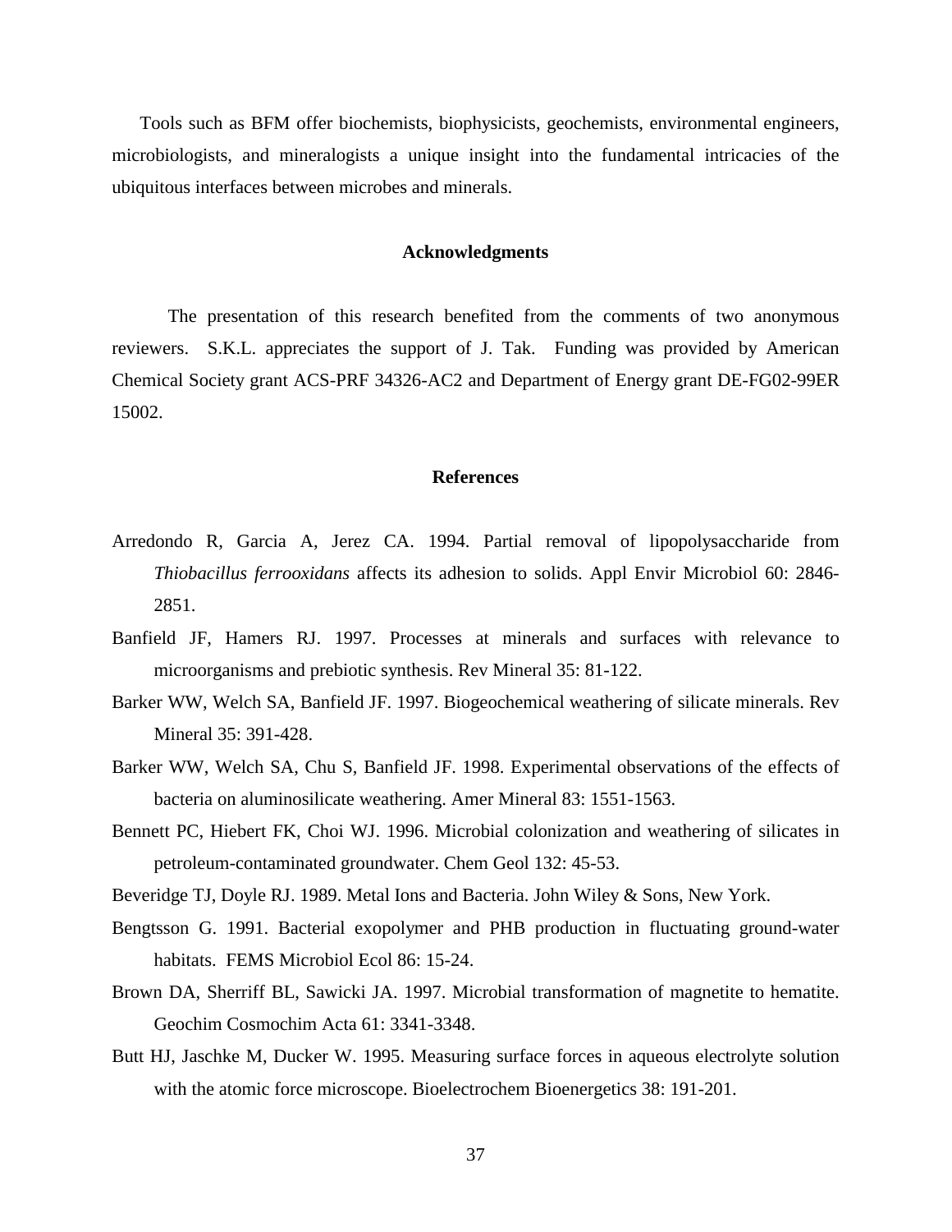Tools such as BFM offer biochemists, biophysicists, geochemists, environmental engineers, microbiologists, and mineralogists a unique insight into the fundamental intricacies of the ubiquitous interfaces between microbes and minerals.

## Acknowledgments

The presentation of this research benefited from the comments of two anonymous reviewers. S.K.L. appreciates the support of J. Tak. Funding was provided by American Chemical Society grant ACS-PRF 34326-AC2 and Department of Energy grant DE-FG02-99ER 15002.

## References

Arredondo R, Garcia A, Jerez CA. 1994. Partial removal of lipopolysaccharide from *Thiobacillus ferrooxidans* affects its adhesion to solids. Appl Envir Microbiol 60: 2846-2851.

Banfield JF, Hamers RJ. 1997. Processes at minerals and surfaces with relevance to microorganisms and prebiotic synthesis. Rev Mineral 35: 81-122.

Barker WW, Welch SA, Banfield JF. 1997. Biogeochemical weathering of silicate minerals. Rev Mineral 35: 391-428.

Barker WW, Welch SA, Chu S, Banfield JF. 1998. Experimental observations of the effects of bacteria on aluminosilicate weathering. Amer Mineral 83: 1551-1563.

Bennett PC, Hiebert FK, Choi WJ. 1996. Microbial colonization and weathering of silicates in petroleum-contaminated groundwater. Chem Geol 132: 45-53.

Beveridge TJ, Doyle RJ. 1989. Metal Ions and Bacteria. John Wiley & Sons, New York.

Bengtsson G. 1991. Bacterial exopolymer and PHB production in fluctuating ground-water habitats. FEMS Microbiol Ecol 86: 15-24.

Brown DA, Sherriff BL, Sawicki JA. 1997. Microbial transformation of magnetite to hematite. Geochim Cosmochim Acta 61: 3341-3348.

Butt HJ, Jaschke M, Ducker W. 1995. Measuring surface forces in aqueous electrolyte solution with the atomic force microscope. Bioelectrochem Bioenergetics 38: 191-201.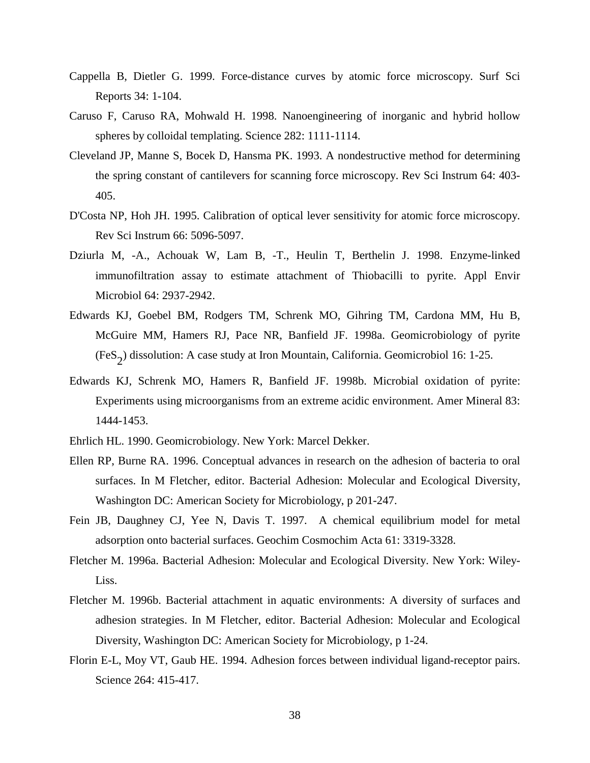Cappella B, Dietler G. 1999. Force-distance curves by atomic force microscopy. Surf Sci Reports 34: 1-104.

Caruso F, Caruso RA, Mohwald H. 1998. Nanoengineering of inorganic and hybrid hollow spheres by colloidal templating. Science 282: 1111-1114.

Cleveland JP, Manne S, Bocek D, Hansma PK. 1993. A nondestructive method for determining the spring constant of cantilevers for scanning force microscopy. Rev Sci Instrum 64: 403-405.

D'Costa NP, Hoh JH. 1995. Calibration of optical lever sensitivity for atomic force microscopy. Rev Sci Instrum 66: 5096-5097.

Dziurla M, -A., Achouak W, Lam B, -T., Heulin T, Berthelin J. 1998. Enzyme-linked immunofiltration assay to estimate attachment of Thiobacilli to pyrite. Appl Envir Microbiol 64: 2937-2942.

Edwards KJ, Goebel BM, Rodgers TM, Schrenk MO, Gihring TM, Cardona MM, Hu B, McGuire MM, Hamers RJ, Pace NR, Banfield JF. 1998a. Geomicrobiology of pyrite ($FeS_2$) dissolution: A case study at Iron Mountain, California. Geomicrobiol 16: 1-25.

Edwards KJ, Schrenk MO, Hamers R, Banfield JF. 1998b. Microbial oxidation of pyrite: Experiments using microorganisms from an extreme acidic environment. Amer Mineral 83: 1444-1453.

Ehrlich HL. 1990. Geomicrobiology. New York: Marcel Dekker.

Ellen RP, Burne RA. 1996. Conceptual advances in research on the adhesion of bacteria to oral surfaces. In M Fletcher, editor. Bacterial Adhesion: Molecular and Ecological Diversity, Washington DC: American Society for Microbiology, p 201-247.

Fein JB, Daughney CJ, Yee N, Davis T. 1997. A chemical equilibrium model for metal adsorption onto bacterial surfaces. Geochim Cosmochim Acta 61: 3319-3328.

Fletcher M. 1996a. Bacterial Adhesion: Molecular and Ecological Diversity. New York: Wiley-Liss.

Fletcher M. 1996b. Bacterial attachment in aquatic environments: A diversity of surfaces and adhesion strategies. In M Fletcher, editor. Bacterial Adhesion: Molecular and Ecological Diversity, Washington DC: American Society for Microbiology, p 1-24.

Florin E-L, Moy VT, Gaub HE. 1994. Adhesion forces between individual ligand-receptor pairs. Science 264: 415-417.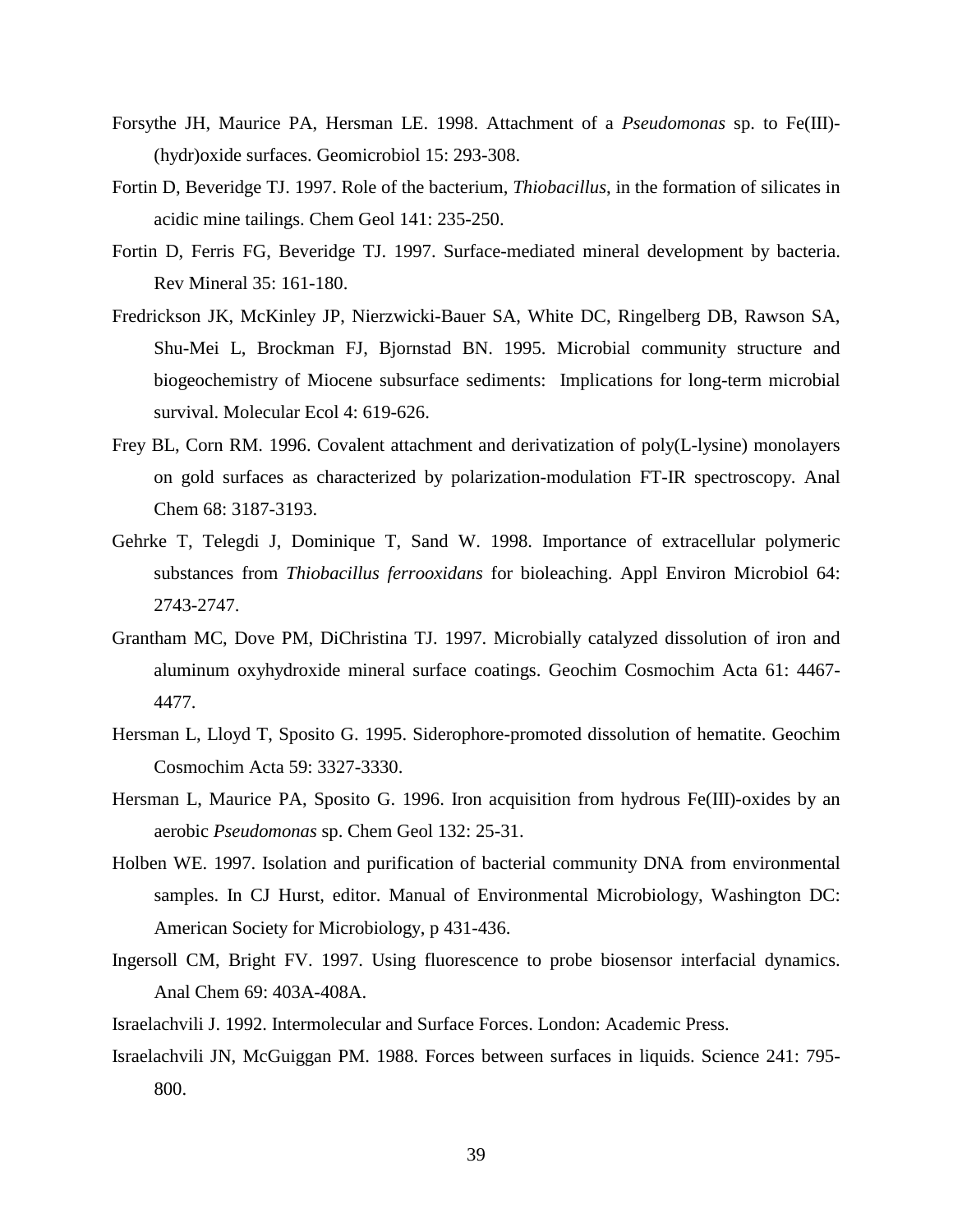Forsythe JH, Maurice PA, Hersman LE. 1998. Attachment of a *Pseudomonas* sp. to Fe(III)-(hydr)oxide surfaces. Geomicrobiol 15: 293-308.

Fortin D, Beveridge TJ. 1997. Role of the bacterium, *Thiobacillus*, in the formation of silicates in acidic mine tailings. Chem Geol 141: 235-250.

Fortin D, Ferris FG, Beveridge TJ. 1997. Surface-mediated mineral development by bacteria. Rev Mineral 35: 161-180.

Fredrickson JK, McKinley JP, Nierzwicki-Bauer SA, White DC, Ringelberg DB, Rawson SA, Shu-Mei L, Brockman FJ, Bjornstad BN. 1995. Microbial community structure and biogeochemistry of Miocene subsurface sediments: Implications for long-term microbial survival. Molecular Ecol 4: 619-626.

Frey BL, Corn RM. 1996. Covalent attachment and derivatization of poly(L-lysine) monolayers on gold surfaces as characterized by polarization-modulation FT-IR spectroscopy. Anal Chem 68: 3187-3193.

Gehrke T, Telegdi J, Dominique T, Sand W. 1998. Importance of extracellular polymeric substances from *Thiobacillus ferrooxidans* for bioleaching. Appl Environ Microbiol 64: 2743-2747.

Grantham MC, Dove PM, DiChristina TJ. 1997. Microbially catalyzed dissolution of iron and aluminum oxyhydroxide mineral surface coatings. Geochim Cosmochim Acta 61: 4467-4477.

Hersman L, Lloyd T, Sposito G. 1995. Siderophore-promoted dissolution of hematite. Geochim Cosmochim Acta 59: 3327-3330.

Hersman L, Maurice PA, Sposito G. 1996. Iron acquisition from hydrous Fe(III)-oxides by an aerobic *Pseudomonas* sp. Chem Geol 132: 25-31.

Holben WE. 1997. Isolation and purification of bacterial community DNA from environmental samples. In CJ Hurst, editor. Manual of Environmental Microbiology, Washington DC: American Society for Microbiology, p 431-436.

Ingersoll CM, Bright FV. 1997. Using fluorescence to probe biosensor interfacial dynamics. Anal Chem 69: 403A-408A.

Israelachvili J. 1992. Intermolecular and Surface Forces. London: Academic Press.

Israelachvili JN, McGuiggan PM. 1988. Forces between surfaces in liquids. Science 241: 795-800.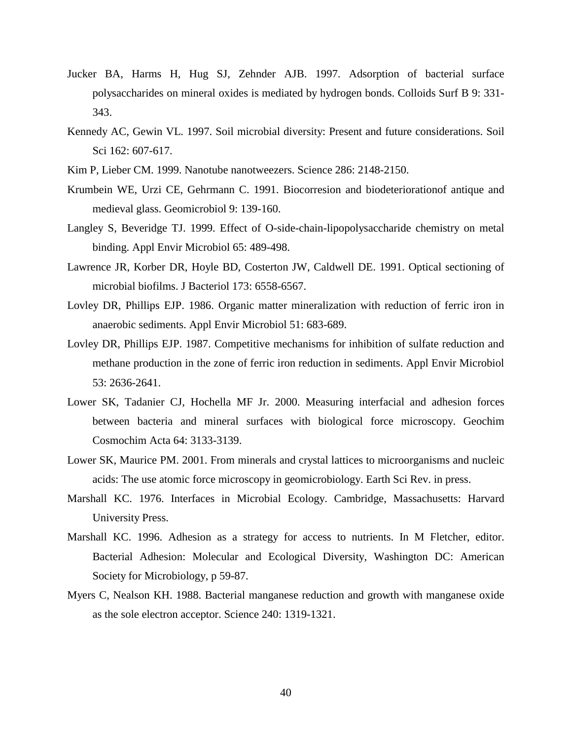Jucker BA, Harms H, Hug SJ, Zehnder AJB. 1997. Adsorption of bacterial surface polysaccharides on mineral oxides is mediated by hydrogen bonds. Colloids Surf B 9: 331-343.

Kennedy AC, Gewin VL. 1997. Soil microbial diversity: Present and future considerations. Soil Sci 162: 607-617.

Kim P, Lieber CM. 1999. Nanotube nanotweezers. Science 286: 2148-2150.

Krumbein WE, Urzi CE, Gehrmann C. 1991. Biocorresion and biodeteriorationof antique and medieval glass. Geomicrobiol 9: 139-160.

Langley S, Beveridge TJ. 1999. Effect of O-side-chain-lipopolysaccharide chemistry on metal binding. Appl Envir Microbiol 65: 489-498.

Lawrence JR, Korber DR, Hoyle BD, Costerton JW, Caldwell DE. 1991. Optical sectioning of microbial biofilms. J Bacteriol 173: 6558-6567.

Lovley DR, Phillips EJP. 1986. Organic matter mineralization with reduction of ferric iron in anaerobic sediments. Appl Envir Microbiol 51: 683-689.

Lovley DR, Phillips EJP. 1987. Competitive mechanisms for inhibition of sulfate reduction and methane production in the zone of ferric iron reduction in sediments. Appl Envir Microbiol 53: 2636-2641.

Lower SK, Tadanier CJ, Hochella MF Jr. 2000. Measuring interfacial and adhesion forces between bacteria and mineral surfaces with biological force microscopy. Geochim Cosmochim Acta 64: 3133-3139.

Lower SK, Maurice PM. 2001. From minerals and crystal lattices to microorganisms and nucleic acids: The use atomic force microscopy in geomicrobiology. Earth Sci Rev. in press.

Marshall KC. 1976. Interfaces in Microbial Ecology. Cambridge, Massachusetts: Harvard University Press.

Marshall KC. 1996. Adhesion as a strategy for access to nutrients. In M Fletcher, editor. Bacterial Adhesion: Molecular and Ecological Diversity, Washington DC: American Society for Microbiology, p 59-87.

Myers C, Nealson KH. 1988. Bacterial manganese reduction and growth with manganese oxide as the sole electron acceptor. Science 240: 1319-1321.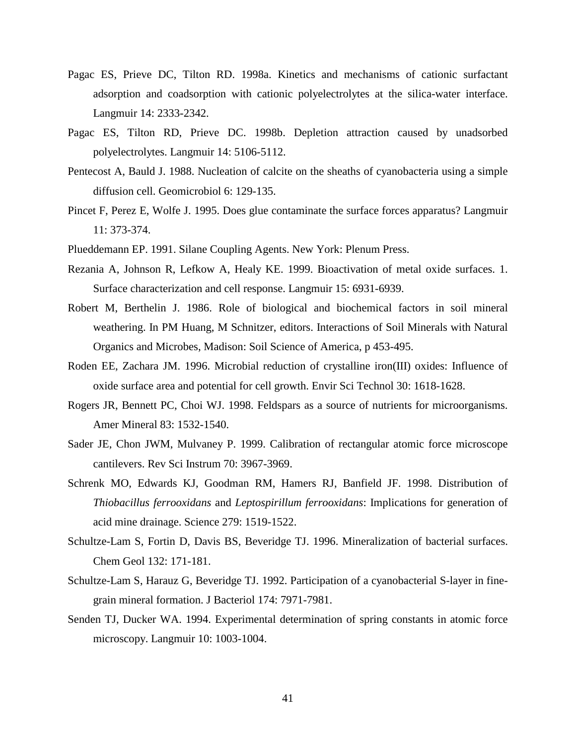Pagac ES, Prieve DC, Tilton RD. 1998a. Kinetics and mechanisms of cationic surfactant adsorption and coadsorption with cationic polyelectrolytes at the silica-water interface. Langmuir 14: 2333-2342.

Pagac ES, Tilton RD, Prieve DC. 1998b. Depletion attraction caused by unadsorbed polyelectrolytes. Langmuir 14: 5106-5112.

Pentecost A, Bauld J. 1988. Nucleation of calcite on the sheaths of cyanobacteria using a simple diffusion cell. Geomicrobiol 6: 129-135.

Pincet F, Perez E, Wolfe J. 1995. Does glue contaminate the surface forces apparatus? Langmuir 11: 373-374.

Plueddemann EP. 1991. Silane Coupling Agents. New York: Plenum Press.

Rezania A, Johnson R, Lefkow A, Healy KE. 1999. Bioactivation of metal oxide surfaces. 1. Surface characterization and cell response. Langmuir 15: 6931-6939.

Robert M, Berthelin J. 1986. Role of biological and biochemical factors in soil mineral weathering. In PM Huang, M Schnitzer, editors. Interactions of Soil Minerals with Natural Organics and Microbes, Madison: Soil Science of America, p 453-495.

Roden EE, Zachara JM. 1996. Microbial reduction of crystalline iron(III) oxides: Influence of oxide surface area and potential for cell growth. Envir Sci Technol 30: 1618-1628.

Rogers JR, Bennett PC, Choi WJ. 1998. Feldspars as a source of nutrients for microorganisms. Amer Mineral 83: 1532-1540.

Sader JE, Chon JWM, Mulvaney P. 1999. Calibration of rectangular atomic force microscope cantilevers. Rev Sci Instrum 70: 3967-3969.

Schrenk MO, Edwards KJ, Goodman RM, Hamers RJ, Banfield JF. 1998. Distribution of *Thiobacillus ferrooxidans* and *Leptospirillum ferrooxidans*: Implications for generation of acid mine drainage. Science 279: 1519-1522.

Schultze-Lam S, Fortin D, Davis BS, Beveridge TJ. 1996. Mineralization of bacterial surfaces. Chem Geol 132: 171-181.

Schultze-Lam S, Harauz G, Beveridge TJ. 1992. Participation of a cyanobacterial S-layer in fine-grain mineral formation. J Bacteriol 174: 7971-7981.

Senden TJ, Ducker WA. 1994. Experimental determination of spring constants in atomic force microscopy. Langmuir 10: 1003-1004.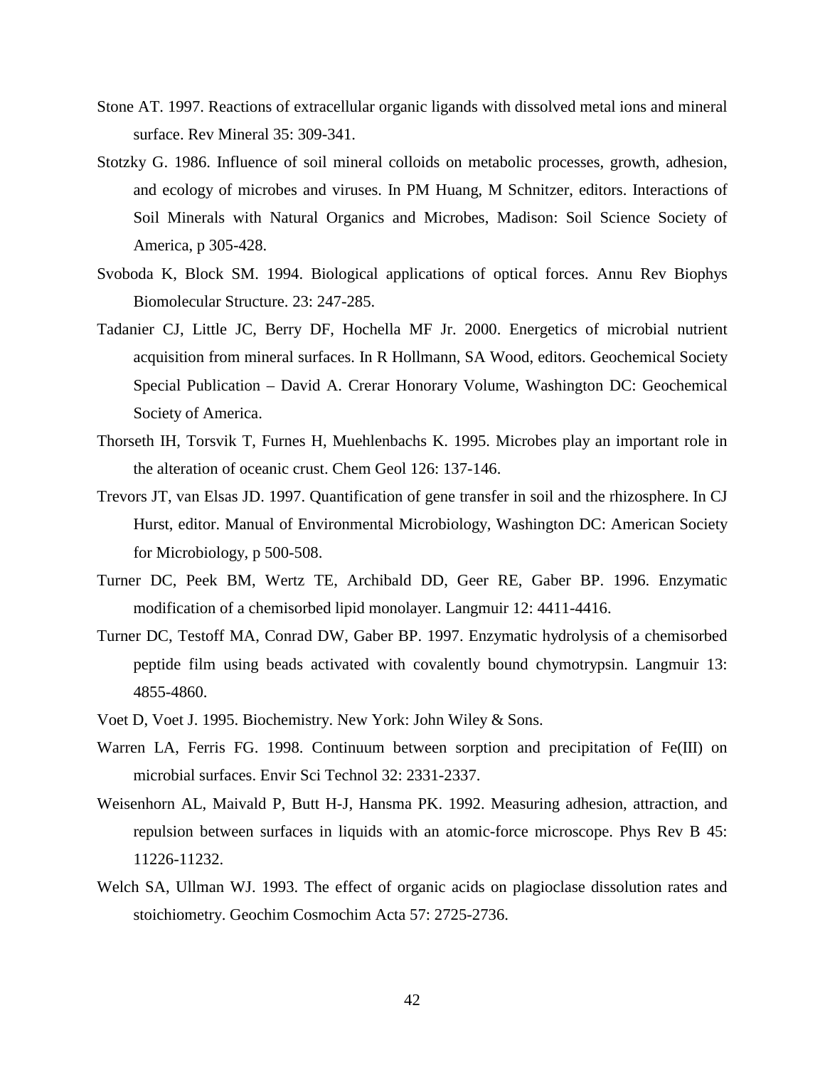Stone AT. 1997. Reactions of extracellular organic ligands with dissolved metal ions and mineral surface. Rev Mineral 35: 309-341.

Stotzky G. 1986. Influence of soil mineral colloids on metabolic processes, growth, adhesion, and ecology of microbes and viruses. In PM Huang, M Schnitzer, editors. Interactions of Soil Minerals with Natural Organics and Microbes, Madison: Soil Science Society of America, p 305-428.

Svoboda K, Block SM. 1994. Biological applications of optical forces. Annu Rev Biophys Biomolecular Structure. 23: 247-285.

Tadanier CJ, Little JC, Berry DF, Hochella MF Jr. 2000. Energetics of microbial nutrient acquisition from mineral surfaces. In R Hollmann, SA Wood, editors. Geochemical Society Special Publication – David A. Crerar Honorary Volume, Washington DC: Geochemical Society of America.

Thorseth IH, Torsvik T, Furnes H, Muehlenbachs K. 1995. Microbes play an important role in the alteration of oceanic crust. Chem Geol 126: 137-146.

Trevors JT, van Elsas JD. 1997. Quantification of gene transfer in soil and the rhizosphere. In CJ Hurst, editor. Manual of Environmental Microbiology, Washington DC: American Society for Microbiology, p 500-508.

Turner DC, Peek BM, Wertz TE, Archibald DD, Geer RE, Gaber BP. 1996. Enzymatic modification of a chemisorbed lipid monolayer. Langmuir 12: 4411-4416.

Turner DC, Testoff MA, Conrad DW, Gaber BP. 1997. Enzymatic hydrolysis of a chemisorbed peptide film using beads activated with covalently bound chymotrypsin. Langmuir 13: 4855-4860.

Voet D, Voet J. 1995. Biochemistry. New York: John Wiley & Sons.

Warren LA, Ferris FG. 1998. Continuum between sorption and precipitation of Fe(III) on microbial surfaces. Envir Sci Technol 32: 2331-2337.

Weisenhorn AL, Maivald P, Butt H-J, Hansma PK. 1992. Measuring adhesion, attraction, and repulsion between surfaces in liquids with an atomic-force microscope. Phys Rev B 45: 11226-11232.

Welch SA, Ullman WJ. 1993. The effect of organic acids on plagioclase dissolution rates and stoichiometry. Geochim Cosmochim Acta 57: 2725-2736.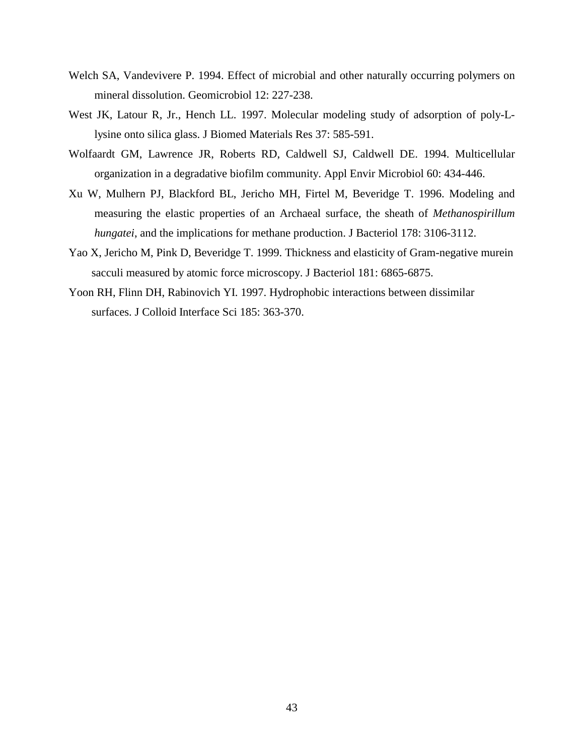Welch SA, Vandevivere P. 1994. Effect of microbial and other naturally occurring polymers on mineral dissolution. Geomicrobiol 12: 227-238.

West JK, Latour R, Jr., Hench LL. 1997. Molecular modeling study of adsorption of poly-L-lysine onto silica glass. J Biomed Materials Res 37: 585-591.

Wolfaardt GM, Lawrence JR, Roberts RD, Caldwell SJ, Caldwell DE. 1994. Multicellular organization in a degradative biofilm community. Appl Envir Microbiol 60: 434-446.

Xu W, Mulhern PJ, Blackford BL, Jericho MH, Firtel M, Beveridge T. 1996. Modeling and measuring the elastic properties of an Archaeal surface, the sheath of *Methanospirillum hungatei*, and the implications for methane production. J Bacteriol 178: 3106-3112.

Yao X, Jericho M, Pink D, Beveridge T. 1999. Thickness and elasticity of Gram-negative murein sacculi measured by atomic force microscopy. J Bacteriol 181: 6865-6875.

Yoon RH, Flinn DH, Rabinovich YI. 1997. Hydrophobic interactions between dissimilar surfaces. J Colloid Interface Sci 185: 363-370.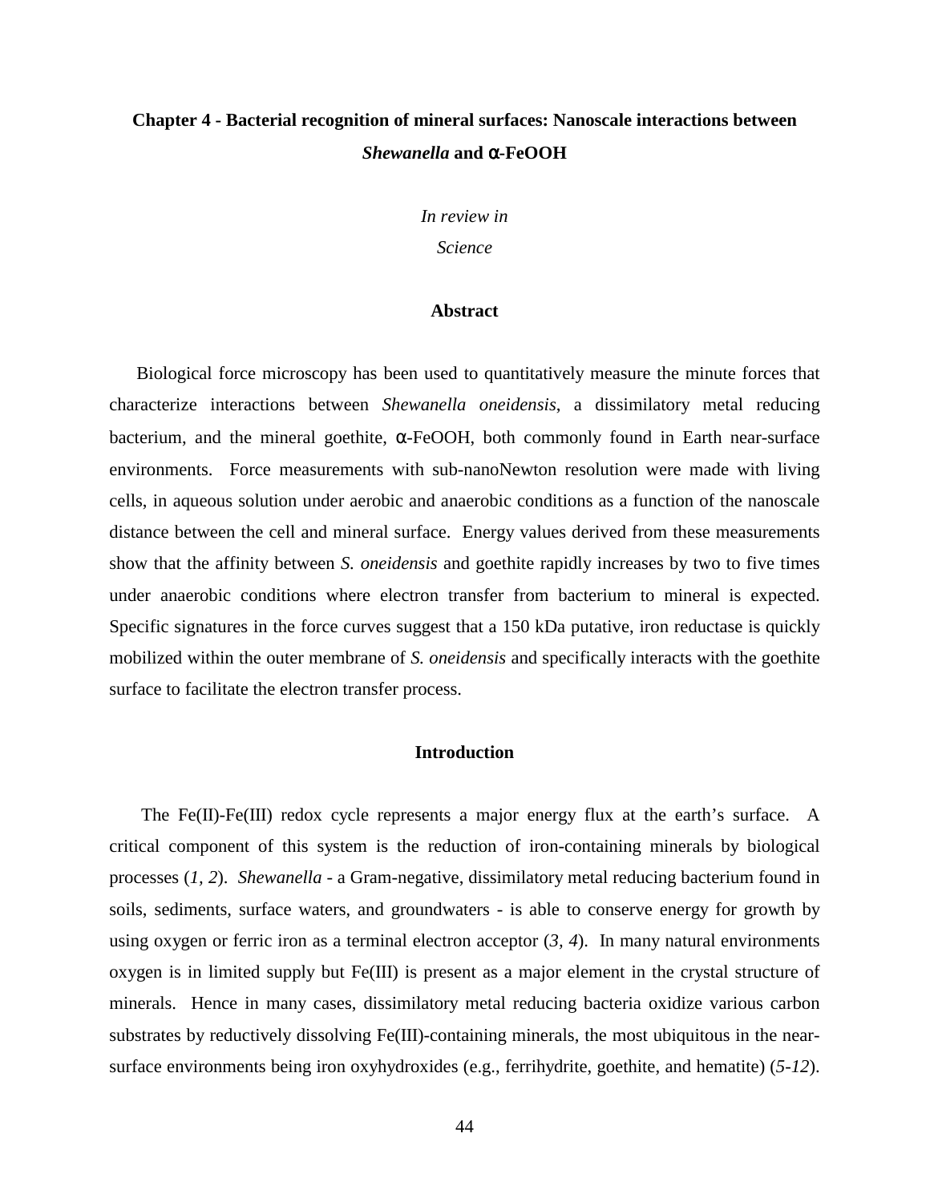# Chapter 4 - Bacterial recognition of mineral surfaces: Nanoscale interactions between *Shewanella* and α-FeOOH

*In review in*

*Science*

## Abstract

Biological force microscopy has been used to quantitatively measure the minute forces that characterize interactions between *Shewanella oneidensis*, a dissimilatory metal reducing bacterium, and the mineral goethite, α-FeOOH, both commonly found in Earth near-surface environments. Force measurements with sub-nanoNewton resolution were made with living cells, in aqueous solution under aerobic and anaerobic conditions as a function of the nanoscale distance between the cell and mineral surface. Energy values derived from these measurements show that the affinity between *S. oneidensis* and goethite rapidly increases by two to five times under anaerobic conditions where electron transfer from bacterium to mineral is expected. Specific signatures in the force curves suggest that a 150 kDa putative, iron reductase is quickly mobilized within the outer membrane of *S. oneidensis* and specifically interacts with the goethite surface to facilitate the electron transfer process.

## Introduction

The Fe(II)-Fe(III) redox cycle represents a major energy flux at the earth's surface. A critical component of this system is the reduction of iron-containing minerals by biological processes (*1, 2*). *Shewanella* - a Gram-negative, dissimilatory metal reducing bacterium found in soils, sediments, surface waters, and groundwaters - is able to conserve energy for growth by using oxygen or ferric iron as a terminal electron acceptor (*3, 4*). In many natural environments oxygen is in limited supply but Fe(III) is present as a major element in the crystal structure of minerals. Hence in many cases, dissimilatory metal reducing bacteria oxidize various carbon substrates by reductively dissolving Fe(III)-containing minerals, the most ubiquitous in the near-surface environments being iron oxyhydroxides (e.g., ferrihydrite, goethite, and hematite) (*5-12*).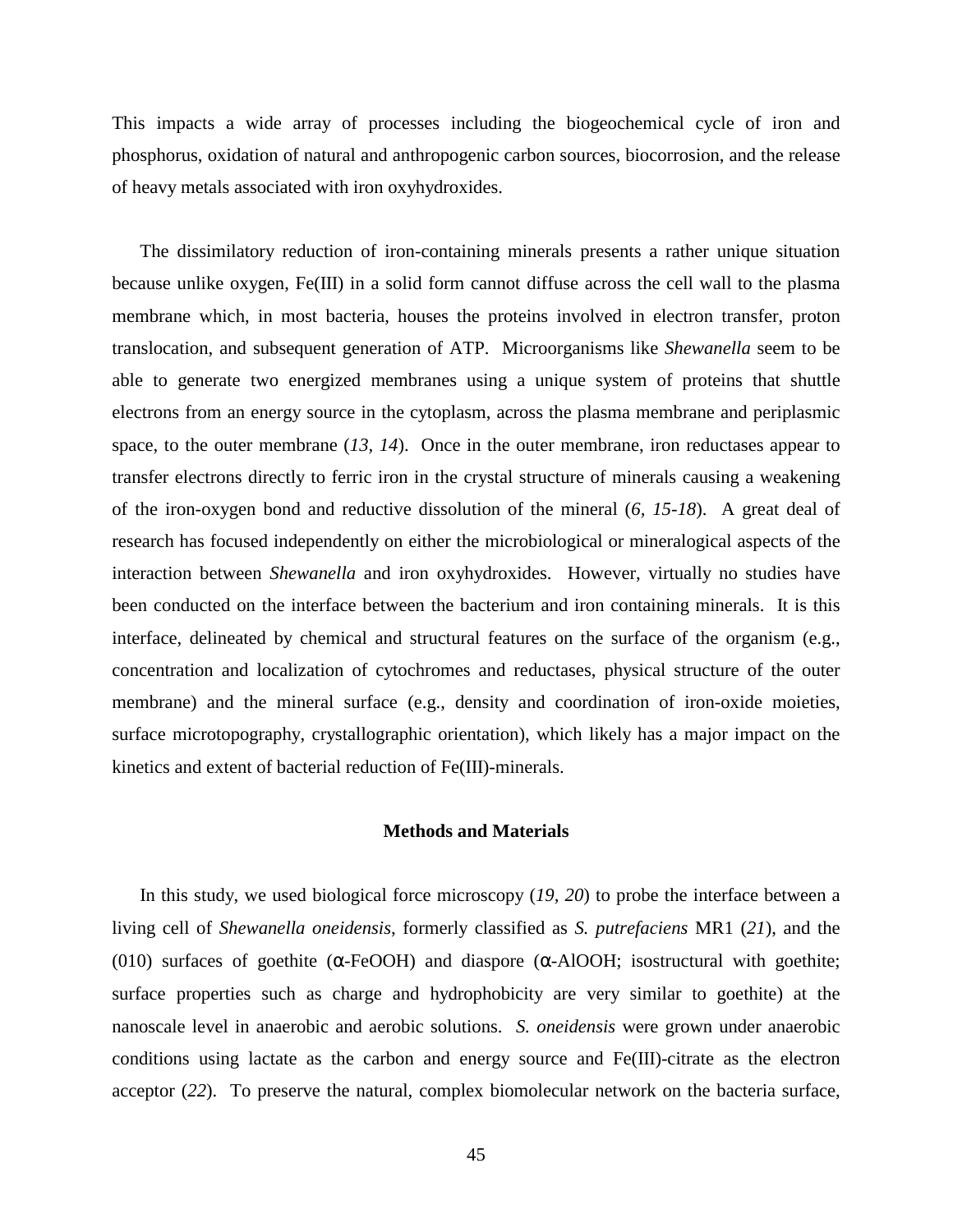This impacts a wide array of processes including the biogeochemical cycle of iron and phosphorus, oxidation of natural and anthropogenic carbon sources, biocorrosion, and the release of heavy metals associated with iron oxyhydroxides.

The dissimilatory reduction of iron-containing minerals presents a rather unique situation because unlike oxygen, Fe(III) in a solid form cannot diffuse across the cell wall to the plasma membrane which, in most bacteria, houses the proteins involved in electron transfer, proton translocation, and subsequent generation of ATP. Microorganisms like *Shewanella* seem to be able to generate two energized membranes using a unique system of proteins that shuttle electrons from an energy source in the cytoplasm, across the plasma membrane and periplasmic space, to the outer membrane (*13, 14*). Once in the outer membrane, iron reductases appear to transfer electrons directly to ferric iron in the crystal structure of minerals causing a weakening of the iron-oxygen bond and reductive dissolution of the mineral (*6, 15-18*). A great deal of research has focused independently on either the microbiological or mineralogical aspects of the interaction between *Shewanella* and iron oxyhydroxides. However, virtually no studies have been conducted on the interface between the bacterium and iron containing minerals. It is this interface, delineated by chemical and structural features on the surface of the organism (e.g., concentration and localization of cytochromes and reductases, physical structure of the outer membrane) and the mineral surface (e.g., density and coordination of iron-oxide moieties, surface microtopography, crystallographic orientation), which likely has a major impact on the kinetics and extent of bacterial reduction of Fe(III)-minerals.

## Methods and Materials

In this study, we used biological force microscopy (*19, 20*) to probe the interface between a living cell of *Shewanella oneidensis*, formerly classified as *S. putrefaciens* MR1 (*21*), and the (010) surfaces of goethite (α-FeOOH) and diaspore (α-AlOOH; isostructural with goethite; surface properties such as charge and hydrophobicity are very similar to goethite) at the nanoscale level in anaerobic and aerobic solutions. *S. oneidensis* were grown under anaerobic conditions using lactate as the carbon and energy source and Fe(III)-citrate as the electron acceptor (*22*). To preserve the natural, complex biomolecular network on the bacteria surface,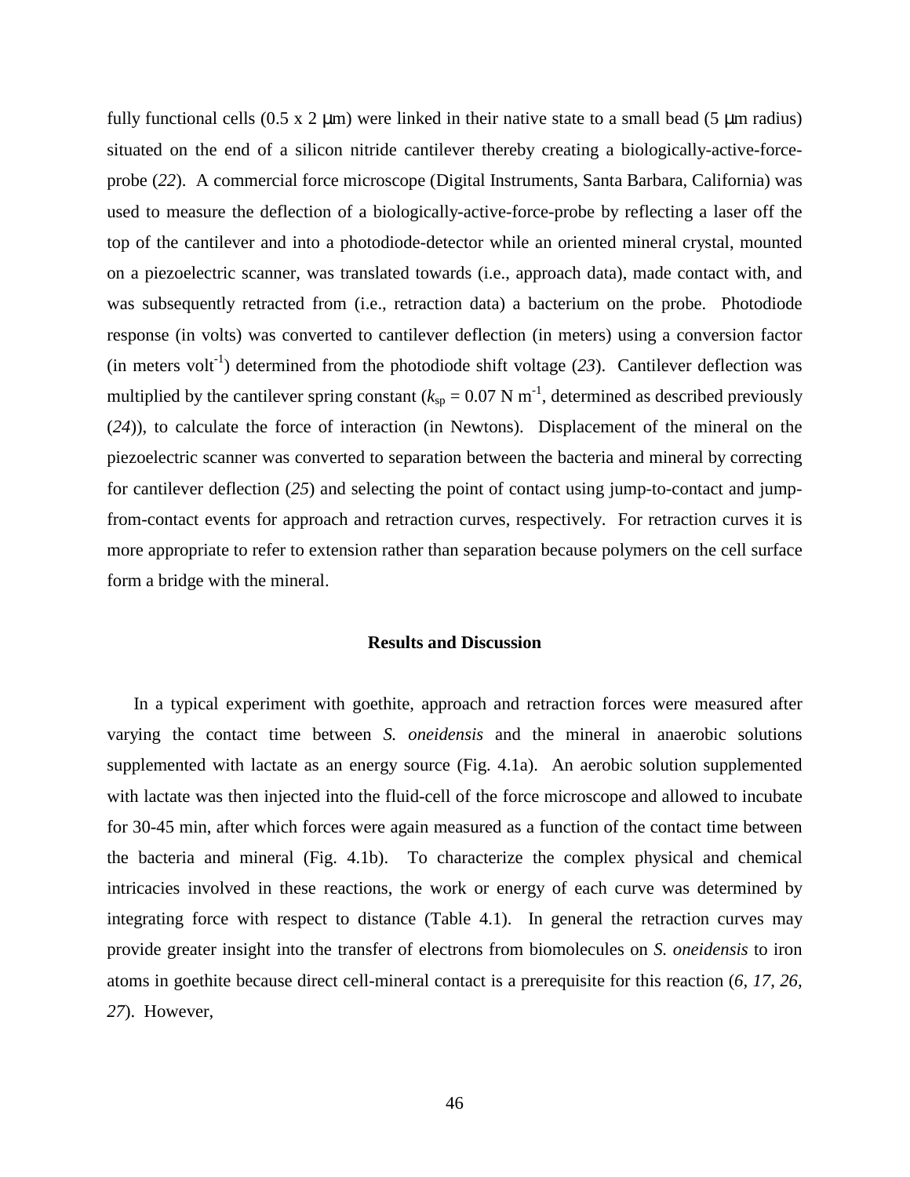fully functional cells (0.5 x 2 μm) were linked in their native state to a small bead (5 μm radius) situated on the end of a silicon nitride cantilever thereby creating a biologically-active-force-probe (*22*). A commercial force microscope (Digital Instruments, Santa Barbara, California) was used to measure the deflection of a biologically-active-force-probe by reflecting a laser off the top of the cantilever and into a photodiode-detector while an oriented mineral crystal, mounted on a piezoelectric scanner, was translated towards (i.e., approach data), made contact with, and was subsequently retracted from (i.e., retraction data) a bacterium on the probe. Photodiode response (in volts) was converted to cantilever deflection (in meters) using a conversion factor (in meters $volt^{-1}$) determined from the photodiode shift voltage (*23*). Cantilever deflection was multiplied by the cantilever spring constant ($k_{sp} = 0.07$ N $m^{-1}$, determined as described previously (*24*)), to calculate the force of interaction (in Newtons). Displacement of the mineral on the piezoelectric scanner was converted to separation between the bacteria and mineral by correcting for cantilever deflection (*25*) and selecting the point of contact using jump-to-contact and jump-from-contact events for approach and retraction curves, respectively. For retraction curves it is more appropriate to refer to extension rather than separation because polymers on the cell surface form a bridge with the mineral.

## Results and Discussion

In a typical experiment with goethite, approach and retraction forces were measured after varying the contact time between *S. oneidensis* and the mineral in anaerobic solutions supplemented with lactate as an energy source (Fig. 4.1a). An aerobic solution supplemented with lactate was then injected into the fluid-cell of the force microscope and allowed to incubate for 30-45 min, after which forces were again measured as a function of the contact time between the bacteria and mineral (Fig. 4.1b). To characterize the complex physical and chemical intricacies involved in these reactions, the work or energy of each curve was determined by integrating force with respect to distance (Table 4.1). In general the retraction curves may provide greater insight into the transfer of electrons from biomolecules on *S. oneidensis* to iron atoms in goethite because direct cell-mineral contact is a prerequisite for this reaction (*6, 17, 26, 27*). However,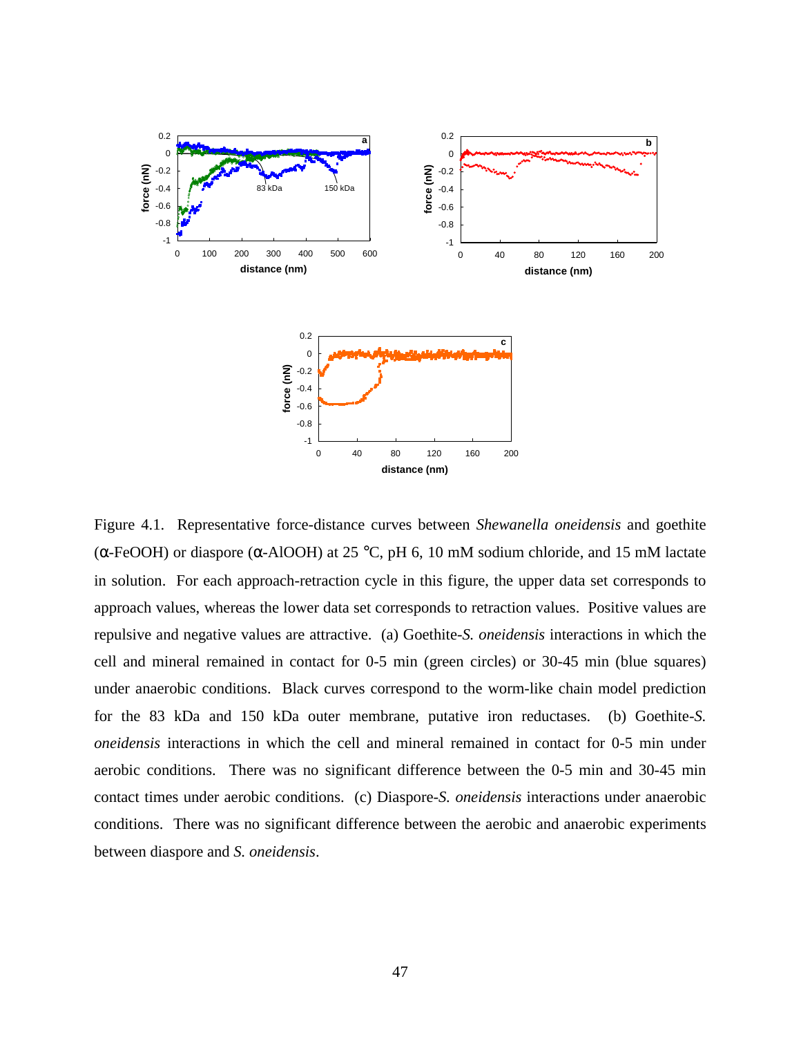Figure 4.1. Representative force-distance curves between *Shewanella oneidensis* and goethite (α-FeOOH) or diaspore (α-AlOOH) at 25 °C, pH 6, 10 mM sodium chloride, and 15 mM lactate in solution. For each approach-retraction cycle in this figure, the upper data set corresponds to approach values, whereas the lower data set corresponds to retraction values. Positive values are repulsive and negative values are attractive. (a) Goethite-*S. oneidensis* interactions in which the cell and mineral remained in contact for 0-5 min (green circles) or 30-45 min (blue squares) under anaerobic conditions. Black curves correspond to the worm-like chain model prediction for the 83 kDa and 150 kDa outer membrane, putative iron reductases. (b) Goethite-*S. oneidensis* interactions in which the cell and mineral remained in contact for 0-5 min under aerobic conditions. There was no significant difference between the 0-5 min and 30-45 min contact times under aerobic conditions. (c) Diaspore-*S. oneidensis* interactions under anaerobic conditions. There was no significant difference between the aerobic and anaerobic experiments between diaspore and *S. oneidensis*.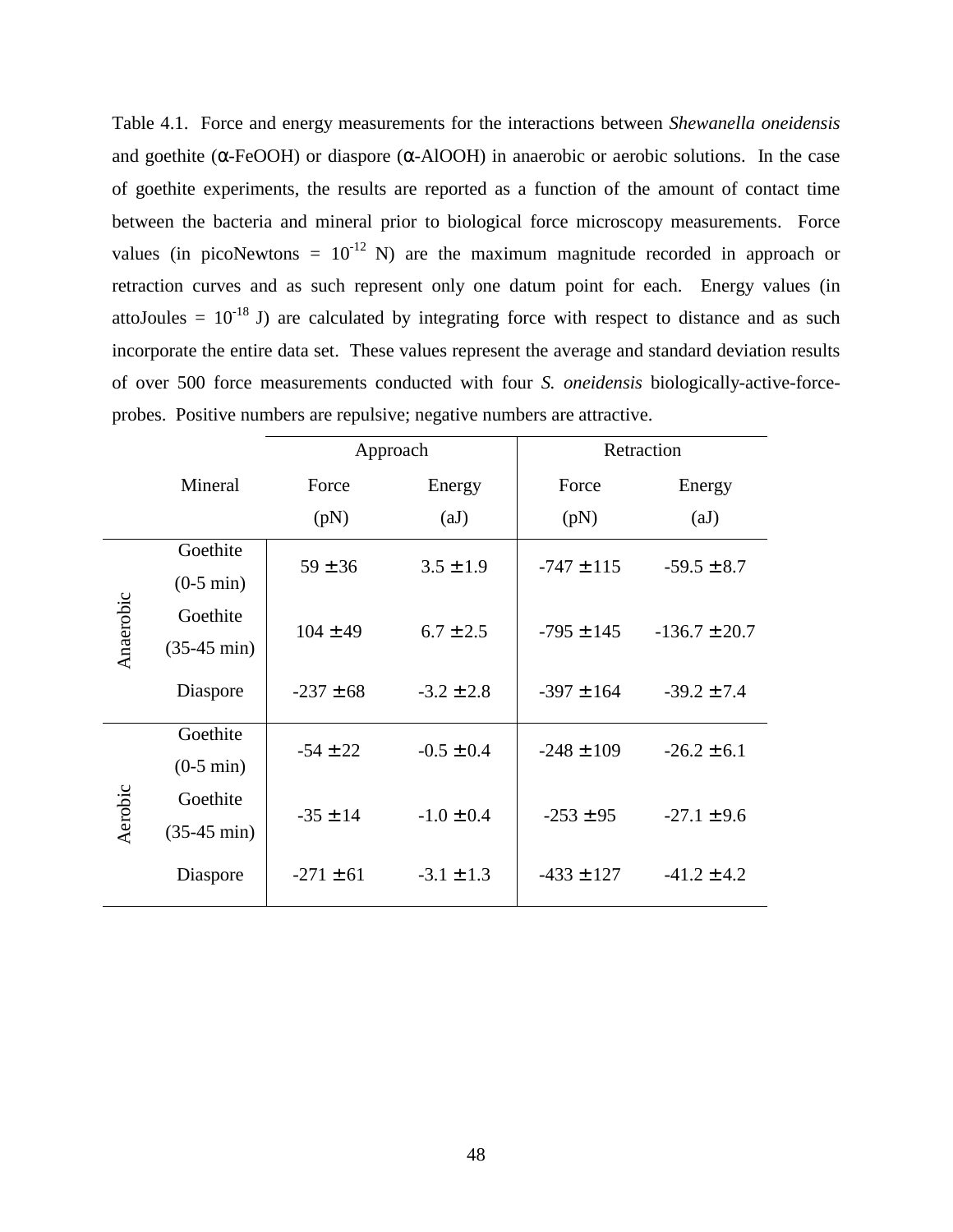Table 4.1. Force and energy measurements for the interactions between *Shewanella oneidensis* and goethite (α-FeOOH) or diaspore (α-AlOOH) in anaerobic or aerobic solutions. In the case of goethite experiments, the results are reported as a function of the amount of contact time between the bacteria and mineral prior to biological force microscopy measurements. Force values (in picoNewtons = $10^{-12}$ N) are the maximum magnitude recorded in approach or retraction curves and as such represent only one datum point for each. Energy values (in attoJoules = $10^{-18}$ J) are calculated by integrating force with respect to distance and as such incorporate the entire data set. These values represent the average and standard deviation results of over 500 force measurements conducted with four *S. oneidensis* biologically-active-force-probes. Positive numbers are repulsive; negative numbers are attractive.

| | | Approach | | Retraction | |
|---|---|---|---|---|---|
| | Mineral | Force (pN) | Energy (aJ) | Force (pN) | Energy (aJ) |
| Anaerobic | Goethite (0-5 min) | 59 ± 36 | 3.5 ± 1.9 | -747 ± 115 | -59.5 ± 8.7 |
| | Goethite (35-45 min) | 104 ± 49 | 6.7 ± 2.5 | -795 ± 145 | -136.7 ± 20.7 |
| | Diaspore | -237 ± 68 | -3.2 ± 2.8 | -397 ± 164 | -39.2 ± 7.4 |
| Aerobic | Goethite (0-5 min) | -54 ± 22 | -0.5 ± 0.4 | -248 ± 109 | -26.2 ± 6.1 |
| | Goethite (35-45 min) | -35 ± 14 | -1.0 ± 0.4 | -253 ± 95 | -27.1 ± 9.6 |
| | Diaspore | -271 ± 61 | -3.1 ± 1.3 | -433 ± 127 | -41.2 ± 4.2 |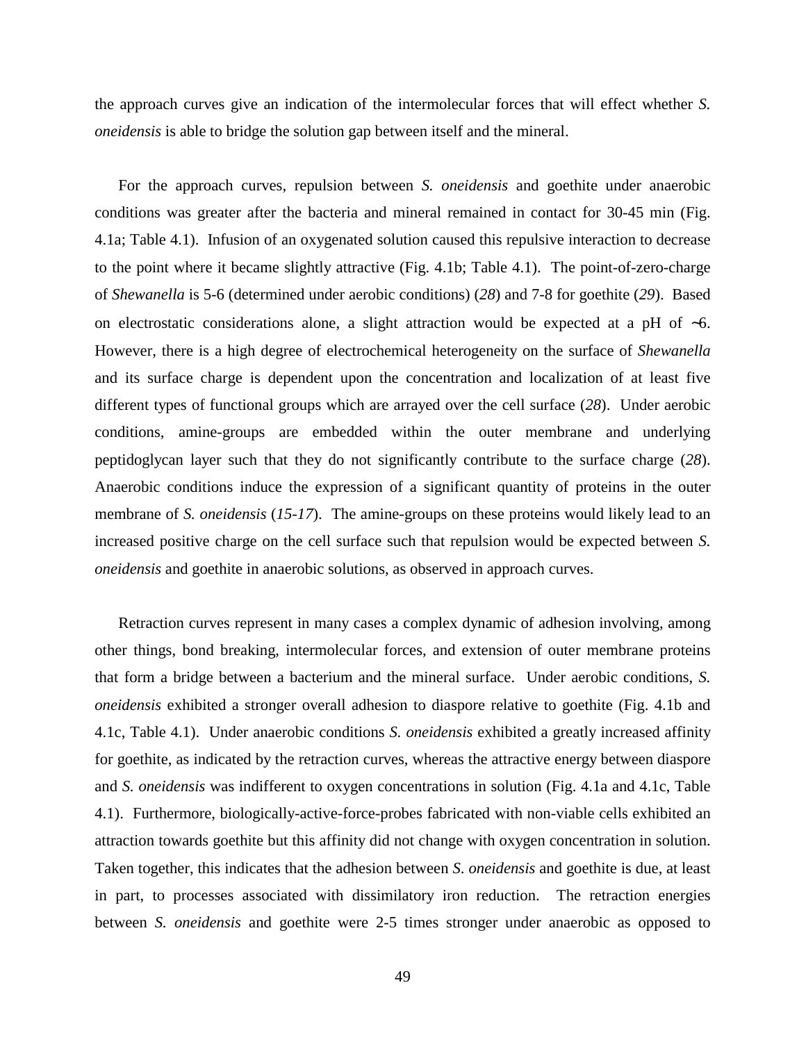the approach curves give an indication of the intermolecular forces that will effect whether *S. oneidensis* is able to bridge the solution gap between itself and the mineral.

For the approach curves, repulsion between *S. oneidensis* and goethite under anaerobic conditions was greater after the bacteria and mineral remained in contact for 30-45 min (Fig. 4.1a; Table 4.1). Infusion of an oxygenated solution caused this repulsive interaction to decrease to the point where it became slightly attractive (Fig. 4.1b; Table 4.1). The point-of-zero-charge of *Shewanella* is 5-6 (determined under aerobic conditions) (*28*) and 7-8 for goethite (*29*). Based on electrostatic considerations alone, a slight attraction would be expected at a pH of ~6. However, there is a high degree of electrochemical heterogeneity on the surface of *Shewanella* and its surface charge is dependent upon the concentration and localization of at least five different types of functional groups which are arrayed over the cell surface (*28*). Under aerobic conditions, amine-groups are embedded within the outer membrane and underlying peptidoglycan layer such that they do not significantly contribute to the surface charge (*28*). Anaerobic conditions induce the expression of a significant quantity of proteins in the outer membrane of *S. oneidensis* (*15-17*). The amine-groups on these proteins would likely lead to an increased positive charge on the cell surface such that repulsion would be expected between *S. oneidensis* and goethite in anaerobic solutions, as observed in approach curves.

Retraction curves represent in many cases a complex dynamic of adhesion involving, among other things, bond breaking, intermolecular forces, and extension of outer membrane proteins that form a bridge between a bacterium and the mineral surface. Under aerobic conditions, *S. oneidensis* exhibited a stronger overall adhesion to diaspore relative to goethite (Fig. 4.1b and 4.1c, Table 4.1). Under anaerobic conditions *S. oneidensis* exhibited a greatly increased affinity for goethite, as indicated by the retraction curves, whereas the attractive energy between diaspore and *S. oneidensis* was indifferent to oxygen concentrations in solution (Fig. 4.1a and 4.1c, Table 4.1). Furthermore, biologically-active-force-probes fabricated with non-viable cells exhibited an attraction towards goethite but this affinity did not change with oxygen concentration in solution. Taken together, this indicates that the adhesion between *S. oneidensis* and goethite is due, at least in part, to processes associated with dissimilatory iron reduction. The retraction energies between *S. oneidensis* and goethite were 2-5 times stronger under anaerobic as opposed to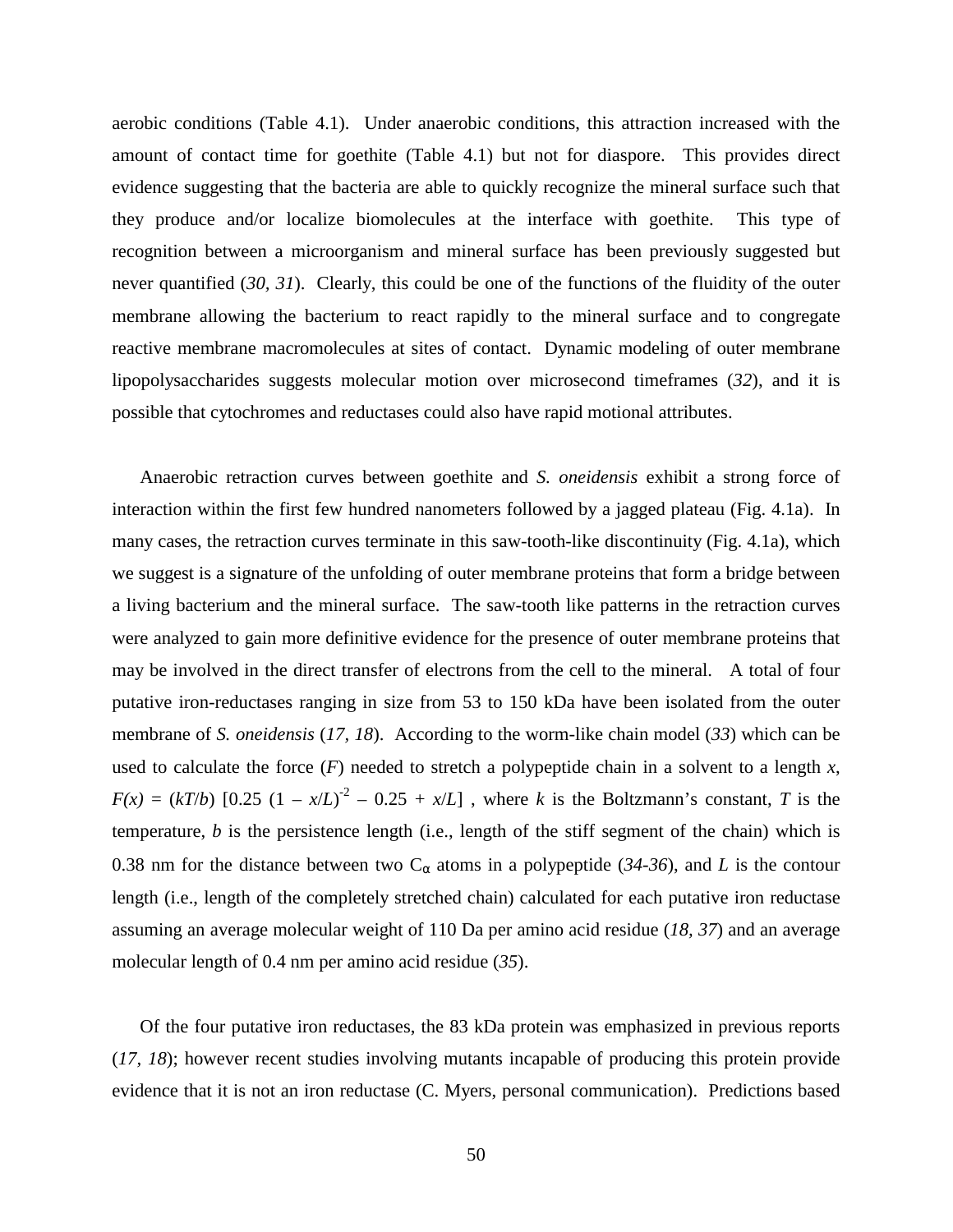aerobic conditions (Table 4.1). Under anaerobic conditions, this attraction increased with the amount of contact time for goethite (Table 4.1) but not for diaspore. This provides direct evidence suggesting that the bacteria are able to quickly recognize the mineral surface such that they produce and/or localize biomolecules at the interface with goethite. This type of recognition between a microorganism and mineral surface has been previously suggested but never quantified (*30, 31*). Clearly, this could be one of the functions of the fluidity of the outer membrane allowing the bacterium to react rapidly to the mineral surface and to congregate reactive membrane macromolecules at sites of contact. Dynamic modeling of outer membrane lipopolysaccharides suggests molecular motion over microsecond timeframes (*32*), and it is possible that cytochromes and reductases could also have rapid motional attributes.

Anaerobic retraction curves between goethite and *S. oneidensis* exhibit a strong force of interaction within the first few hundred nanometers followed by a jagged plateau (Fig. 4.1a). In many cases, the retraction curves terminate in this saw-tooth-like discontinuity (Fig. 4.1a), which we suggest is a signature of the unfolding of outer membrane proteins that form a bridge between a living bacterium and the mineral surface. The saw-tooth like patterns in the retraction curves were analyzed to gain more definitive evidence for the presence of outer membrane proteins that may be involved in the direct transfer of electrons from the cell to the mineral. A total of four putative iron-reductases ranging in size from 53 to 150 kDa have been isolated from the outer membrane of *S. oneidensis* (*17, 18*). According to the worm-like chain model (*33*) which can be used to calculate the force ($F$) needed to stretch a polypeptide chain in a solvent to a length $x$, $F(x) = (kT/b)\ [0.25\ (1 - x/L)^{-2} - 0.25 + x/L]$ , where $k$ is the Boltzmann's constant, $T$ is the temperature, $b$ is the persistence length (i.e., length of the stiff segment of the chain) which is 0.38 nm for the distance between two $C_{\alpha}$ atoms in a polypeptide (*34-36*), and $L$ is the contour length (i.e., length of the completely stretched chain) calculated for each putative iron reductase assuming an average molecular weight of 110 Da per amino acid residue (*18, 37*) and an average molecular length of 0.4 nm per amino acid residue (*35*).

Of the four putative iron reductases, the 83 kDa protein was emphasized in previous reports (*17, 18*); however recent studies involving mutants incapable of producing this protein provide evidence that it is not an iron reductase (C. Myers, personal communication). Predictions based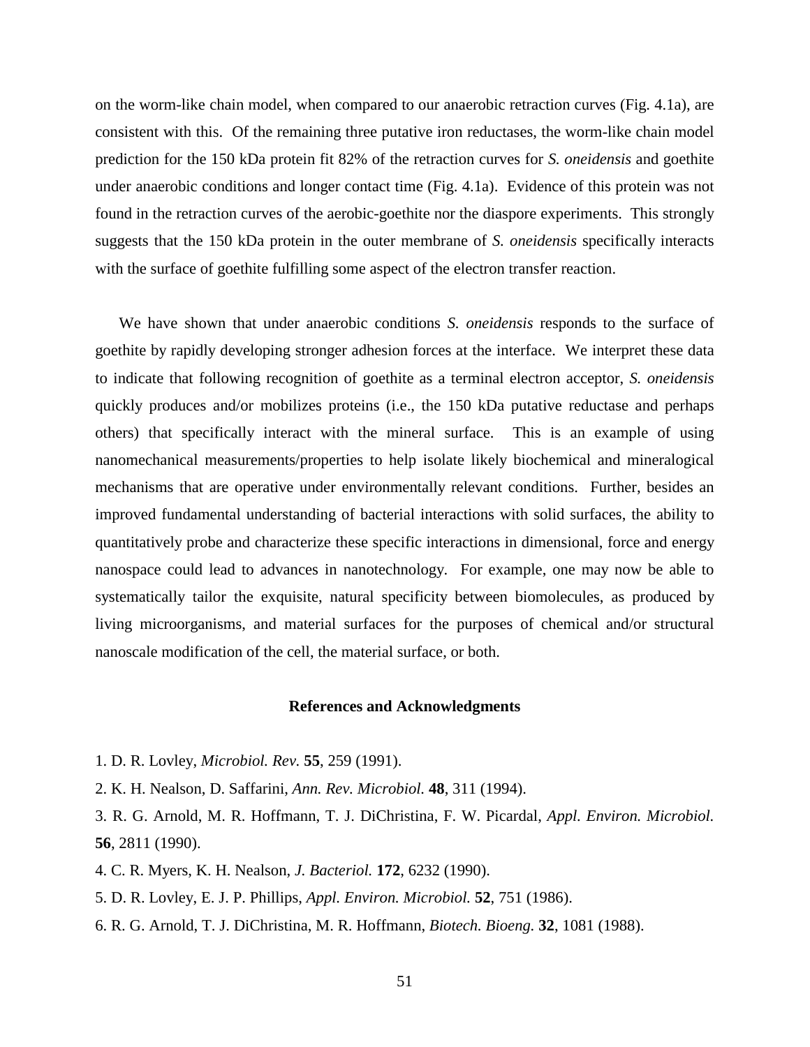on the worm-like chain model, when compared to our anaerobic retraction curves (Fig. 4.1a), are consistent with this. Of the remaining three putative iron reductases, the worm-like chain model prediction for the 150 kDa protein fit 82% of the retraction curves for *S. oneidensis* and goethite under anaerobic conditions and longer contact time (Fig. 4.1a). Evidence of this protein was not found in the retraction curves of the aerobic-goethite nor the diaspore experiments. This strongly suggests that the 150 kDa protein in the outer membrane of *S. oneidensis* specifically interacts with the surface of goethite fulfilling some aspect of the electron transfer reaction.

We have shown that under anaerobic conditions *S. oneidensis* responds to the surface of goethite by rapidly developing stronger adhesion forces at the interface. We interpret these data to indicate that following recognition of goethite as a terminal electron acceptor, *S. oneidensis* quickly produces and/or mobilizes proteins (i.e., the 150 kDa putative reductase and perhaps others) that specifically interact with the mineral surface. This is an example of using nanomechanical measurements/properties to help isolate likely biochemical and mineralogical mechanisms that are operative under environmentally relevant conditions. Further, besides an improved fundamental understanding of bacterial interactions with solid surfaces, the ability to quantitatively probe and characterize these specific interactions in dimensional, force and energy nanospace could lead to advances in nanotechnology. For example, one may now be able to systematically tailor the exquisite, natural specificity between biomolecules, as produced by living microorganisms, and material surfaces for the purposes of chemical and/or structural nanoscale modification of the cell, the material surface, or both.

## References and Acknowledgments

1. D. R. Lovley, *Microbiol. Rev.* **55**, 259 (1991).
2. K. H. Nealson, D. Saffarini, *Ann. Rev. Microbiol.* **48**, 311 (1994).
3. R. G. Arnold, M. R. Hoffmann, T. J. DiChristina, F. W. Picardal, *Appl. Environ. Microbiol.* **56**, 2811 (1990).
4. C. R. Myers, K. H. Nealson, *J. Bacteriol.* **172**, 6232 (1990).
5. D. R. Lovley, E. J. P. Phillips, *Appl. Environ. Microbiol.* **52**, 751 (1986).
6. R. G. Arnold, T. J. DiChristina, M. R. Hoffmann, *Biotech. Bioeng.* **32**, 1081 (1988).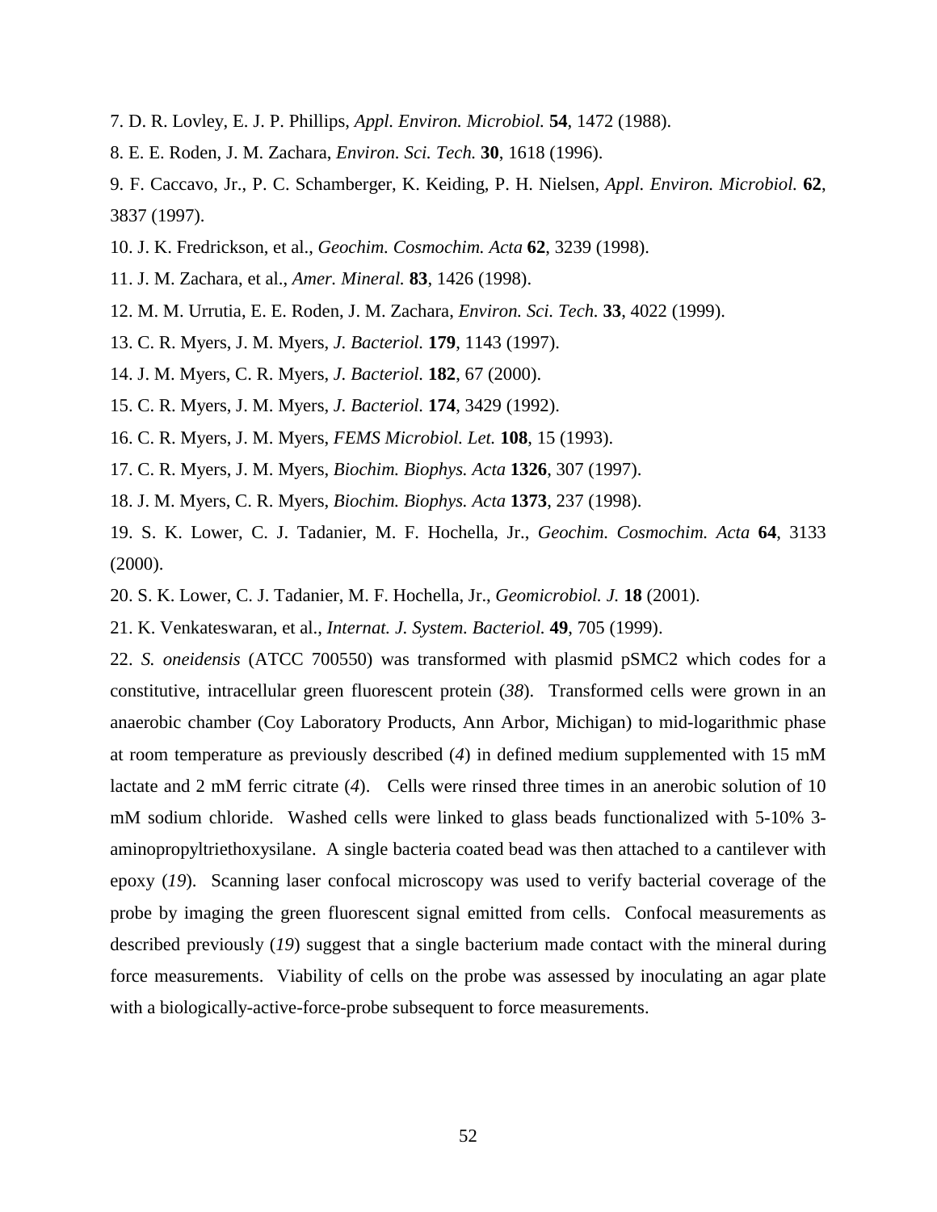7. D. R. Lovley, E. J. P. Phillips, *Appl. Environ. Microbiol.* **54**, 1472 (1988).

8. E. E. Roden, J. M. Zachara, *Environ. Sci. Tech.* **30**, 1618 (1996).

9. F. Caccavo, Jr., P. C. Schamberger, K. Keiding, P. H. Nielsen, *Appl. Environ. Microbiol.* **62**, 3837 (1997).

10. J. K. Fredrickson, et al., *Geochim. Cosmochim. Acta* **62**, 3239 (1998).

11. J. M. Zachara, et al., *Amer. Mineral.* **83**, 1426 (1998).

12. M. M. Urrutia, E. E. Roden, J. M. Zachara, *Environ. Sci. Tech.* **33**, 4022 (1999).

13. C. R. Myers, J. M. Myers, *J. Bacteriol.* **179**, 1143 (1997).

14. J. M. Myers, C. R. Myers, *J. Bacteriol.* **182**, 67 (2000).

15. C. R. Myers, J. M. Myers, *J. Bacteriol.* **174**, 3429 (1992).

16. C. R. Myers, J. M. Myers, *FEMS Microbiol. Let.* **108**, 15 (1993).

17. C. R. Myers, J. M. Myers, *Biochim. Biophys. Acta* **1326**, 307 (1997).

18. J. M. Myers, C. R. Myers, *Biochim. Biophys. Acta* **1373**, 237 (1998).

19. S. K. Lower, C. J. Tadanier, M. F. Hochella, Jr., *Geochim. Cosmochim. Acta* **64**, 3133 (2000).

20. S. K. Lower, C. J. Tadanier, M. F. Hochella, Jr., *Geomicrobiol. J.* **18** (2001).

21. K. Venkateswaran, et al., *Internat. J. System. Bacteriol.* **49**, 705 (1999).

22. *S. oneidensis* (ATCC 700550) was transformed with plasmid pSMC2 which codes for a constitutive, intracellular green fluorescent protein (*38*). Transformed cells were grown in an anaerobic chamber (Coy Laboratory Products, Ann Arbor, Michigan) to mid-logarithmic phase at room temperature as previously described (*4*) in defined medium supplemented with 15 mM lactate and 2 mM ferric citrate (*4*). Cells were rinsed three times in an anerobic solution of 10 mM sodium chloride. Washed cells were linked to glass beads functionalized with 5-10% 3-aminopropyltriethoxysilane. A single bacteria coated bead was then attached to a cantilever with epoxy (*19*). Scanning laser confocal microscopy was used to verify bacterial coverage of the probe by imaging the green fluorescent signal emitted from cells. Confocal measurements as described previously (*19*) suggest that a single bacterium made contact with the mineral during force measurements. Viability of cells on the probe was assessed by inoculating an agar plate with a biologically-active-force-probe subsequent to force measurements.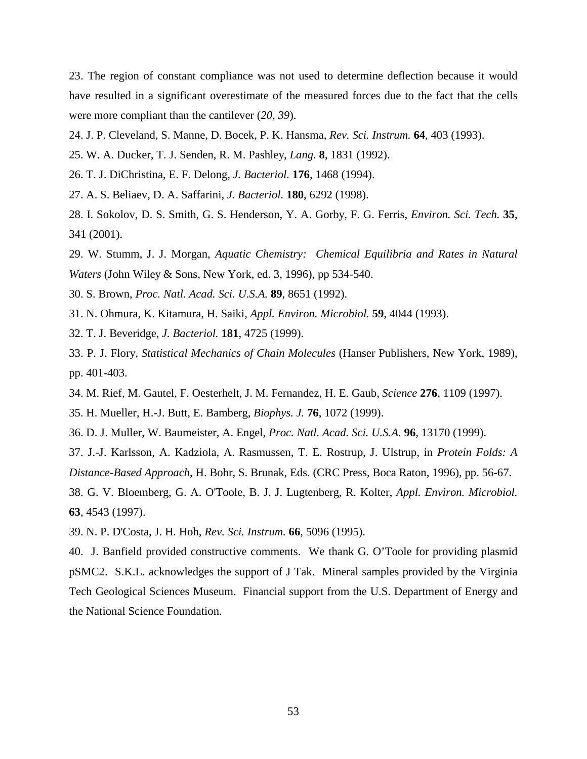23. The region of constant compliance was not used to determine deflection because it would have resulted in a significant overestimate of the measured forces due to the fact that the cells were more compliant than the cantilever (*20*, *39*).

24. J. P. Cleveland, S. Manne, D. Bocek, P. K. Hansma, *Rev. Sci. Instrum.* **64**, 403 (1993).

25. W. A. Ducker, T. J. Senden, R. M. Pashley, *Lang.* **8**, 1831 (1992).

26. T. J. DiChristina, E. F. Delong, *J. Bacteriol.* **176**, 1468 (1994).

27. A. S. Beliaev, D. A. Saffarini, *J. Bacteriol.* **180**, 6292 (1998).

28. I. Sokolov, D. S. Smith, G. S. Henderson, Y. A. Gorby, F. G. Ferris, *Environ. Sci. Tech.* **35**, 341 (2001).

29. W. Stumm, J. J. Morgan, *Aquatic Chemistry: Chemical Equilibria and Rates in Natural Waters* (John Wiley & Sons, New York, ed. 3, 1996), pp 534-540.

30. S. Brown, *Proc. Natl. Acad. Sci. U.S.A.* **89**, 8651 (1992).

31. N. Ohmura, K. Kitamura, H. Saiki, *Appl. Environ. Microbiol.* **59**, 4044 (1993).

32. T. J. Beveridge, *J. Bacteriol.* **181**, 4725 (1999).

33. P. J. Flory, *Statistical Mechanics of Chain Molecules* (Hanser Publishers, New York, 1989), pp. 401-403.

34. M. Rief, M. Gautel, F. Oesterhelt, J. M. Fernandez, H. E. Gaub, *Science* **276**, 1109 (1997).

35. H. Mueller, H.-J. Butt, E. Bamberg, *Biophys. J.* **76**, 1072 (1999).

36. D. J. Muller, W. Baumeister, A. Engel, *Proc. Natl. Acad. Sci. U.S.A.* **96**, 13170 (1999).

37. J.-J. Karlsson, A. Kadziola, A. Rasmussen, T. E. Rostrup, J. Ulstrup, in *Protein Folds: A Distance-Based Approach*, H. Bohr, S. Brunak, Eds. (CRC Press, Boca Raton, 1996), pp. 56-67.

38. G. V. Bloemberg, G. A. O'Toole, B. J. J. Lugtenberg, R. Kolter, *Appl. Environ. Microbiol.* **63**, 4543 (1997).

39. N. P. D'Costa, J. H. Hoh, *Rev. Sci. Instrum.* **66**, 5096 (1995).

40. J. Banfield provided constructive comments. We thank G. O'Toole for providing plasmid pSMC2. S.K.L. acknowledges the support of J Tak. Mineral samples provided by the Virginia Tech Geological Sciences Museum. Financial support from the U.S. Department of Energy and the National Science Foundation.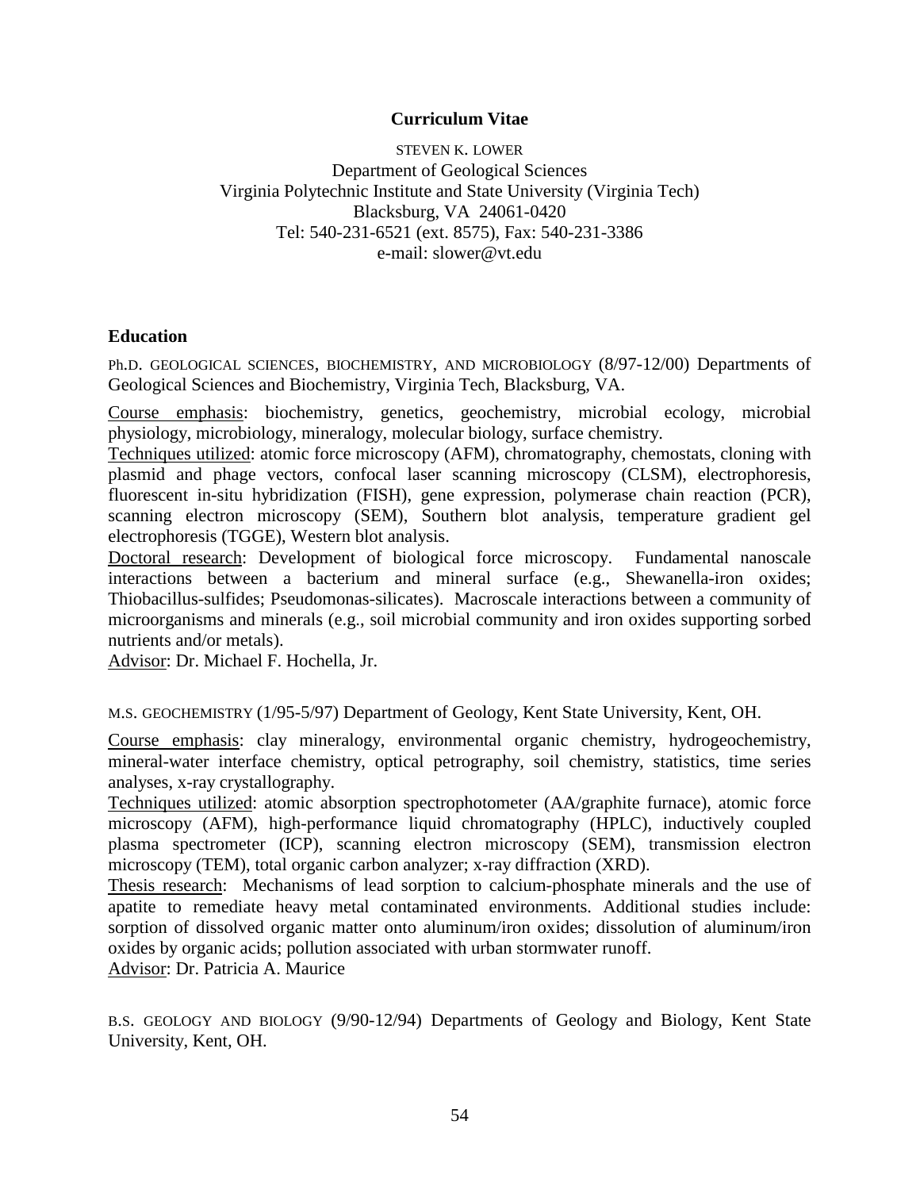# Curriculum Vitae

STEVEN K. LOWER
Department of Geological Sciences
Virginia Polytechnic Institute and State University (Virginia Tech)
Blacksburg, VA 24061-0420
Tel: 540-231-6521 (ext. 8575), Fax: 540-231-3386
e-mail: slower@vt.edu

## Education

PH.D. GEOLOGICAL SCIENCES, BIOCHEMISTRY, AND MICROBIOLOGY (8/97-12/00) Departments of Geological Sciences and Biochemistry, Virginia Tech, Blacksburg, VA.

Course emphasis: biochemistry, genetics, geochemistry, microbial ecology, microbial physiology, microbiology, mineralogy, molecular biology, surface chemistry.
Techniques utilized: atomic force microscopy (AFM), chromatography, chemostats, cloning with plasmid and phage vectors, confocal laser scanning microscopy (CLSM), electrophoresis, fluorescent in-situ hybridization (FISH), gene expression, polymerase chain reaction (PCR), scanning electron microscopy (SEM), Southern blot analysis, temperature gradient gel electrophoresis (TGGE), Western blot analysis.
Doctoral research: Development of biological force microscopy. Fundamental nanoscale interactions between a bacterium and mineral surface (e.g., Shewanella-iron oxides; Thiobacillus-sulfides; Pseudomonas-silicates). Macroscale interactions between a community of microorganisms and minerals (e.g., soil microbial community and iron oxides supporting sorbed nutrients and/or metals).
Advisor: Dr. Michael F. Hochella, Jr.

M.S. GEOCHEMISTRY (1/95-5/97) Department of Geology, Kent State University, Kent, OH.

Course emphasis: clay mineralogy, environmental organic chemistry, hydrogeochemistry, mineral-water interface chemistry, optical petrography, soil chemistry, statistics, time series analyses, x-ray crystallography.
Techniques utilized: atomic absorption spectrophotometer (AA/graphite furnace), atomic force microscopy (AFM), high-performance liquid chromatography (HPLC), inductively coupled plasma spectrometer (ICP), scanning electron microscopy (SEM), transmission electron microscopy (TEM), total organic carbon analyzer; x-ray diffraction (XRD).
Thesis research: Mechanisms of lead sorption to calcium-phosphate minerals and the use of apatite to remediate heavy metal contaminated environments. Additional studies include: sorption of dissolved organic matter onto aluminum/iron oxides; dissolution of aluminum/iron oxides by organic acids; pollution associated with urban stormwater runoff.
Advisor: Dr. Patricia A. Maurice

B.S. GEOLOGY AND BIOLOGY (9/90-12/94) Departments of Geology and Biology, Kent State University, Kent, OH.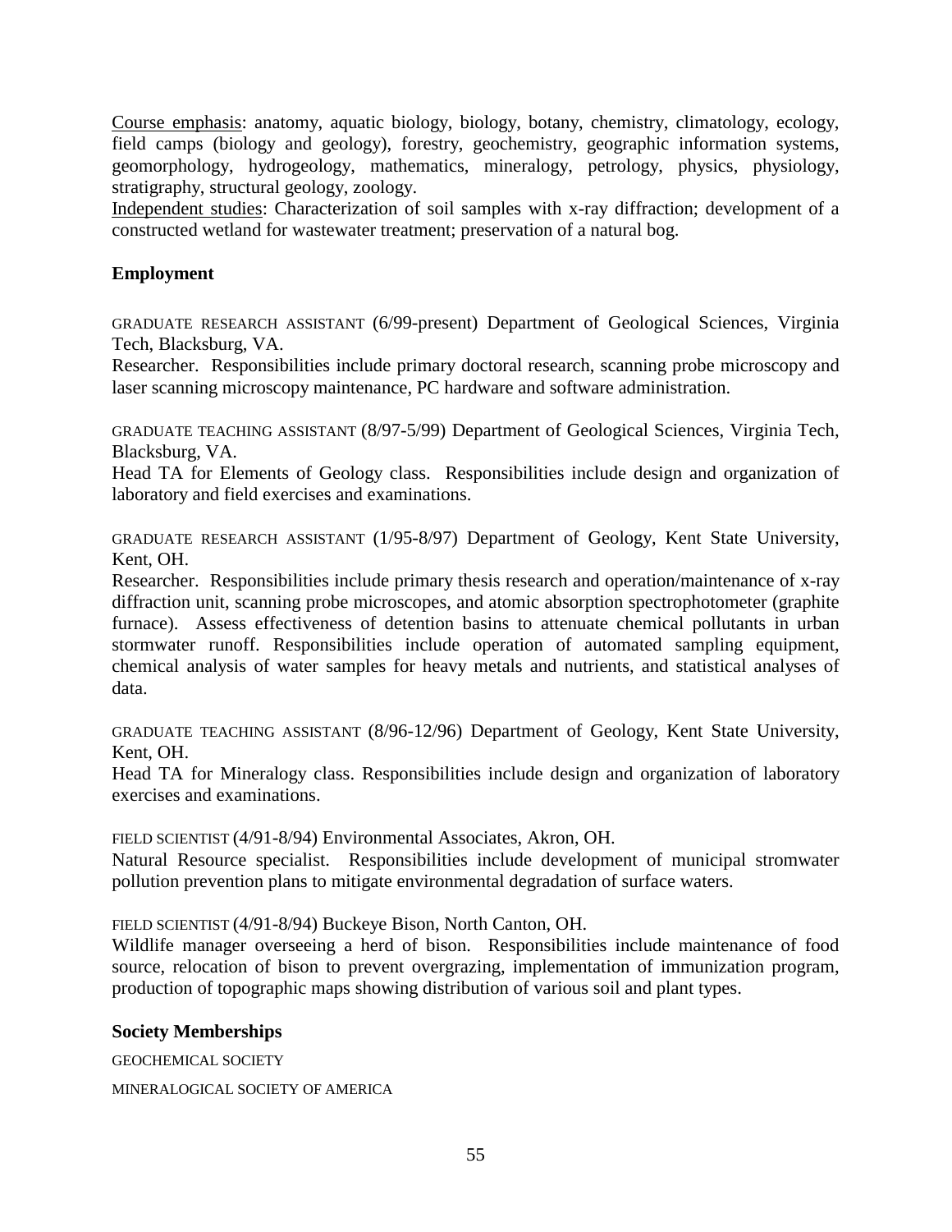Course emphasis: anatomy, aquatic biology, biology, botany, chemistry, climatology, ecology, field camps (biology and geology), forestry, geochemistry, geographic information systems, geomorphology, hydrogeology, mathematics, mineralogy, petrology, physics, physiology, stratigraphy, structural geology, zoology.

Independent studies: Characterization of soil samples with x-ray diffraction; development of a constructed wetland for wastewater treatment; preservation of a natural bog.

## Employment

GRADUATE RESEARCH ASSISTANT (6/99-present) Department of Geological Sciences, Virginia Tech, Blacksburg, VA.

Researcher. Responsibilities include primary doctoral research, scanning probe microscopy and laser scanning microscopy maintenance, PC hardware and software administration.

GRADUATE TEACHING ASSISTANT (8/97-5/99) Department of Geological Sciences, Virginia Tech, Blacksburg, VA.

Head TA for Elements of Geology class. Responsibilities include design and organization of laboratory and field exercises and examinations.

GRADUATE RESEARCH ASSISTANT (1/95-8/97) Department of Geology, Kent State University, Kent, OH.

Researcher. Responsibilities include primary thesis research and operation/maintenance of x-ray diffraction unit, scanning probe microscopes, and atomic absorption spectrophotometer (graphite furnace). Assess effectiveness of detention basins to attenuate chemical pollutants in urban stormwater runoff. Responsibilities include operation of automated sampling equipment, chemical analysis of water samples for heavy metals and nutrients, and statistical analyses of data.

GRADUATE TEACHING ASSISTANT (8/96-12/96) Department of Geology, Kent State University, Kent, OH.

Head TA for Mineralogy class. Responsibilities include design and organization of laboratory exercises and examinations.

FIELD SCIENTIST (4/91-8/94) Environmental Associates, Akron, OH.

Natural Resource specialist. Responsibilities include development of municipal stromwater pollution prevention plans to mitigate environmental degradation of surface waters.

FIELD SCIENTIST (4/91-8/94) Buckeye Bison, North Canton, OH.

Wildlife manager overseeing a herd of bison. Responsibilities include maintenance of food source, relocation of bison to prevent overgrazing, implementation of immunization program, production of topographic maps showing distribution of various soil and plant types.

## Society Memberships

GEOCHEMICAL SOCIETY

MINERALOGICAL SOCIETY OF AMERICA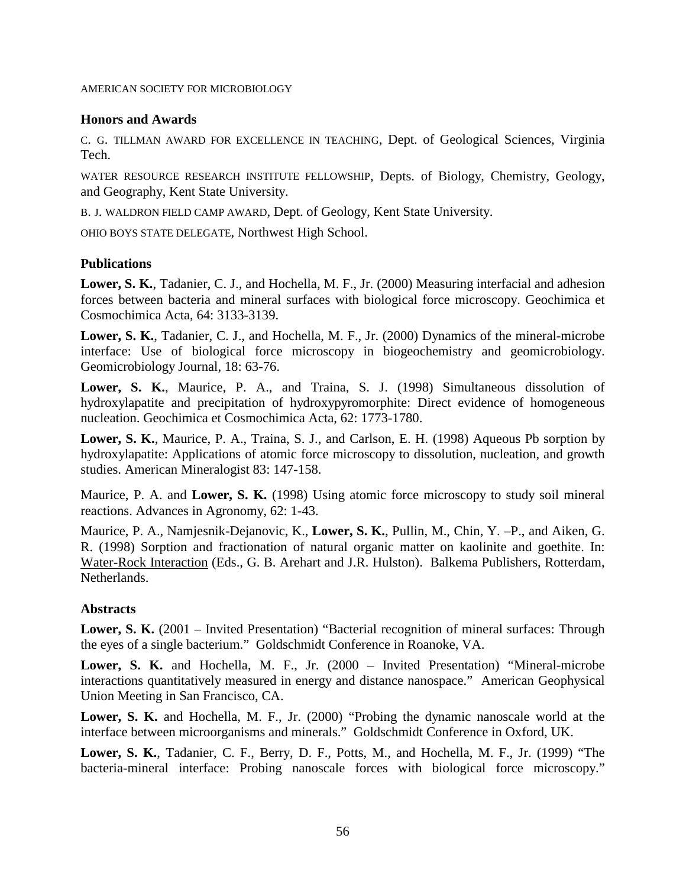AMERICAN SOCIETY FOR MICROBIOLOGY

### Honors and Awards

C. G. TILLMAN AWARD FOR EXCELLENCE IN TEACHING, Dept. of Geological Sciences, Virginia Tech.

WATER RESOURCE RESEARCH INSTITUTE FELLOWSHIP, Depts. of Biology, Chemistry, Geology, and Geography, Kent State University.

B. J. WALDRON FIELD CAMP AWARD, Dept. of Geology, Kent State University.

OHIO BOYS STATE DELEGATE, Northwest High School.

### Publications

**Lower, S. K.**, Tadanier, C. J., and Hochella, M. F., Jr. (2000) Measuring interfacial and adhesion forces between bacteria and mineral surfaces with biological force microscopy. Geochimica et Cosmochimica Acta, 64: 3133-3139.

**Lower, S. K.**, Tadanier, C. J., and Hochella, M. F., Jr. (2000) Dynamics of the mineral-microbe interface: Use of biological force microscopy in biogeochemistry and geomicrobiology. Geomicrobiology Journal, 18: 63-76.

**Lower, S. K.**, Maurice, P. A., and Traina, S. J. (1998) Simultaneous dissolution of hydroxylapatite and precipitation of hydroxypyromorphite: Direct evidence of homogeneous nucleation. Geochimica et Cosmochimica Acta, 62: 1773-1780.

**Lower, S. K.**, Maurice, P. A., Traina, S. J., and Carlson, E. H. (1998) Aqueous Pb sorption by hydroxylapatite: Applications of atomic force microscopy to dissolution, nucleation, and growth studies. American Mineralogist 83: 147-158.

Maurice, P. A. and **Lower, S. K.** (1998) Using atomic force microscopy to study soil mineral reactions. Advances in Agronomy, 62: 1-43.

Maurice, P. A., Namjesnik-Dejanovic, K., **Lower, S. K.**, Pullin, M., Chin, Y. –P., and Aiken, G. R. (1998) Sorption and fractionation of natural organic matter on kaolinite and goethite. In: Water-Rock Interaction (Eds., G. B. Arehart and J.R. Hulston). Balkema Publishers, Rotterdam, Netherlands.

### Abstracts

**Lower, S. K.** (2001 – Invited Presentation) "Bacterial recognition of mineral surfaces: Through the eyes of a single bacterium." Goldschmidt Conference in Roanoke, VA.

**Lower, S. K.** and Hochella, M. F., Jr. (2000 – Invited Presentation) "Mineral-microbe interactions quantitatively measured in energy and distance nanospace." American Geophysical Union Meeting in San Francisco, CA.

**Lower, S. K.** and Hochella, M. F., Jr. (2000) "Probing the dynamic nanoscale world at the interface between microorganisms and minerals." Goldschmidt Conference in Oxford, UK.

**Lower, S. K.**, Tadanier, C. F., Berry, D. F., Potts, M., and Hochella, M. F., Jr. (1999) "The bacteria-mineral interface: Probing nanoscale forces with biological force microscopy."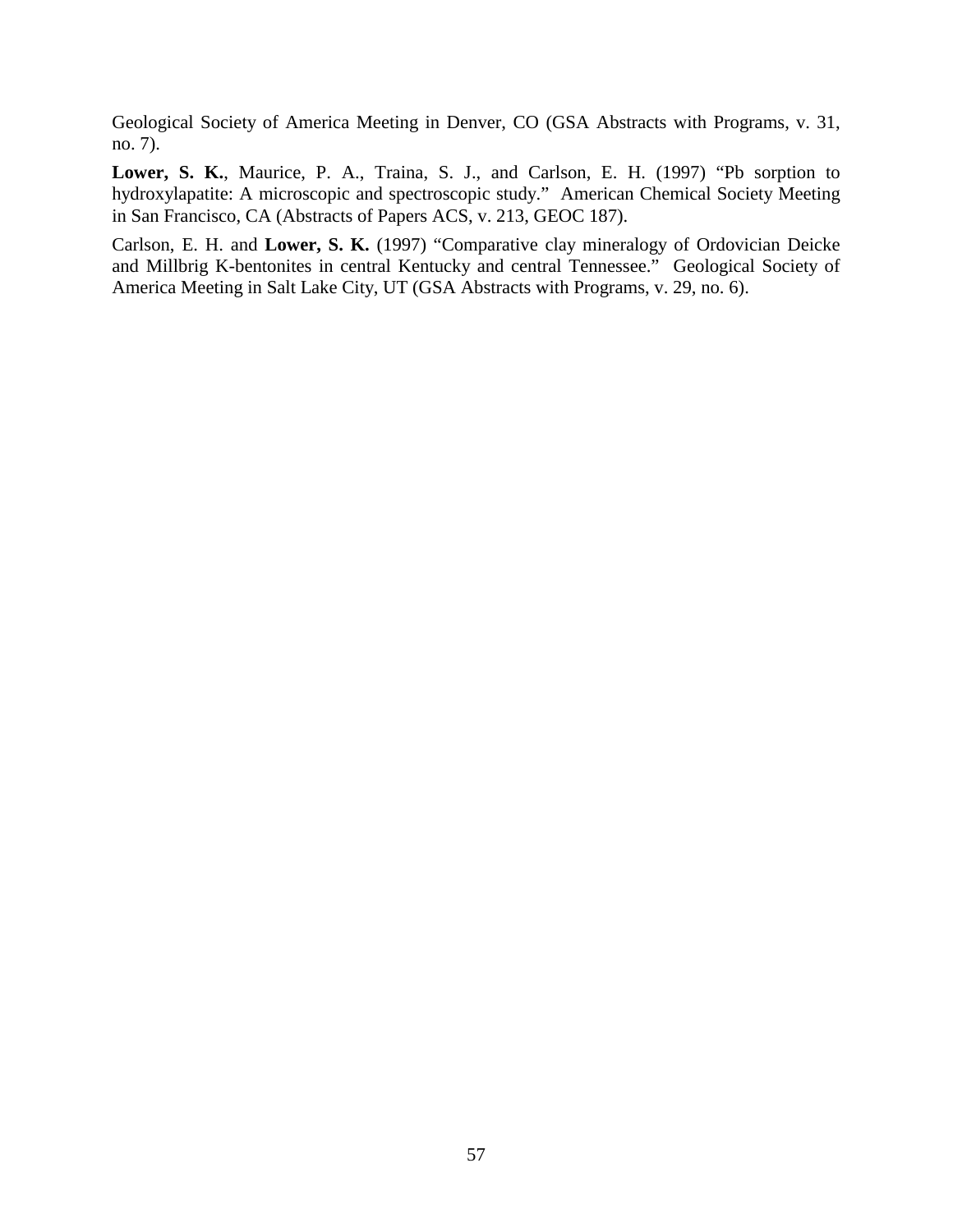Geological Society of America Meeting in Denver, CO (GSA Abstracts with Programs, v. 31, no. 7).

**Lower, S. K.**, Maurice, P. A., Traina, S. J., and Carlson, E. H. (1997) "Pb sorption to hydroxylapatite: A microscopic and spectroscopic study." American Chemical Society Meeting in San Francisco, CA (Abstracts of Papers ACS, v. 213, GEOC 187).

Carlson, E. H. and **Lower, S. K.** (1997) "Comparative clay mineralogy of Ordovician Deicke and Millbrig K-bentonites in central Kentucky and central Tennessee." Geological Society of America Meeting in Salt Lake City, UT (GSA Abstracts with Programs, v. 29, no. 6).